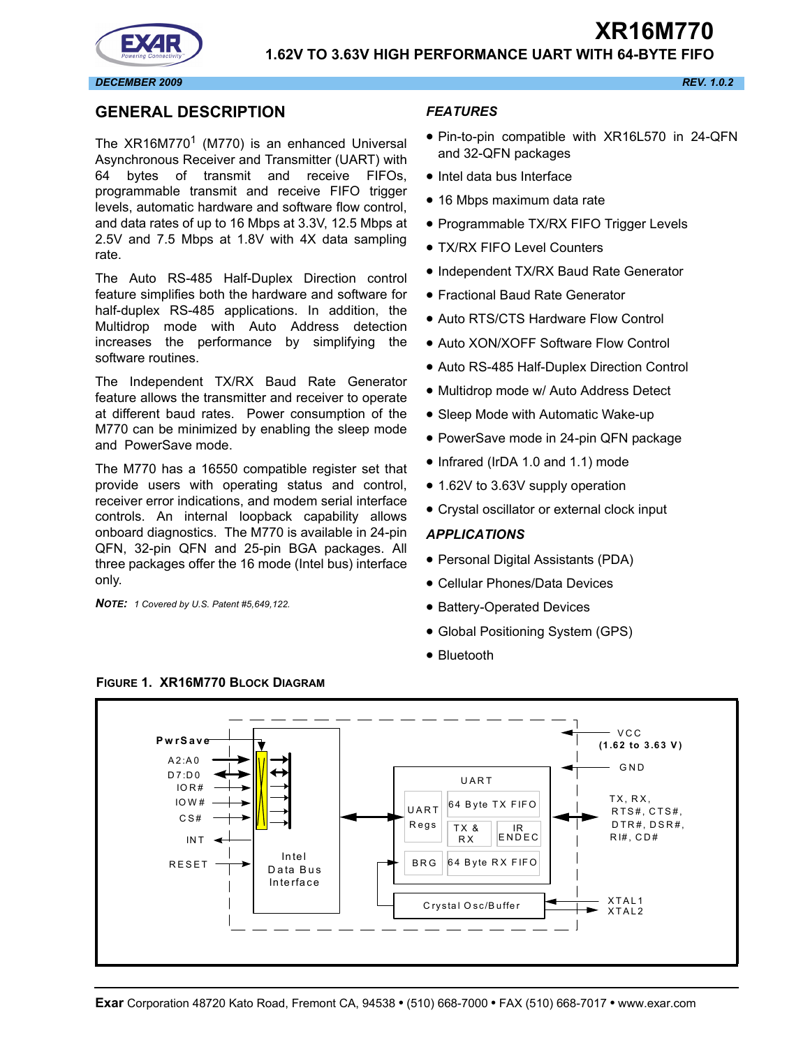# XR16M770

## 1.62V TO 3.63V HIGH PERFORMANCE UART WITH 64-BYTE FIFO

*DECEMBER 2009* *REV. 1.0.2*

## GENERAL DESCRIPTION

The XR16M770[1] (M770) is an enhanced Universal Asynchronous Receiver and Transmitter (UART) with 64 bytes of transmit and receive FIFOs, programmable transmit and receive FIFO trigger levels, automatic hardware and software flow control, and data rates of up to 16 Mbps at 3.3V, 12.5 Mbps at 2.5V and 7.5 Mbps at 1.8V with 4X data sampling rate.

The Auto RS-485 Half-Duplex Direction control feature simplifies both the hardware and software for half-duplex RS-485 applications. In addition, the Multidrop mode with Auto Address detection increases the performance by simplifying the software routines.

The Independent TX/RX Baud Rate Generator feature allows the transmitter and receiver to operate at different baud rates. Power consumption of the M770 can be minimized by enabling the sleep mode and PowerSave mode.

The M770 has a 16550 compatible register set that provide users with operating status and control, receiver error indications, and modem serial interface controls. An internal loopback capability allows onboard diagnostics. The M770 is available in 24-pin QFN, 32-pin QFN and 25-pin BGA packages. All three packages offer the 16 mode (Intel bus) interface only.

***NOTE:*** *1 Covered by U.S. Patent #5,649,122.*

### *FEATURES*

- Pin-to-pin compatible with XR16L570 in 24-QFN and 32-QFN packages
- Intel data bus Interface
- 16 Mbps maximum data rate
- Programmable TX/RX FIFO Trigger Levels
- TX/RX FIFO Level Counters
- Independent TX/RX Baud Rate Generator
- Fractional Baud Rate Generator
- Auto RTS/CTS Hardware Flow Control
- Auto XON/XOFF Software Flow Control
- Auto RS-485 Half-Duplex Direction Control
- Multidrop mode w/ Auto Address Detect
- Sleep Mode with Automatic Wake-up
- PowerSave mode in 24-pin QFN package
- Infrared (IrDA 1.0 and 1.1) mode
- 1.62V to 3.63V supply operation
- Crystal oscillator or external clock input

### *APPLICATIONS*

- Personal Digital Assistants (PDA)
- Cellular Phones/Data Devices
- Battery-Operated Devices
- Global Positioning System (GPS)
- Bluetooth

**FIGURE 1. XR16M770 BLOCK DIAGRAM**

PwrSave, A2:A0, D7:D0, IOR#, IOW#, CS#, INT, RESET — Intel Data Bus Interface — UART (UART Regs, 64 Byte TX FIFO, TX & RX, IR ENDEC, BRG, 64 Byte RX FIFO) — Crystal Osc/Buffer — VCC (1.62 to 3.63 V), GND, TX, RX, RTS#, CTS#, DTR#, DSR#, RI#, CD#, XTAL1, XTAL2

**Exar** Corporation 48720 Kato Road, Fremont CA, 94538 • (510) 668-7000 • FAX (510) 668-7017 • www.exar.com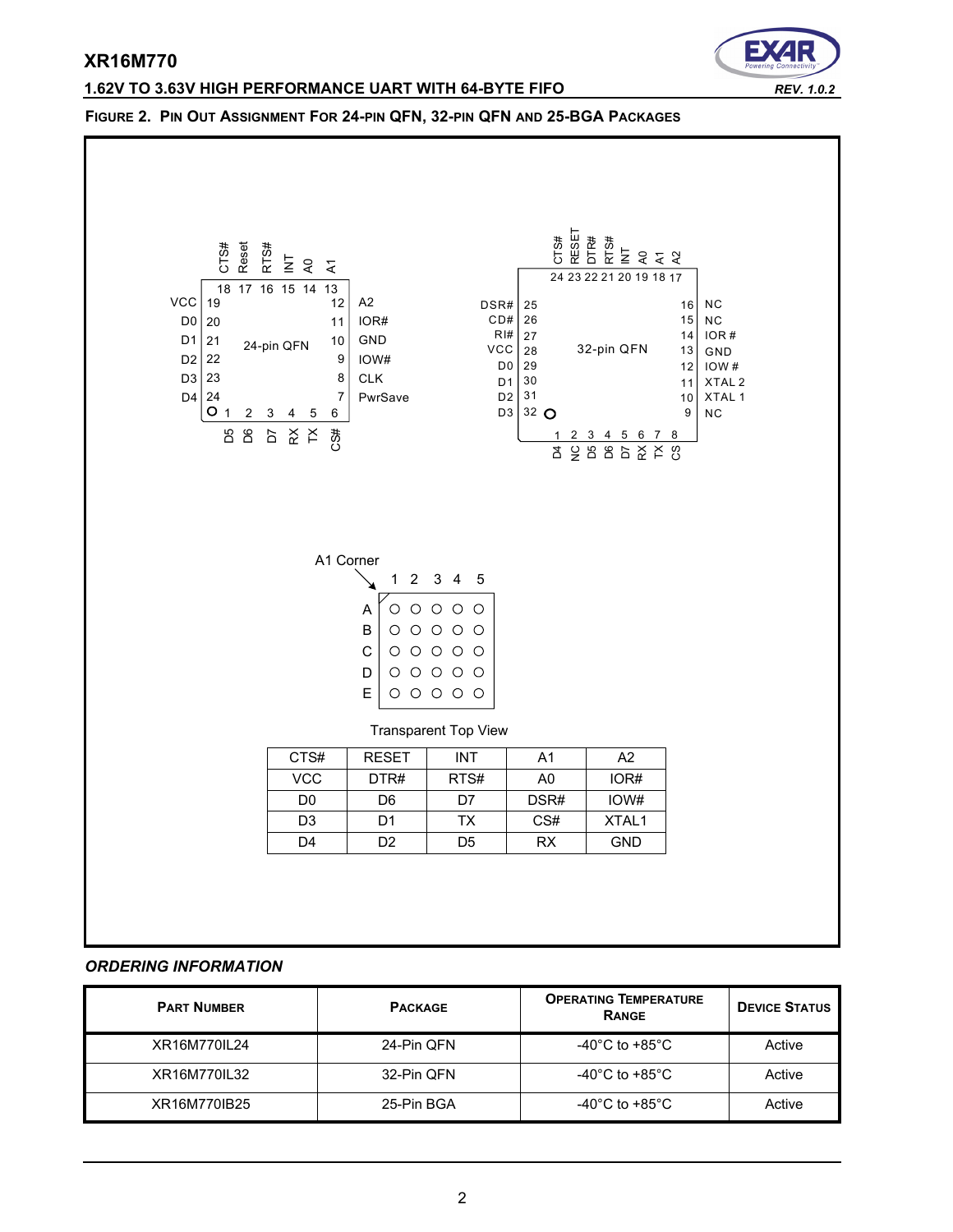**FIGURE 2. PIN OUT ASSIGNMENT FOR 24-PIN QFN, 32-PIN QFN AND 25-BGA PACKAGES**

24-pin QFN

| Pin | Name | Pin | Name |
|---|---|---|---|
| 1 | D5 | 13 | A1 |
| 2 | D6 | 14 | A0 |
| 3 | D7 | 15 | INT |
| 4 | RX | 16 | RTS# |
| 5 | TX | 17 | Reset |
| 6 | CS# | 18 | CTS# |
| 7 | PwrSave | 19 | VCC |
| 8 | CLK | 20 | D0 |
| 9 | IOW# | 21 | D1 |
| 10 | GND | 22 | D2 |
| 11 | IOR# | 23 | D3 |
| 12 | A2 | 24 | D4 |

32-pin QFN

| Pin | Name | Pin | Name |
|---|---|---|---|
| 1 | D4 | 17 | A2 |
| 2 | NC | 18 | A1 |
| 3 | D5 | 19 | A0 |
| 4 | D6 | 20 | INT |
| 5 | D7 | 21 | RTS# |
| 6 | RX | 22 | DTR# |
| 7 | TX | 23 | RESET |
| 8 | CS | 24 | CTS# |
| 9 | NC | 25 | DSR# |
| 10 | XTAL 1 | 26 | CD# |
| 11 | XTAL 2 | 27 | RI# |
| 12 | IOW # | 28 | VCC |
| 13 | GND | 29 | D0 |
| 14 | IOR # | 30 | D1 |
| 15 | NC | 31 | D2 |
| 16 | NC | 32 | D3 |

A1 Corner

Transparent Top View

| | 1 | 2 | 3 | 4 | 5 |
|---|---|---|---|---|---|
| A | CTS# | RESET | INT | A1 | A2 |
| B | VCC | DTR# | RTS# | A0 | IOR# |
| C | D0 | D6 | D7 | DSR# | IOW# |
| D | D3 | D1 | TX | CS# | XTAL1 |
| E | D4 | D2 | D5 | RX | GND |

### *ORDERING INFORMATION*

| PART NUMBER | PACKAGE | OPERATING TEMPERATURE RANGE | DEVICE STATUS |
|---|---|---|---|
| XR16M770IL24 | 24-Pin QFN | -40°C to +85°C | Active |
| XR16M770IL32 | 32-Pin QFN | -40°C to +85°C | Active |
| XR16M770IB25 | 25-Pin BGA | -40°C to +85°C | Active |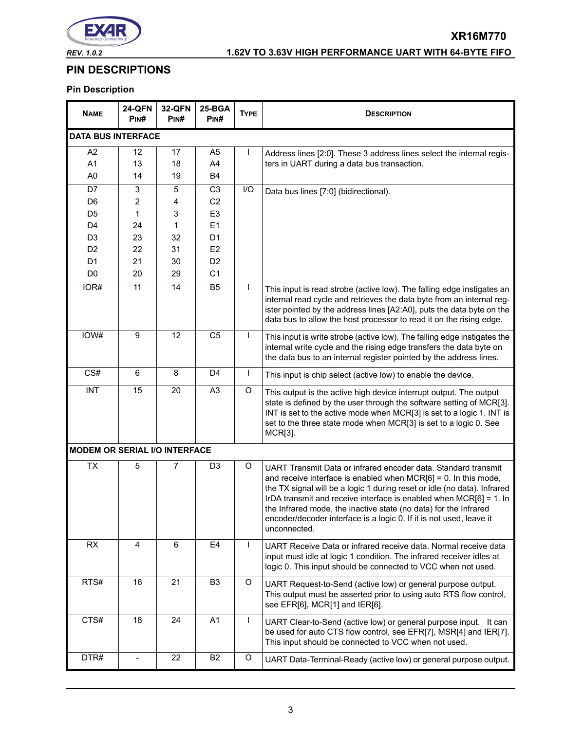## PIN DESCRIPTIONS

### Pin Description

| NAME | 24-QFN PIN# | 32-QFN PIN# | 25-BGA PIN# | TYPE | DESCRIPTION |
|---|---|---|---|---|---|
| **DATA BUS INTERFACE** | | | | | |
| A2<br>A1<br>A0 | 12<br>13<br>14 | 17<br>18<br>19 | A5<br>A4<br>B4 | I | Address lines [2:0]. These 3 address lines select the internal registers in UART during a data bus transaction. |
| D7<br>D6<br>D5<br>D4<br>D3<br>D2<br>D1<br>D0 | 3<br>2<br>1<br>24<br>23<br>22<br>21<br>20 | 5<br>4<br>3<br>1<br>32<br>31<br>30<br>29 | C3<br>C2<br>E3<br>E1<br>D1<br>E2<br>D2<br>C1 | I/O | Data bus lines [7:0] (bidirectional). |
| IOR# | 11 | 14 | B5 | I | This input is read strobe (active low). The falling edge instigates an internal read cycle and retrieves the data byte from an internal register pointed by the address lines [A2:A0], puts the data byte on the data bus to allow the host processor to read it on the rising edge. |
| IOW# | 9 | 12 | C5 | I | This input is write strobe (active low). The falling edge instigates the internal write cycle and the rising edge transfers the data byte on the data bus to an internal register pointed by the address lines. |
| CS# | 6 | 8 | D4 | I | This input is chip select (active low) to enable the device. |
| INT | 15 | 20 | A3 | O | This output is the active high device interrupt output. The output state is defined by the user through the software setting of MCR[3]. INT is set to the active mode when MCR[3] is set to a logic 1. INT is set to the three state mode when MCR[3] is set to a logic 0. See MCR[3]. |
| **MODEM OR SERIAL I/O INTERFACE** | | | | | |
| TX | 5 | 7 | D3 | O | UART Transmit Data or infrared encoder data. Standard transmit and receive interface is enabled when MCR[6] = 0. In this mode, the TX signal will be a logic 1 during reset or idle (no data). Infrared IrDA transmit and receive interface is enabled when MCR[6] = 1. In the Infrared mode, the inactive state (no data) for the Infrared encoder/decoder interface is a logic 0. If it is not used, leave it unconnected. |
| RX | 4 | 6 | E4 | I | UART Receive Data or infrared receive data. Normal receive data input must idle at logic 1 condition. The infrared receiver idles at logic 0. This input should be connected to VCC when not used. |
| RTS# | 16 | 21 | B3 | O | UART Request-to-Send (active low) or general purpose output. This output must be asserted prior to using auto RTS flow control, see EFR[6], MCR[1] and IER[6]. |
| CTS# | 18 | 24 | A1 | I | UART Clear-to-Send (active low) or general purpose input. It can be used for auto CTS flow control, see EFR[7], MSR[4] and IER[7]. This input should be connected to VCC when not used. |
| DTR# | - | 22 | B2 | O | UART Data-Terminal-Ready (active low) or general purpose output. |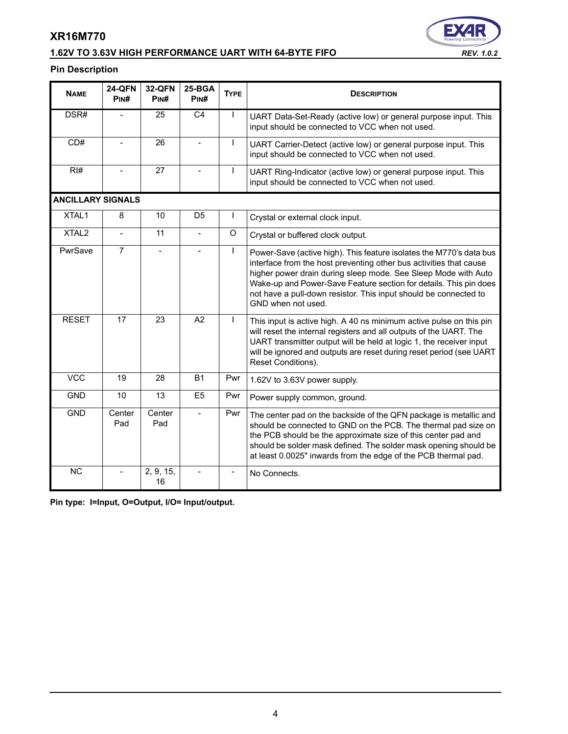## Pin Description

| NAME | 24-QFN PIN# | 32-QFN PIN# | 25-BGA PIN# | TYPE | DESCRIPTION |
|---|---|---|---|---|---|
| DSR# | - | 25 | C4 | I | UART Data-Set-Ready (active low) or general purpose input. This input should be connected to VCC when not used. |
| CD# | - | 26 | - | I | UART Carrier-Detect (active low) or general purpose input. This input should be connected to VCC when not used. |
| RI# | - | 27 | - | I | UART Ring-Indicator (active low) or general purpose input. This input should be connected to VCC when not used. |
| **ANCILLARY SIGNALS** | | | | | |
| XTAL1 | 8 | 10 | D5 | I | Crystal or external clock input. |
| XTAL2 | - | 11 | - | O | Crystal or buffered clock output. |
| PwrSave | 7 | - | - | I | Power-Save (active high). This feature isolates the M770's data bus interface from the host preventing other bus activities that cause higher power drain during sleep mode. See Sleep Mode with Auto Wake-up and Power-Save Feature section for details. This pin does not have a pull-down resistor. This input should be connected to GND when not used. |
| RESET | 17 | 23 | A2 | I | This input is active high. A 40 ns minimum active pulse on this pin will reset the internal registers and all outputs of the UART. The UART transmitter output will be held at logic 1, the receiver input will be ignored and outputs are reset during reset period (see UART Reset Conditions). |
| VCC | 19 | 28 | B1 | Pwr | 1.62V to 3.63V power supply. |
| GND | 10 | 13 | E5 | Pwr | Power supply common, ground. |
| GND | Center Pad | Center Pad | - | Pwr | The center pad on the backside of the QFN package is metallic and should be connected to GND on the PCB. The thermal pad size on the PCB should be the approximate size of this center pad and should be solder mask defined. The solder mask opening should be at least 0.0025" inwards from the edge of the PCB thermal pad. |
| NC | - | 2, 9, 15, 16 | - | - | No Connects. |

**Pin type: I=Input, O=Output, I/O= Input/output.**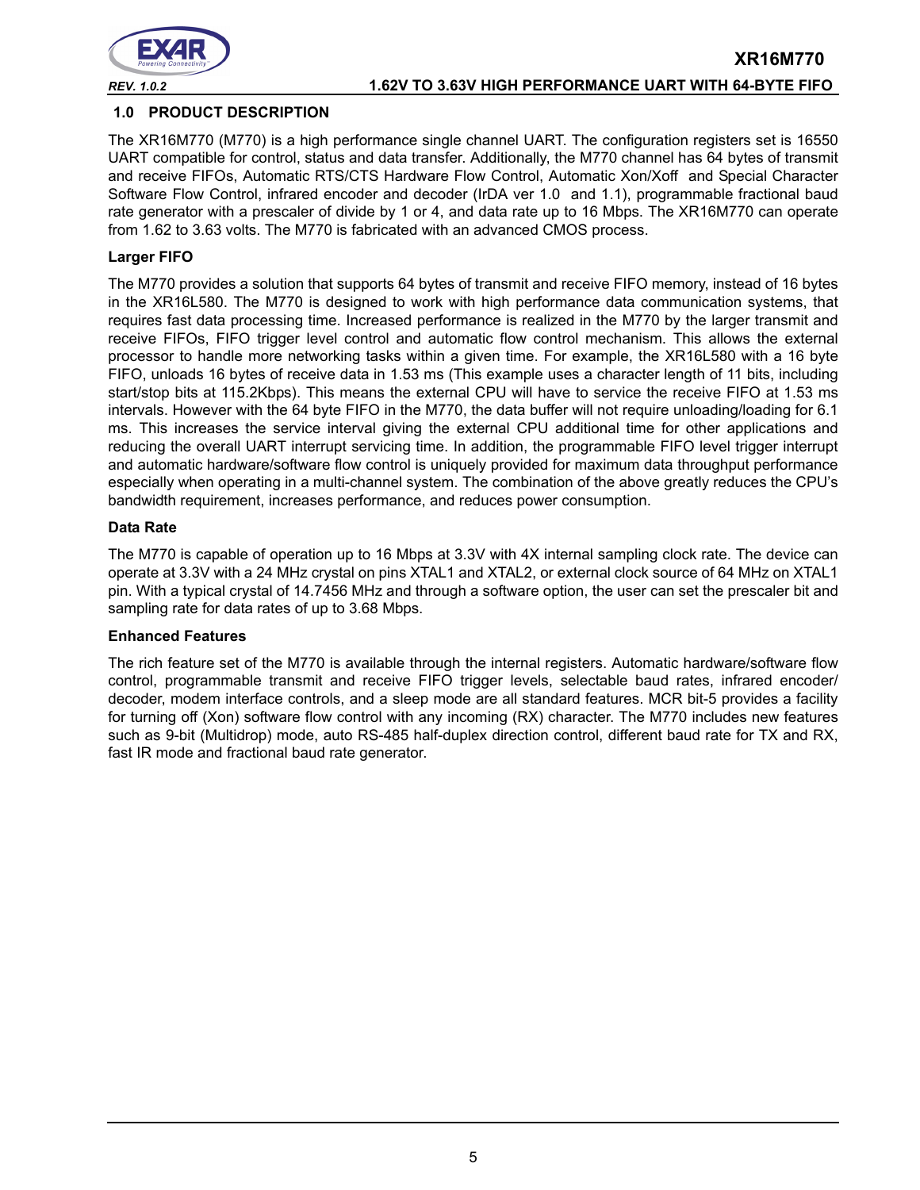## 1.0 PRODUCT DESCRIPTION

The XR16M770 (M770) is a high performance single channel UART. The configuration registers set is 16550 UART compatible for control, status and data transfer. Additionally, the M770 channel has 64 bytes of transmit and receive FIFOs, Automatic RTS/CTS Hardware Flow Control, Automatic Xon/Xoff and Special Character Software Flow Control, infrared encoder and decoder (IrDA ver 1.0 and 1.1), programmable fractional baud rate generator with a prescaler of divide by 1 or 4, and data rate up to 16 Mbps. The XR16M770 can operate from 1.62 to 3.63 volts. The M770 is fabricated with an advanced CMOS process.

**Larger FIFO**

The M770 provides a solution that supports 64 bytes of transmit and receive FIFO memory, instead of 16 bytes in the XR16L580. The M770 is designed to work with high performance data communication systems, that requires fast data processing time. Increased performance is realized in the M770 by the larger transmit and receive FIFOs, FIFO trigger level control and automatic flow control mechanism. This allows the external processor to handle more networking tasks within a given time. For example, the XR16L580 with a 16 byte FIFO, unloads 16 bytes of receive data in 1.53 ms (This example uses a character length of 11 bits, including start/stop bits at 115.2Kbps). This means the external CPU will have to service the receive FIFO at 1.53 ms intervals. However with the 64 byte FIFO in the M770, the data buffer will not require unloading/loading for 6.1 ms. This increases the service interval giving the external CPU additional time for other applications and reducing the overall UART interrupt servicing time. In addition, the programmable FIFO level trigger interrupt and automatic hardware/software flow control is uniquely provided for maximum data throughput performance especially when operating in a multi-channel system. The combination of the above greatly reduces the CPU's bandwidth requirement, increases performance, and reduces power consumption.

**Data Rate**

The M770 is capable of operation up to 16 Mbps at 3.3V with 4X internal sampling clock rate. The device can operate at 3.3V with a 24 MHz crystal on pins XTAL1 and XTAL2, or external clock source of 64 MHz on XTAL1 pin. With a typical crystal of 14.7456 MHz and through a software option, the user can set the prescaler bit and sampling rate for data rates of up to 3.68 Mbps.

**Enhanced Features**

The rich feature set of the M770 is available through the internal registers. Automatic hardware/software flow control, programmable transmit and receive FIFO trigger levels, selectable baud rates, infrared encoder/decoder, modem interface controls, and a sleep mode are all standard features. MCR bit-5 provides a facility for turning off (Xon) software flow control with any incoming (RX) character. The M770 includes new features such as 9-bit (Multidrop) mode, auto RS-485 half-duplex direction control, different baud rate for TX and RX, fast IR mode and fractional baud rate generator.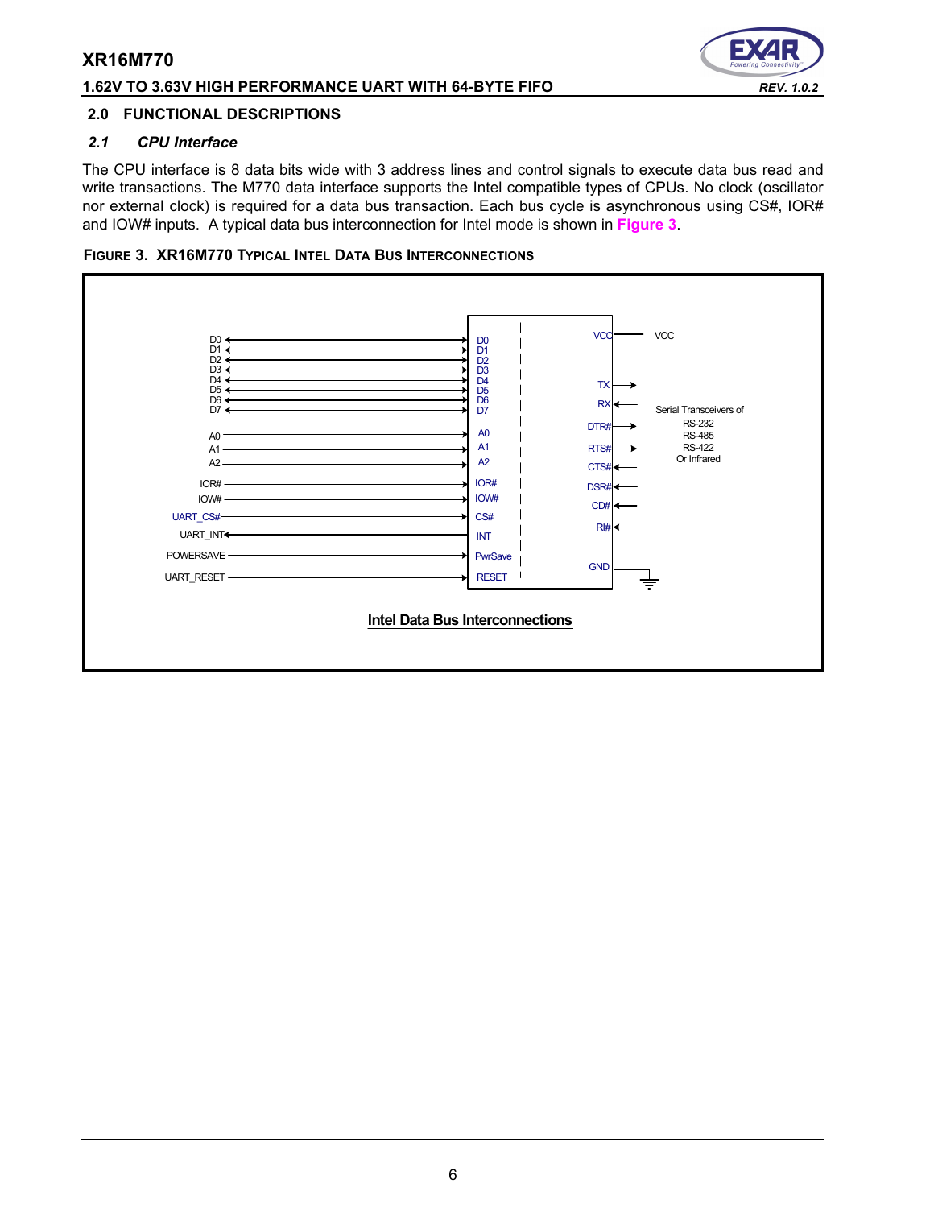## 2.0 FUNCTIONAL DESCRIPTIONS

### *2.1 CPU Interface*

The CPU interface is 8 data bits wide with 3 address lines and control signals to execute data bus read and write transactions. The M770 data interface supports the Intel compatible types of CPUs. No clock (oscillator nor external clock) is required for a data bus transaction. Each bus cycle is asynchronous using CS#, IOR# and IOW# inputs. A typical data bus interconnection for Intel mode is shown in **Figure 3**.

**FIGURE 3. XR16M770 TYPICAL INTEL DATA BUS INTERCONNECTIONS**

D0, D1, D2, D3, D4, D5, D6, D7 ↔ D0, D1, D2, D3, D4, D5, D6, D7

A0 → A0

A1 → A1

A2 → A2

IOR# → IOR#

IOW# → IOW#

UART_CS# → CS#

UART_INT ← INT

POWERSAVE → PwrSave

UART_RESET → RESET

VCC — VCC

TX →

RX ←

DTR# →

RTS# →

CTS# ←

DSR# ←

CD# ←

RI# ←

GND

Serial Transceivers of RS-232 RS-485 RS-422 Or Infrared

**Intel Data Bus Interconnections**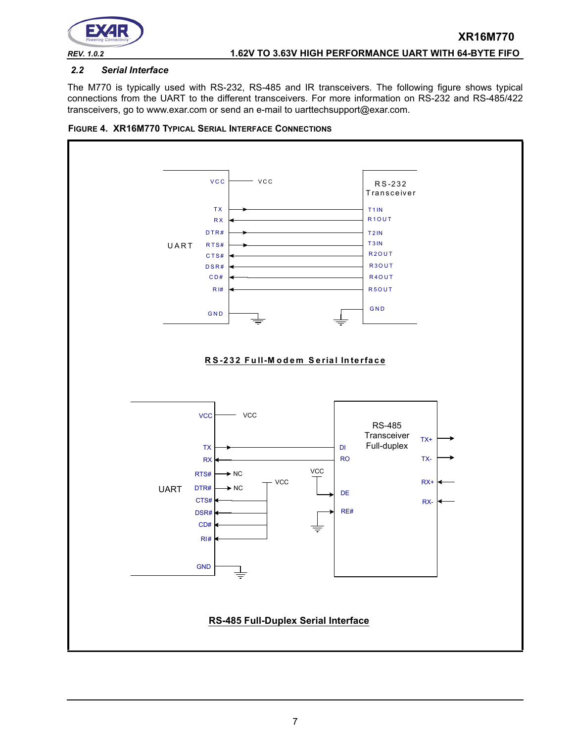## 2.2 Serial Interface

The M770 is typically used with RS-232, RS-485 and IR transceivers. The following figure shows typical connections from the UART to the different transceivers. For more information on RS-232 and RS-485/422 transceivers, go to www.exar.com or send an e-mail to uarttechsupport@exar.com.

**FIGURE 4. XR16M770 TYPICAL SERIAL INTERFACE CONNECTIONS**

RS-232 Full-Modem Serial Interface

RS-485 Full-Duplex Serial Interface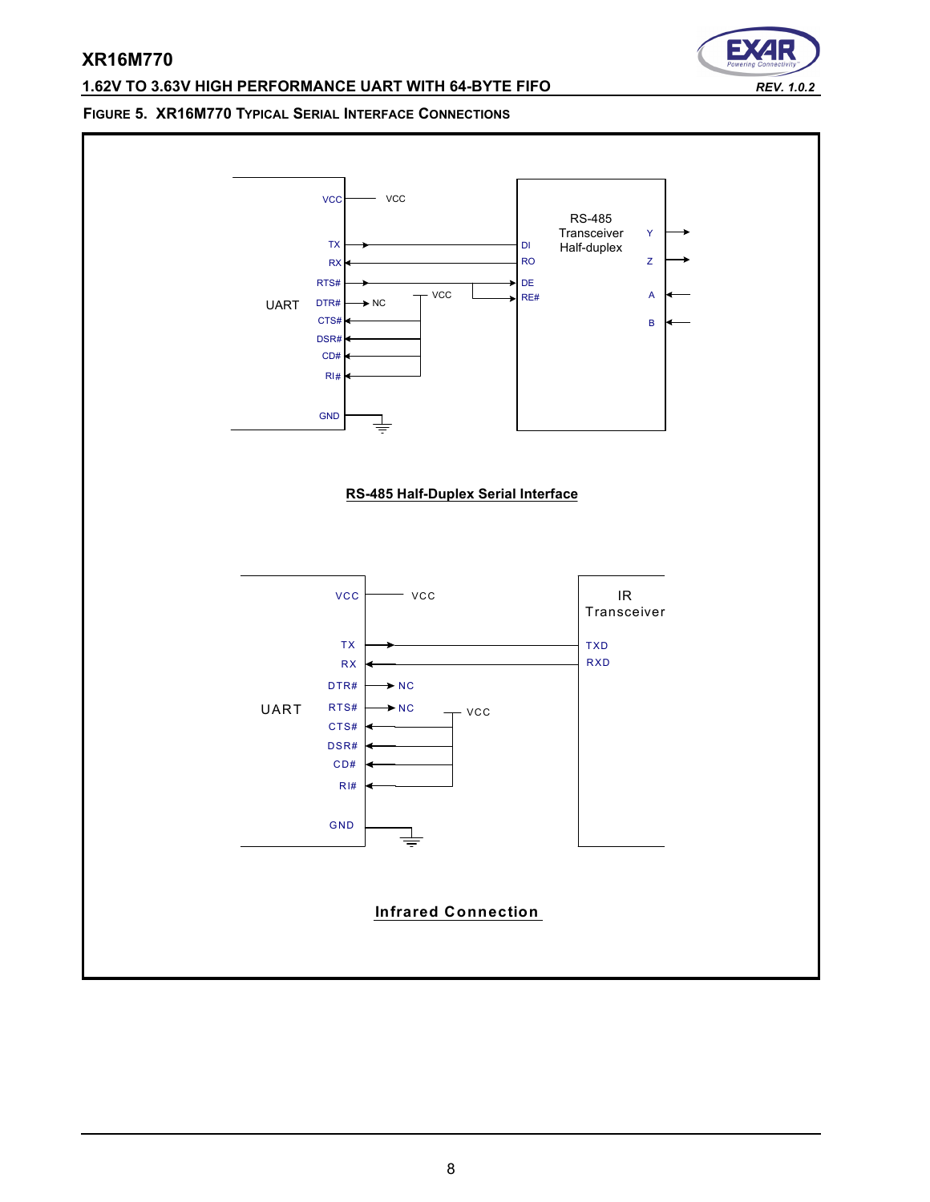**FIGURE 5. XR16M770 TYPICAL SERIAL INTERFACE CONNECTIONS**

UART

VCC — VCC

TX → DI

RX ← RO

RTS# → DE, RE#

DTR# → NC

CTS#, DSR#, CD#, RI# ← VCC

GND

RS-485 Transceiver Half-duplex

Y, Z, A, B

**RS-485 Half-Duplex Serial Interface**

UART

VCC — VCC

TX → TXD

RX ← RXD

DTR# → NC

RTS# → NC

CTS#, DSR#, CD#, RI# ← VCC

GND

IR Transceiver

**Infrared Connection**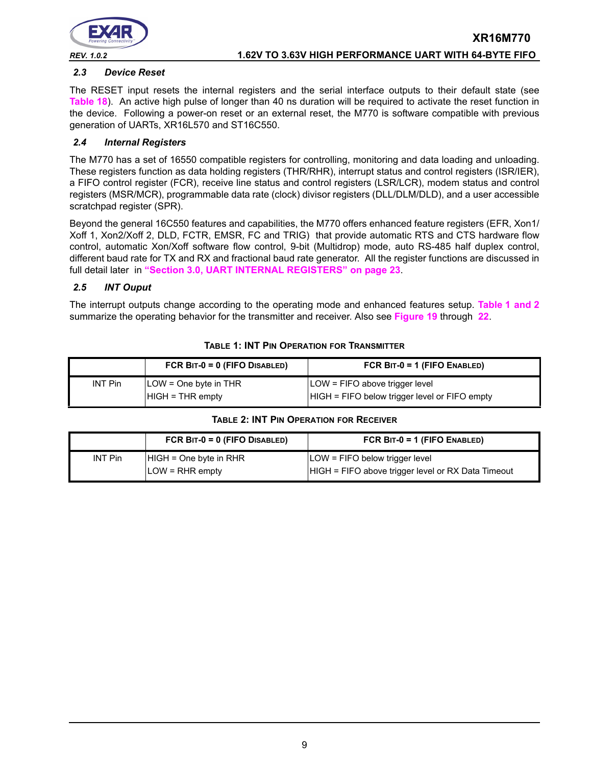### *2.3 Device Reset*

The RESET input resets the internal registers and the serial interface outputs to their default state (see **Table 18**). An active high pulse of longer than 40 ns duration will be required to activate the reset function in the device. Following a power-on reset or an external reset, the M770 is software compatible with previous generation of UARTs, XR16L570 and ST16C550.

### *2.4 Internal Registers*

The M770 has a set of 16550 compatible registers for controlling, monitoring and data loading and unloading. These registers function as data holding registers (THR/RHR), interrupt status and control registers (ISR/IER), a FIFO control register (FCR), receive line status and control registers (LSR/LCR), modem status and control registers (MSR/MCR), programmable data rate (clock) divisor registers (DLL/DLM/DLD), and a user accessible scratchpad register (SPR).

Beyond the general 16C550 features and capabilities, the M770 offers enhanced feature registers (EFR, Xon1/Xoff 1, Xon2/Xoff 2, DLD, FCTR, EMSR, FC and TRIG) that provide automatic RTS and CTS hardware flow control, automatic Xon/Xoff software flow control, 9-bit (Multidrop) mode, auto RS-485 half duplex control, different baud rate for TX and RX and fractional baud rate generator. All the register functions are discussed in full detail later in **"Section 3.0, UART INTERNAL REGISTERS" on page 23**.

### *2.5 INT Ouput*

The interrupt outputs change according to the operating mode and enhanced features setup. **Table 1 and 2** summarize the operating behavior for the transmitter and receiver. Also see **Figure 19** through **22**.

**TABLE 1: INT PIN OPERATION FOR TRANSMITTER**

| | FCR BIT-0 = 0 (FIFO DISABLED) | FCR BIT-0 = 1 (FIFO ENABLED) |
|---|---|---|
| INT Pin | LOW = One byte in THR<br>HIGH = THR empty | LOW = FIFO above trigger level<br>HIGH = FIFO below trigger level or FIFO empty |

**TABLE 2: INT PIN OPERATION FOR RECEIVER**

| | FCR BIT-0 = 0 (FIFO DISABLED) | FCR BIT-0 = 1 (FIFO ENABLED) |
|---|---|---|
| INT Pin | HIGH = One byte in RHR<br>LOW = RHR empty | LOW = FIFO below trigger level<br>HIGH = FIFO above trigger level or RX Data Timeout |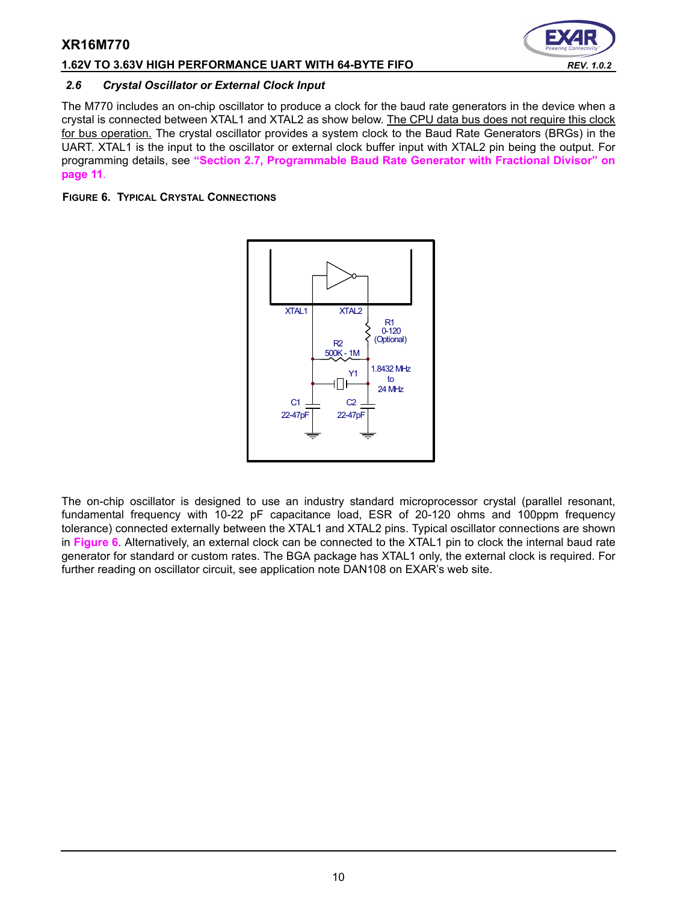### 2.6 Crystal Oscillator or External Clock Input

The M770 includes an on-chip oscillator to produce a clock for the baud rate generators in the device when a crystal is connected between XTAL1 and XTAL2 as show below. The CPU data bus does not require this clock for bus operation. The crystal oscillator provides a system clock to the Baud Rate Generators (BRGs) in the UART. XTAL1 is the input to the oscillator or external clock buffer input with XTAL2 pin being the output. For programming details, see **"Section 2.7, Programmable Baud Rate Generator with Fractional Divisor" on page 11**.

**FIGURE 6. TYPICAL CRYSTAL CONNECTIONS**

The on-chip oscillator is designed to use an industry standard microprocessor crystal (parallel resonant, fundamental frequency with 10-22 pF capacitance load, ESR of 20-120 ohms and 100ppm frequency tolerance) connected externally between the XTAL1 and XTAL2 pins. Typical oscillator connections are shown in **Figure 6**. Alternatively, an external clock can be connected to the XTAL1 pin to clock the internal baud rate generator for standard or custom rates. The BGA package has XTAL1 only, the external clock is required. For further reading on oscillator circuit, see application note DAN108 on EXAR's web site.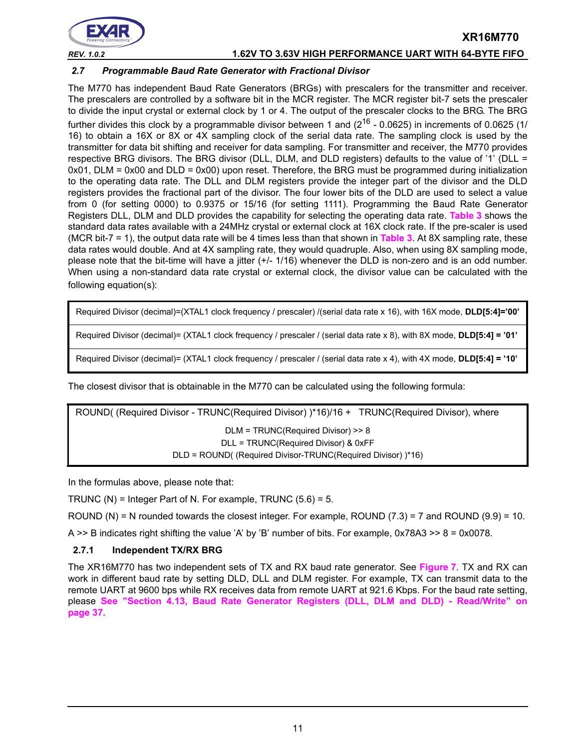## 2.7 *Programmable Baud Rate Generator with Fractional Divisor*

The M770 has independent Baud Rate Generators (BRGs) with prescalers for the transmitter and receiver. The prescalers are controlled by a software bit in the MCR register. The MCR register bit-7 sets the prescaler to divide the input crystal or external clock by 1 or 4. The output of the prescaler clocks to the BRG. The BRG further divides this clock by a programmable divisor between 1 and ($2^{16}$ - 0.0625) in increments of 0.0625 (1/16) to obtain a 16X or 8X or 4X sampling clock of the serial data rate. The sampling clock is used by the transmitter for data bit shifting and receiver for data sampling. For transmitter and receiver, the M770 provides respective BRG divisors. The BRG divisor (DLL, DLM, and DLD registers) defaults to the value of '1' (DLL = 0x01, DLM = 0x00 and DLD = 0x00) upon reset. Therefore, the BRG must be programmed during initialization to the operating data rate. The DLL and DLM registers provide the integer part of the divisor and the DLD registers provides the fractional part of the divisor. The four lower bits of the DLD are used to select a value from 0 (for setting 0000) to 0.9375 or 15/16 (for setting 1111). Programming the Baud Rate Generator Registers DLL, DLM and DLD provides the capability for selecting the operating data rate. **Table 3** shows the standard data rates available with a 24MHz crystal or external clock at 16X clock rate. If the pre-scaler is used (MCR bit-7 = 1), the output data rate will be 4 times less than that shown in **Table 3**. At 8X sampling rate, these data rates would double. And at 4X sampling rate, they would quadruple. Also, when using 8X sampling mode, please note that the bit-time will have a jitter (+/- 1/16) whenever the DLD is non-zero and is an odd number. When using a non-standard data rate crystal or external clock, the divisor value can be calculated with the following equation(s):

| |
|---|
| Required Divisor (decimal)=(XTAL1 clock frequency / prescaler) /(serial data rate x 16), with 16X mode, **DLD[5:4]='00'** |
| Required Divisor (decimal)= (XTAL1 clock frequency / prescaler / (serial data rate x 8), with 8X mode, **DLD[5:4] = '01'** |
| Required Divisor (decimal)= (XTAL1 clock frequency / prescaler / (serial data rate x 4), with 4X mode, **DLD[5:4] = '10'** |

The closest divisor that is obtainable in the M770 can be calculated using the following formula:

```
ROUND( (Required Divisor - TRUNC(Required Divisor) )*16)/16 +   TRUNC(Required Divisor), where
DLM = TRUNC(Required Divisor) >> 8
DLL = TRUNC(Required Divisor) & 0xFF
DLD = ROUND( (Required Divisor-TRUNC(Required Divisor) )*16)
```

In the formulas above, please note that:

TRUNC (N) = Integer Part of N. For example, TRUNC (5.6) = 5.

ROUND (N) = N rounded towards the closest integer. For example, ROUND (7.3) = 7 and ROUND (9.9) = 10.

A >> B indicates right shifting the value 'A' by 'B' number of bits. For example, 0x78A3 >> 8 = 0x0078.

### 2.7.1 Independent TX/RX BRG

The XR16M770 has two independent sets of TX and RX baud rate generator. See **Figure 7**. TX and RX can work in different baud rate by setting DLD, DLL and DLM register. For example, TX can transmit data to the remote UART at 9600 bps while RX receives data from remote UART at 921.6 Kbps. For the baud rate setting, please **See "Section 4.13, Baud Rate Generator Registers (DLL, DLM and DLD) - Read/Write" on page 37.**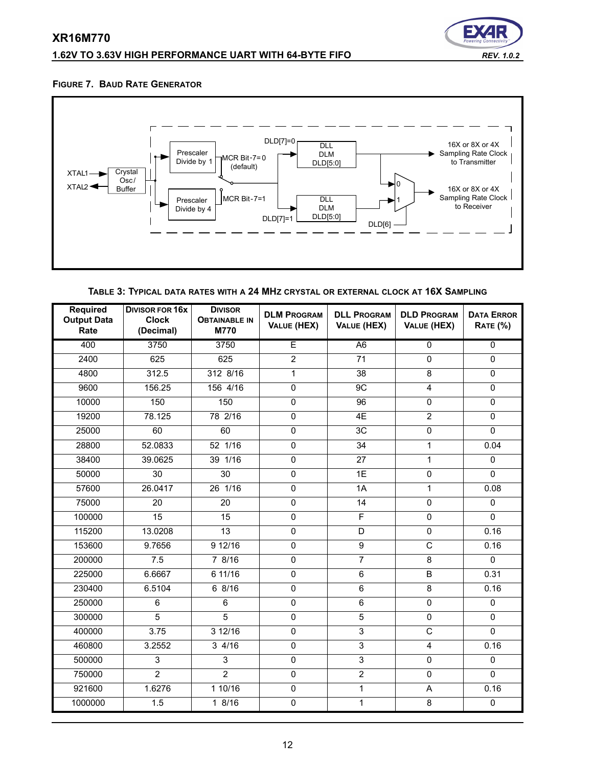**FIGURE 7. BAUD RATE GENERATOR**

XTAL1, XTAL2, Crystal Osc/ Buffer, Prescaler Divide by 1, Prescaler Divide by 4, MCR Bit-7=0 (default), MCR Bit-7=1, DLD[7]=0, DLD[7]=1, DLL DLM DLD[5:0], DLL DLM DLD[5:0], DLD[6], 0, 1, 16X or 8X or 4X Sampling Rate Clock to Transmitter, 16X or 8X or 4X Sampling Rate Clock to Receiver

**TABLE 3: TYPICAL DATA RATES WITH A 24 MHZ CRYSTAL OR EXTERNAL CLOCK AT 16X SAMPLING**

| Required Output Data Rate | Divisor for 16x Clock (Decimal) | Divisor Obtainable in M770 | DLM Program Value (HEX) | DLL Program Value (HEX) | DLD Program Value (HEX) | Data Error Rate (%) |
|---|---|---|---|---|---|---|
| 400 | 3750 | 3750 | E | A6 | 0 | 0 |
| 2400 | 625 | 625 | 2 | 71 | 0 | 0 |
| 4800 | 312.5 | 312 8/16 | 1 | 38 | 8 | 0 |
| 9600 | 156.25 | 156 4/16 | 0 | 9C | 4 | 0 |
| 10000 | 150 | 150 | 0 | 96 | 0 | 0 |
| 19200 | 78.125 | 78 2/16 | 0 | 4E | 2 | 0 |
| 25000 | 60 | 60 | 0 | 3C | 0 | 0 |
| 28800 | 52.0833 | 52 1/16 | 0 | 34 | 1 | 0.04 |
| 38400 | 39.0625 | 39 1/16 | 0 | 27 | 1 | 0 |
| 50000 | 30 | 30 | 0 | 1E | 0 | 0 |
| 57600 | 26.0417 | 26 1/16 | 0 | 1A | 1 | 0.08 |
| 75000 | 20 | 20 | 0 | 14 | 0 | 0 |
| 100000 | 15 | 15 | 0 | F | 0 | 0 |
| 115200 | 13.0208 | 13 | 0 | D | 0 | 0.16 |
| 153600 | 9.7656 | 9 12/16 | 0 | 9 | C | 0.16 |
| 200000 | 7.5 | 7 8/16 | 0 | 7 | 8 | 0 |
| 225000 | 6.6667 | 6 11/16 | 0 | 6 | B | 0.31 |
| 230400 | 6.5104 | 6 8/16 | 0 | 6 | 8 | 0.16 |
| 250000 | 6 | 6 | 0 | 6 | 0 | 0 |
| 300000 | 5 | 5 | 0 | 5 | 0 | 0 |
| 400000 | 3.75 | 3 12/16 | 0 | 3 | C | 0 |
| 460800 | 3.2552 | 3 4/16 | 0 | 3 | 4 | 0.16 |
| 500000 | 3 | 3 | 0 | 3 | 0 | 0 |
| 750000 | 2 | 2 | 0 | 2 | 0 | 0 |
| 921600 | 1.6276 | 1 10/16 | 0 | 1 | A | 0.16 |
| 1000000 | 1.5 | 1 8/16 | 0 | 1 | 8 | 0 |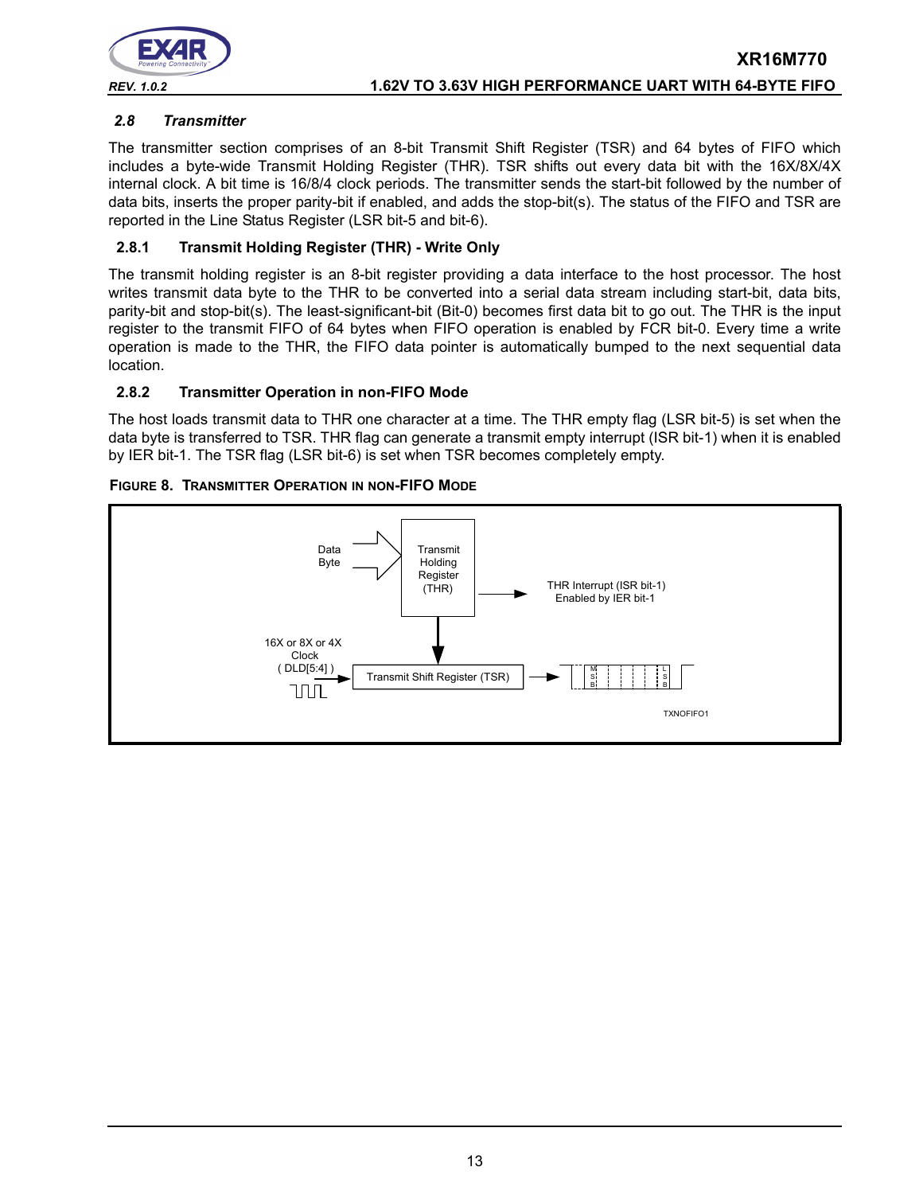### 2.8 Transmitter

The transmitter section comprises of an 8-bit Transmit Shift Register (TSR) and 64 bytes of FIFO which includes a byte-wide Transmit Holding Register (THR). TSR shifts out every data bit with the 16X/8X/4X internal clock. A bit time is 16/8/4 clock periods. The transmitter sends the start-bit followed by the number of data bits, inserts the proper parity-bit if enabled, and adds the stop-bit(s). The status of the FIFO and TSR are reported in the Line Status Register (LSR bit-5 and bit-6).

#### 2.8.1 Transmit Holding Register (THR) - Write Only

The transmit holding register is an 8-bit register providing a data interface to the host processor. The host writes transmit data byte to the THR to be converted into a serial data stream including start-bit, data bits, parity-bit and stop-bit(s). The least-significant-bit (Bit-0) becomes first data bit to go out. The THR is the input register to the transmit FIFO of 64 bytes when FIFO operation is enabled by FCR bit-0. Every time a write operation is made to the THR, the FIFO data pointer is automatically bumped to the next sequential data location.

#### 2.8.2 Transmitter Operation in non-FIFO Mode

The host loads transmit data to THR one character at a time. The THR empty flag (LSR bit-5) is set when the data byte is transferred to TSR. THR flag can generate a transmit empty interrupt (ISR bit-1) when it is enabled by IER bit-1. The TSR flag (LSR bit-6) is set when TSR becomes completely empty.

**FIGURE 8. TRANSMITTER OPERATION IN NON-FIFO MODE**

Data Byte → Transmit Holding Register (THR) → THR Interrupt (ISR bit-1) Enabled by IER bit-1

16X or 8X or 4X Clock ( DLD[5:4] ) → Transmit Shift Register (TSR) → M S B ... L S B

TXNOFIFO1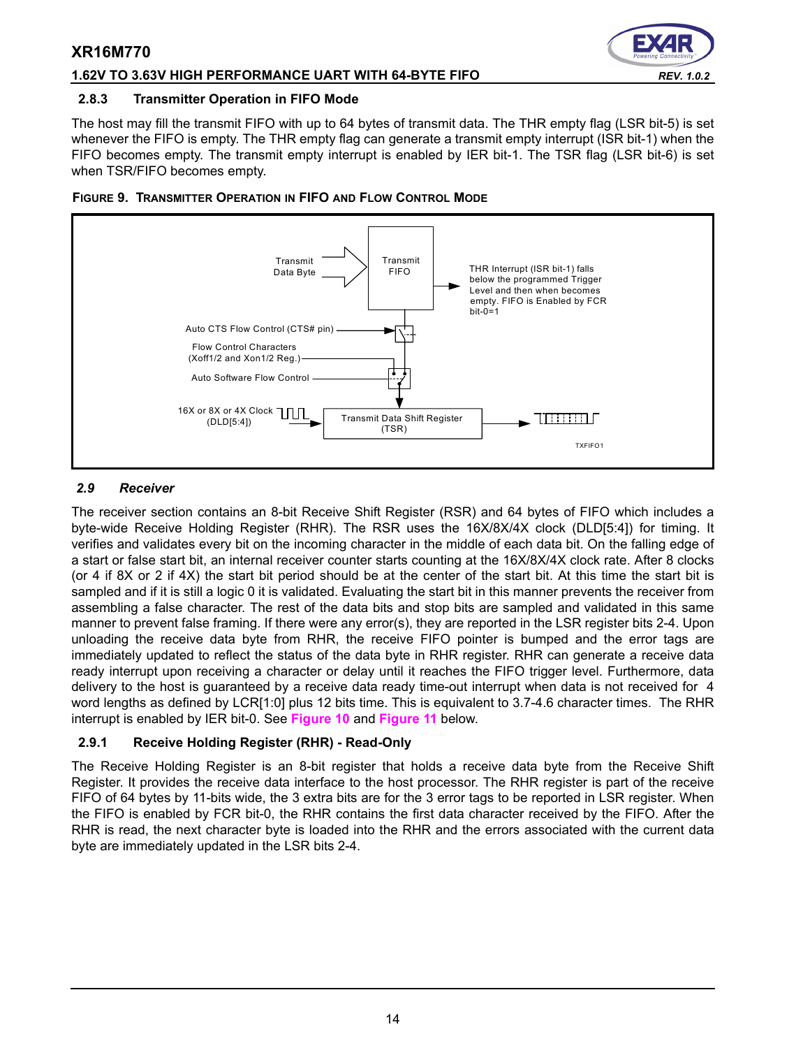### 2.8.3 Transmitter Operation in FIFO Mode

The host may fill the transmit FIFO with up to 64 bytes of transmit data. The THR empty flag (LSR bit-5) is set whenever the FIFO is empty. The THR empty flag can generate a transmit empty interrupt (ISR bit-1) when the FIFO becomes empty. The transmit empty interrupt is enabled by IER bit-1. The TSR flag (LSR bit-6) is set when TSR/FIFO becomes empty.

**FIGURE 9. TRANSMITTER OPERATION IN FIFO AND FLOW CONTROL MODE**

Transmit Data Byte

Transmit FIFO

THR Interrupt (ISR bit-1) falls below the programmed Trigger Level and then when becomes empty. FIFO is Enabled by FCR bit-0=1

Auto CTS Flow Control (CTS# pin)

Flow Control Characters (Xoff1/2 and Xon1/2 Reg.)

Auto Software Flow Control

16X or 8X or 4X Clock (DLD[5:4])

Transmit Data Shift Register (TSR)

TXFIFO1

## 2.9 Receiver

The receiver section contains an 8-bit Receive Shift Register (RSR) and 64 bytes of FIFO which includes a byte-wide Receive Holding Register (RHR). The RSR uses the 16X/8X/4X clock (DLD[5:4]) for timing. It verifies and validates every bit on the incoming character in the middle of each data bit. On the falling edge of a start or false start bit, an internal receiver counter starts counting at the 16X/8X/4X clock rate. After 8 clocks (or 4 if 8X or 2 if 4X) the start bit period should be at the center of the start bit. At this time the start bit is sampled and if it is still a logic 0 it is validated. Evaluating the start bit in this manner prevents the receiver from assembling a false character. The rest of the data bits and stop bits are sampled and validated in this same manner to prevent false framing. If there were any error(s), they are reported in the LSR register bits 2-4. Upon unloading the receive data byte from RHR, the receive FIFO pointer is bumped and the error tags are immediately updated to reflect the status of the data byte in RHR register. RHR can generate a receive data ready interrupt upon receiving a character or delay until it reaches the FIFO trigger level. Furthermore, data delivery to the host is guaranteed by a receive data ready time-out interrupt when data is not received for 4 word lengths as defined by LCR[1:0] plus 12 bits time. This is equivalent to 3.7-4.6 character times. The RHR interrupt is enabled by IER bit-0. See **Figure 10** and **Figure 11** below.

### 2.9.1 Receive Holding Register (RHR) - Read-Only

The Receive Holding Register is an 8-bit register that holds a receive data byte from the Receive Shift Register. It provides the receive data interface to the host processor. The RHR register is part of the receive FIFO of 64 bytes by 11-bits wide, the 3 extra bits are for the 3 error tags to be reported in LSR register. When the FIFO is enabled by FCR bit-0, the RHR contains the first data character received by the FIFO. After the RHR is read, the next character byte is loaded into the RHR and the errors associated with the current data byte are immediately updated in the LSR bits 2-4.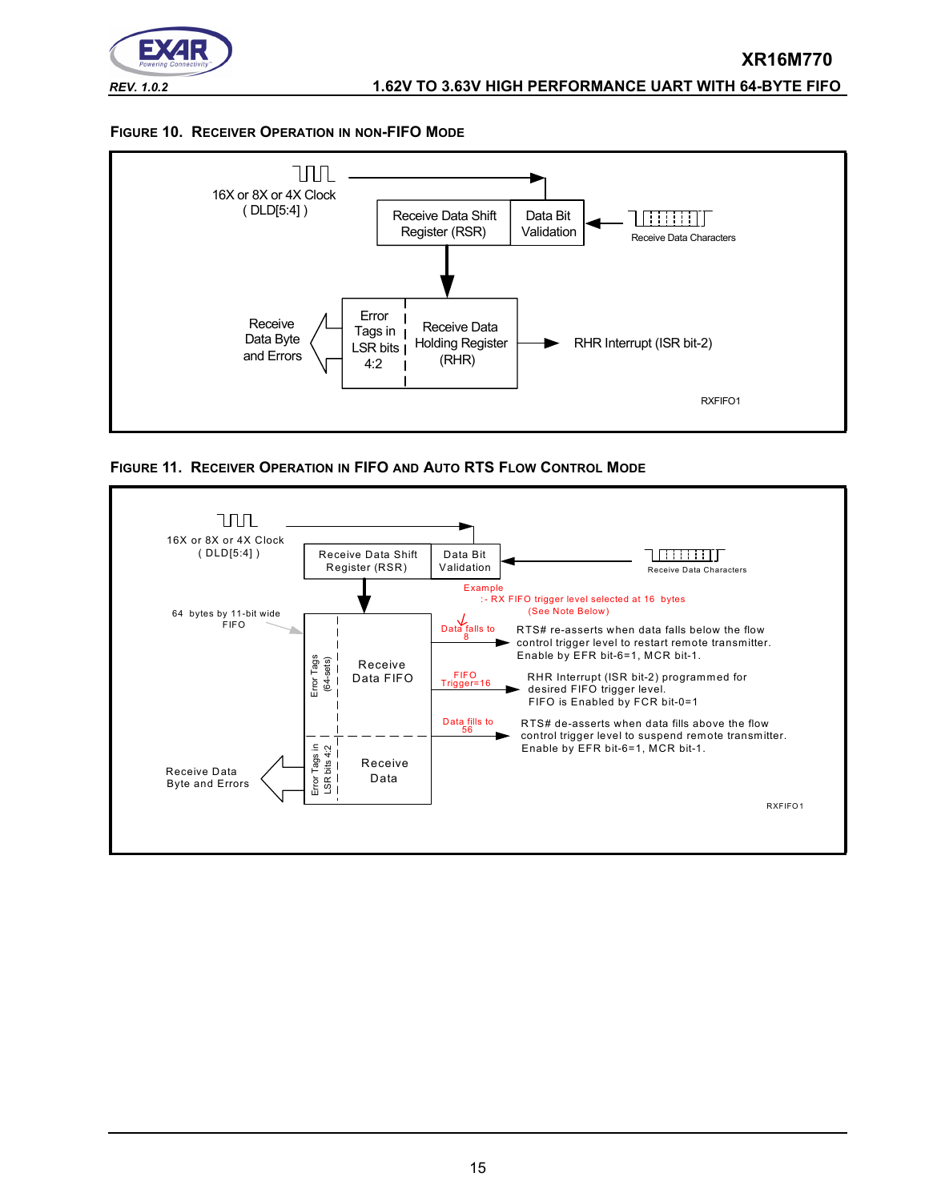### FIGURE 10. RECEIVER OPERATION IN NON-FIFO MODE

16X or 8X or 4X Clock
( DLD[5:4] )

Receive Data Shift Register (RSR)

Data Bit Validation

Receive Data Characters

Error Tags in LSR bits 4:2

Receive Data Holding Register (RHR)

Receive Data Byte and Errors

RHR Interrupt (ISR bit-2)

RXFIFO1

### FIGURE 11. RECEIVER OPERATION IN FIFO AND AUTO RTS FLOW CONTROL MODE

16X or 8X or 4X Clock
( DLD[5:4] )

Receive Data Shift Register (RSR)

Data Bit Validation

Receive Data Characters

Example
:- RX FIFO trigger level selected at 16 bytes
(See Note Below)

64 bytes by 11-bit wide FIFO

Error Tags (64-sets)

Receive Data FIFO

Data falls to 8 — RTS# re-asserts when data falls below the flow control trigger level to restart remote transmitter. Enable by EFR bit-6=1, MCR bit-1.

FIFO Trigger=16 — RHR Interrupt (ISR bit-2) programmed for desired FIFO trigger level. FIFO is Enabled by FCR bit-0=1

Data fills to 56 — RTS# de-asserts when data fills above the flow control trigger level to suspend remote transmitter. Enable by EFR bit-6=1, MCR bit-1.

Error Tags in LSR bits 4:2

Receive Data

Receive Data Byte and Errors

RXFIFO1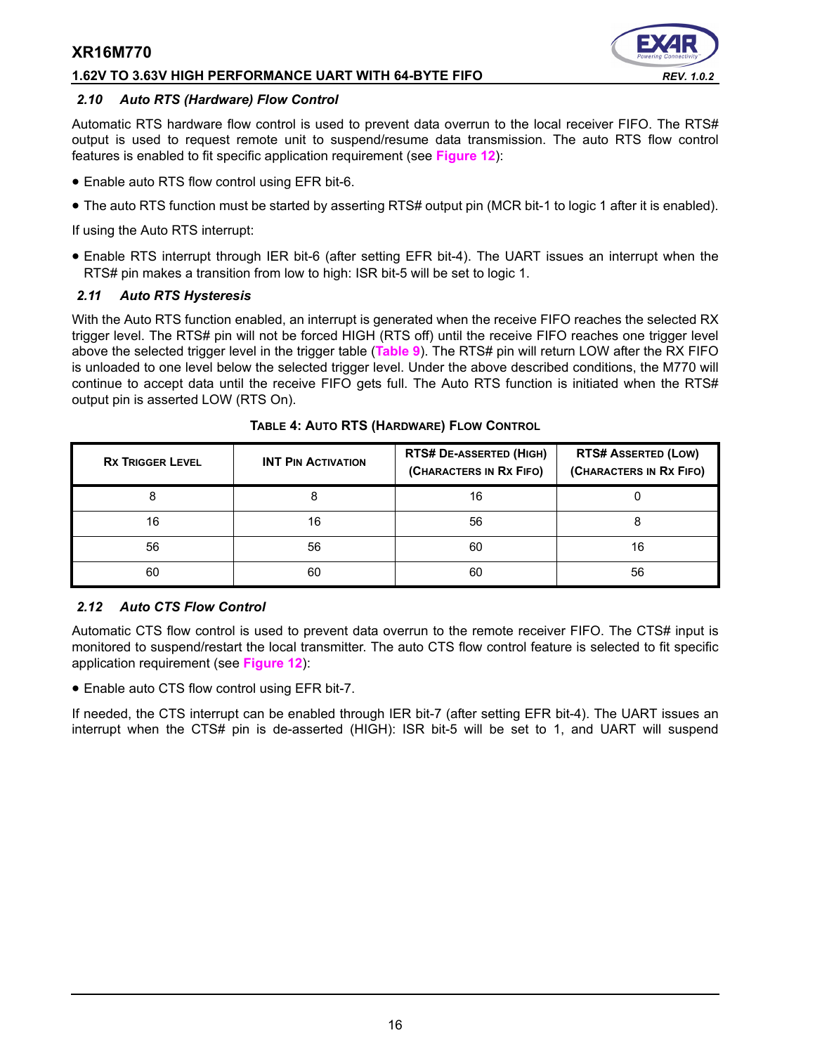### 2.10 Auto RTS (Hardware) Flow Control

Automatic RTS hardware flow control is used to prevent data overrun to the local receiver FIFO. The RTS# output is used to request remote unit to suspend/resume data transmission. The auto RTS flow control features is enabled to fit specific application requirement (see **Figure 12**):

- Enable auto RTS flow control using EFR bit-6.
- The auto RTS function must be started by asserting RTS# output pin (MCR bit-1 to logic 1 after it is enabled).

If using the Auto RTS interrupt:

- Enable RTS interrupt through IER bit-6 (after setting EFR bit-4). The UART issues an interrupt when the RTS# pin makes a transition from low to high: ISR bit-5 will be set to logic 1.

### 2.11 Auto RTS Hysteresis

With the Auto RTS function enabled, an interrupt is generated when the receive FIFO reaches the selected RX trigger level. The RTS# pin will not be forced HIGH (RTS off) until the receive FIFO reaches one trigger level above the selected trigger level in the trigger table (**Table 9**). The RTS# pin will return LOW after the RX FIFO is unloaded to one level below the selected trigger level. Under the above described conditions, the M770 will continue to accept data until the receive FIFO gets full. The Auto RTS function is initiated when the RTS# output pin is asserted LOW (RTS On).

**TABLE 4: AUTO RTS (HARDWARE) FLOW CONTROL**

| RX TRIGGER LEVEL | INT PIN ACTIVATION | RTS# DE-ASSERTED (HIGH) (CHARACTERS IN RX FIFO) | RTS# ASSERTED (LOW) (CHARACTERS IN RX FIFO) |
|---|---|---|---|
| 8 | 8 | 16 | 0 |
| 16 | 16 | 56 | 8 |
| 56 | 56 | 60 | 16 |
| 60 | 60 | 60 | 56 |

### 2.12 Auto CTS Flow Control

Automatic CTS flow control is used to prevent data overrun to the remote receiver FIFO. The CTS# input is monitored to suspend/restart the local transmitter. The auto CTS flow control feature is selected to fit specific application requirement (see **Figure 12**):

- Enable auto CTS flow control using EFR bit-7.

If needed, the CTS interrupt can be enabled through IER bit-7 (after setting EFR bit-4). The UART issues an interrupt when the CTS# pin is de-asserted (HIGH): ISR bit-5 will be set to 1, and UART will suspend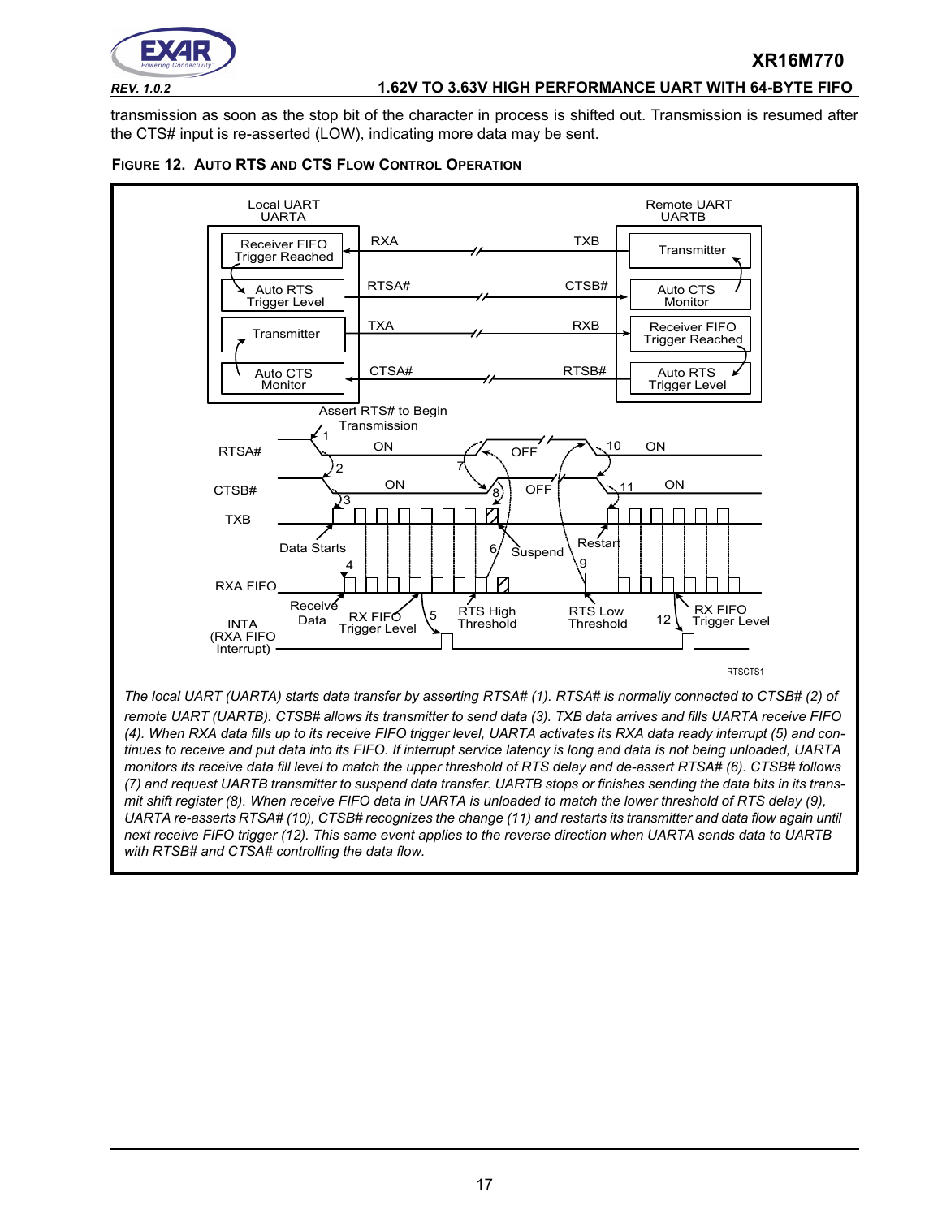transmission as soon as the stop bit of the character in process is shifted out. Transmission is resumed after the CTS# input is re-asserted (LOW), indicating more data may be sent.

**FIGURE 12. AUTO RTS AND CTS FLOW CONTROL OPERATION**

*The local UART (UARTA) starts data transfer by asserting RTSA# (1). RTSA# is normally connected to CTSB# (2) of remote UART (UARTB). CTSB# allows its transmitter to send data (3). TXB data arrives and fills UARTA receive FIFO (4). When RXA data fills up to its receive FIFO trigger level, UARTA activates its RXA data ready interrupt (5) and continues to receive and put data into its FIFO. If interrupt service latency is long and data is not being unloaded, UARTA monitors its receive data fill level to match the upper threshold of RTS delay and de-assert RTSA# (6). CTSB# follows (7) and request UARTB transmitter to suspend data transfer. UARTB stops or finishes sending the data bits in its transmit shift register (8). When receive FIFO data in UARTA is unloaded to match the lower threshold of RTS delay (9), UARTA re-asserts RTSA# (10), CTSB# recognizes the change (11) and restarts its transmitter and data flow again until next receive FIFO trigger (12). This same event applies to the reverse direction when UARTA sends data to UARTB with RTSB# and CTSA# controlling the data flow.*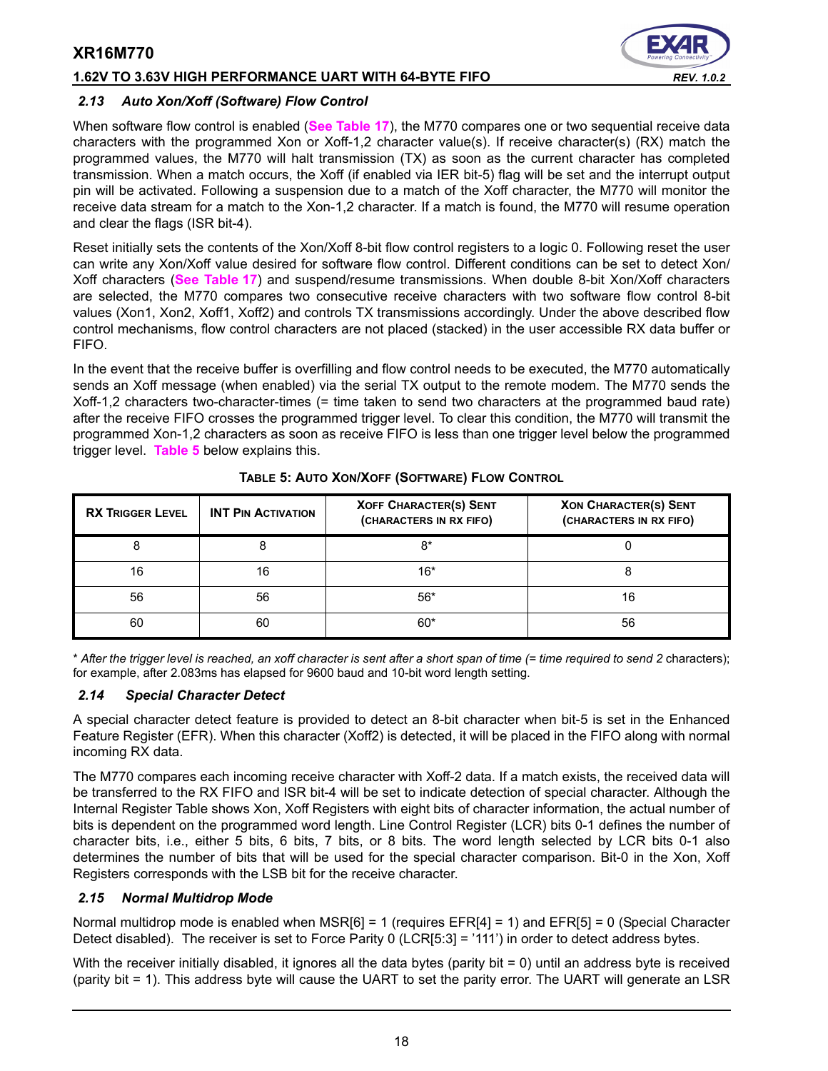### 2.13 Auto Xon/Xoff (Software) Flow Control

When software flow control is enabled (**See Table 17**), the M770 compares one or two sequential receive data characters with the programmed Xon or Xoff-1,2 character value(s). If receive character(s) (RX) match the programmed values, the M770 will halt transmission (TX) as soon as the current character has completed transmission. When a match occurs, the Xoff (if enabled via IER bit-5) flag will be set and the interrupt output pin will be activated. Following a suspension due to a match of the Xoff character, the M770 will monitor the receive data stream for a match to the Xon-1,2 character. If a match is found, the M770 will resume operation and clear the flags (ISR bit-4).

Reset initially sets the contents of the Xon/Xoff 8-bit flow control registers to a logic 0. Following reset the user can write any Xon/Xoff value desired for software flow control. Different conditions can be set to detect Xon/Xoff characters (**See Table 17**) and suspend/resume transmissions. When double 8-bit Xon/Xoff characters are selected, the M770 compares two consecutive receive characters with two software flow control 8-bit values (Xon1, Xon2, Xoff1, Xoff2) and controls TX transmissions accordingly. Under the above described flow control mechanisms, flow control characters are not placed (stacked) in the user accessible RX data buffer or FIFO.

In the event that the receive buffer is overfilling and flow control needs to be executed, the M770 automatically sends an Xoff message (when enabled) via the serial TX output to the remote modem. The M770 sends the Xoff-1,2 characters two-character-times (= time taken to send two characters at the programmed baud rate) after the receive FIFO crosses the programmed trigger level. To clear this condition, the M770 will transmit the programmed Xon-1,2 characters as soon as receive FIFO is less than one trigger level below the programmed trigger level. **Table 5** below explains this.

**TABLE 5: AUTO XON/XOFF (SOFTWARE) FLOW CONTROL**

| RX TRIGGER LEVEL | INT PIN ACTIVATION | XOFF CHARACTER(S) SENT (CHARACTERS IN RX FIFO) | XON CHARACTER(S) SENT (CHARACTERS IN RX FIFO) |
|---|---|---|---|
| 8 | 8 | 8* | 0 |
| 16 | 16 | 16* | 8 |
| 56 | 56 | 56* | 16 |
| 60 | 60 | 60* | 56 |

* *After the trigger level is reached, an xoff character is sent after a short span of time (= time required to send 2* characters); for example, after 2.083ms has elapsed for 9600 baud and 10-bit word length setting.

### 2.14 Special Character Detect

A special character detect feature is provided to detect an 8-bit character when bit-5 is set in the Enhanced Feature Register (EFR). When this character (Xoff2) is detected, it will be placed in the FIFO along with normal incoming RX data.

The M770 compares each incoming receive character with Xoff-2 data. If a match exists, the received data will be transferred to the RX FIFO and ISR bit-4 will be set to indicate detection of special character. Although the Internal Register Table shows Xon, Xoff Registers with eight bits of character information, the actual number of bits is dependent on the programmed word length. Line Control Register (LCR) bits 0-1 defines the number of character bits, i.e., either 5 bits, 6 bits, 7 bits, or 8 bits. The word length selected by LCR bits 0-1 also determines the number of bits that will be used for the special character comparison. Bit-0 in the Xon, Xoff Registers corresponds with the LSB bit for the receive character.

### 2.15 Normal Multidrop Mode

Normal multidrop mode is enabled when MSR[6] = 1 (requires EFR[4] = 1) and EFR[5] = 0 (Special Character Detect disabled). The receiver is set to Force Parity 0 (LCR[5:3] = '111') in order to detect address bytes.

With the receiver initially disabled, it ignores all the data bytes (parity bit = 0) until an address byte is received (parity bit = 1). This address byte will cause the UART to set the parity error. The UART will generate an LSR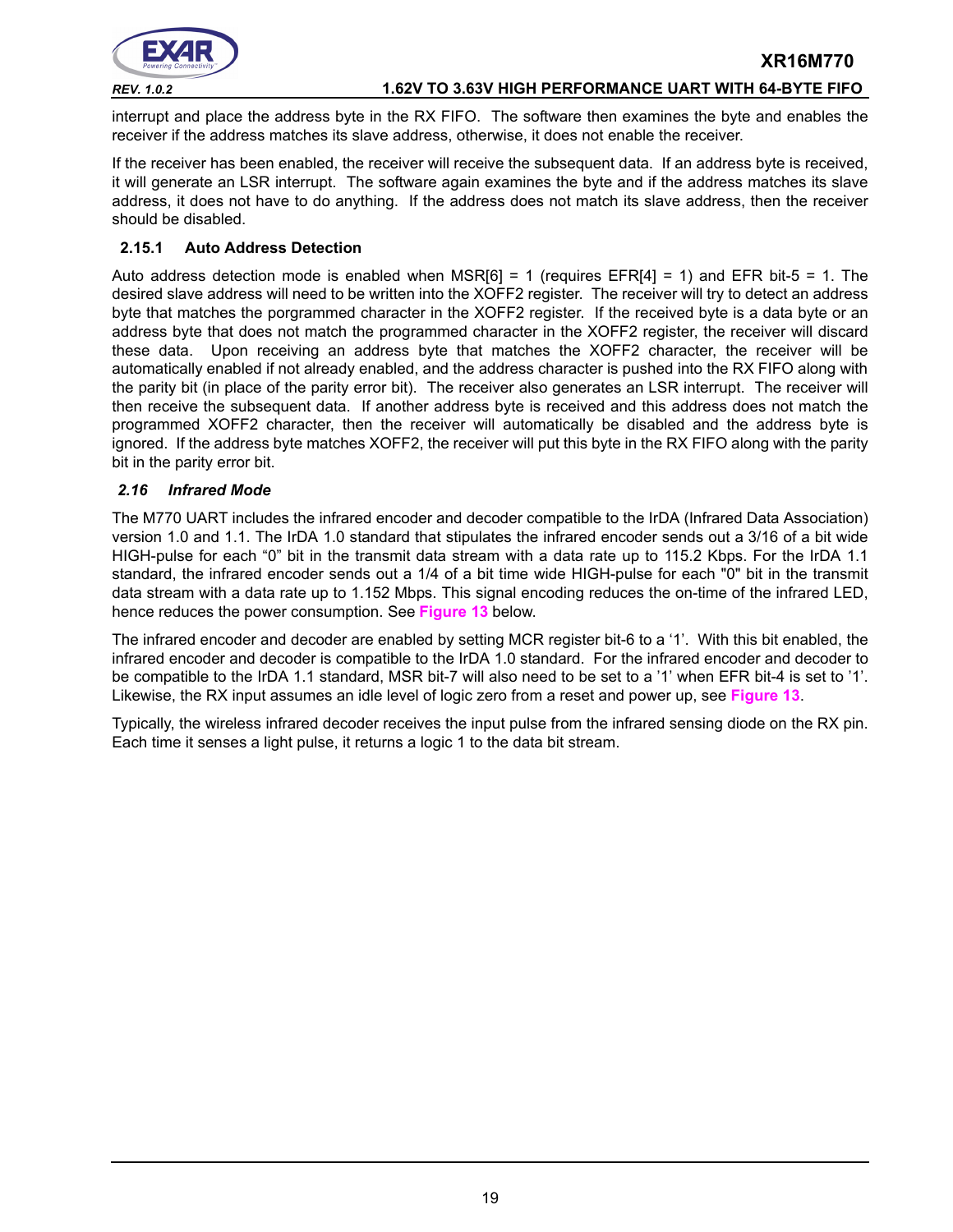interrupt and place the address byte in the RX FIFO. The software then examines the byte and enables the receiver if the address matches its slave address, otherwise, it does not enable the receiver.

If the receiver has been enabled, the receiver will receive the subsequent data. If an address byte is received, it will generate an LSR interrupt. The software again examines the byte and if the address matches its slave address, it does not have to do anything. If the address does not match its slave address, then the receiver should be disabled.

### 2.15.1 Auto Address Detection

Auto address detection mode is enabled when MSR[6] = 1 (requires EFR[4] = 1) and EFR bit-5 = 1. The desired slave address will need to be written into the XOFF2 register. The receiver will try to detect an address byte that matches the porgrammed character in the XOFF2 register. If the received byte is a data byte or an address byte that does not match the programmed character in the XOFF2 register, the receiver will discard these data. Upon receiving an address byte that matches the XOFF2 character, the receiver will be automatically enabled if not already enabled, and the address character is pushed into the RX FIFO along with the parity bit (in place of the parity error bit). The receiver also generates an LSR interrupt. The receiver will then receive the subsequent data. If another address byte is received and this address does not match the programmed XOFF2 character, then the receiver will automatically be disabled and the address byte is ignored. If the address byte matches XOFF2, the receiver will put this byte in the RX FIFO along with the parity bit in the parity error bit.

## *2.16 Infrared Mode*

The M770 UART includes the infrared encoder and decoder compatible to the IrDA (Infrared Data Association) version 1.0 and 1.1. The IrDA 1.0 standard that stipulates the infrared encoder sends out a 3/16 of a bit wide HIGH-pulse for each "0" bit in the transmit data stream with a data rate up to 115.2 Kbps. For the IrDA 1.1 standard, the infrared encoder sends out a 1/4 of a bit time wide HIGH-pulse for each "0" bit in the transmit data stream with a data rate up to 1.152 Mbps. This signal encoding reduces the on-time of the infrared LED, hence reduces the power consumption. See **Figure 13** below.

The infrared encoder and decoder are enabled by setting MCR register bit-6 to a '1'. With this bit enabled, the infrared encoder and decoder is compatible to the IrDA 1.0 standard. For the infrared encoder and decoder to be compatible to the IrDA 1.1 standard, MSR bit-7 will also need to be set to a '1' when EFR bit-4 is set to '1'. Likewise, the RX input assumes an idle level of logic zero from a reset and power up, see **Figure 13**.

Typically, the wireless infrared decoder receives the input pulse from the infrared sensing diode on the RX pin. Each time it senses a light pulse, it returns a logic 1 to the data bit stream.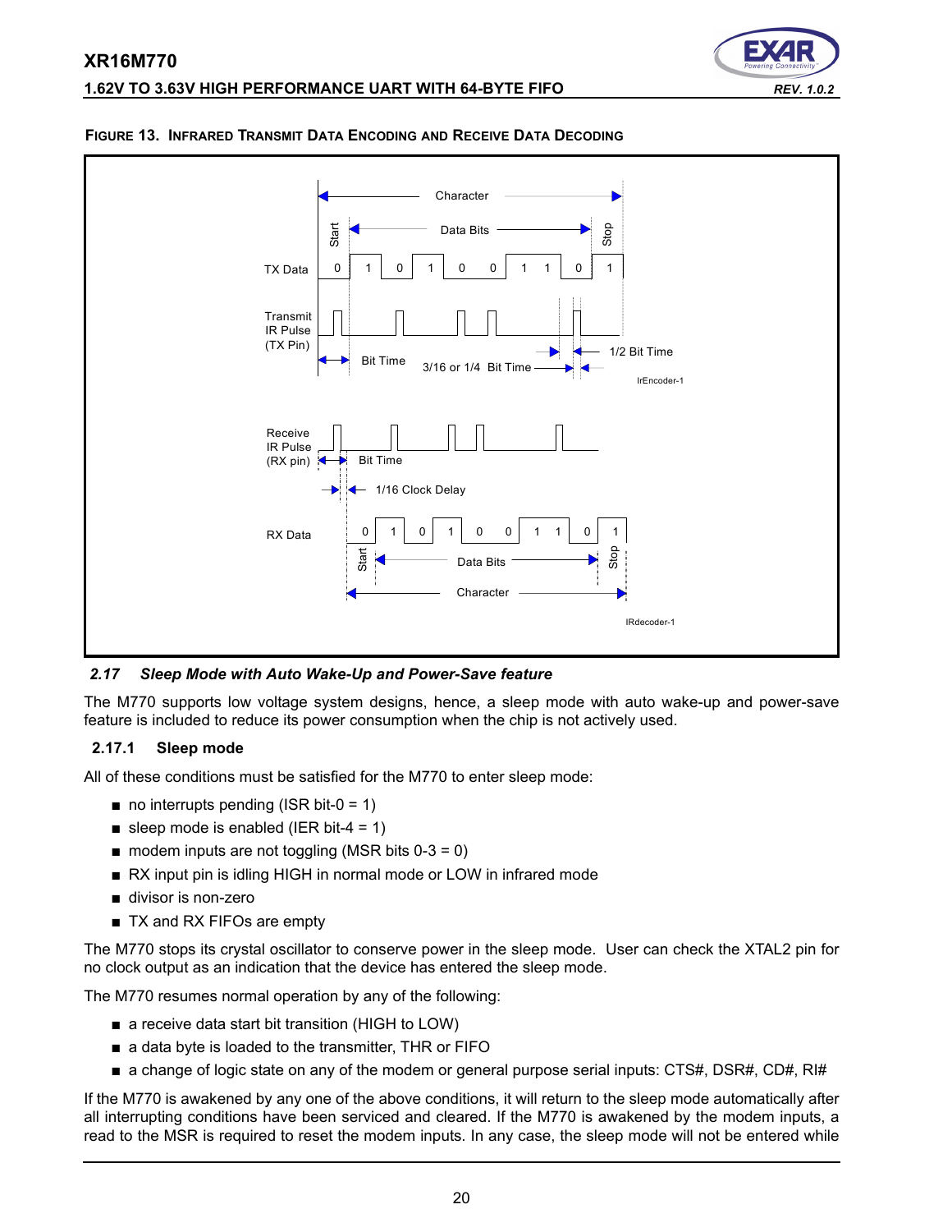**FIGURE 13. INFRARED TRANSMIT DATA ENCODING AND RECEIVE DATA DECODING**

### *2.17 Sleep Mode with Auto Wake-Up and Power-Save feature*

The M770 supports low voltage system designs, hence, a sleep mode with auto wake-up and power-save feature is included to reduce its power consumption when the chip is not actively used.

#### 2.17.1 Sleep mode

All of these conditions must be satisfied for the M770 to enter sleep mode:

- no interrupts pending (ISR bit-0 = 1)
- sleep mode is enabled (IER bit-4 = 1)
- modem inputs are not toggling (MSR bits 0-3 = 0)
- RX input pin is idling HIGH in normal mode or LOW in infrared mode
- divisor is non-zero
- TX and RX FIFOs are empty

The M770 stops its crystal oscillator to conserve power in the sleep mode. User can check the XTAL2 pin for no clock output as an indication that the device has entered the sleep mode.

The M770 resumes normal operation by any of the following:

- a receive data start bit transition (HIGH to LOW)
- a data byte is loaded to the transmitter, THR or FIFO
- a change of logic state on any of the modem or general purpose serial inputs: CTS#, DSR#, CD#, RI#

If the M770 is awakened by any one of the above conditions, it will return to the sleep mode automatically after all interrupting conditions have been serviced and cleared. If the M770 is awakened by the modem inputs, a read to the MSR is required to reset the modem inputs. In any case, the sleep mode will not be entered while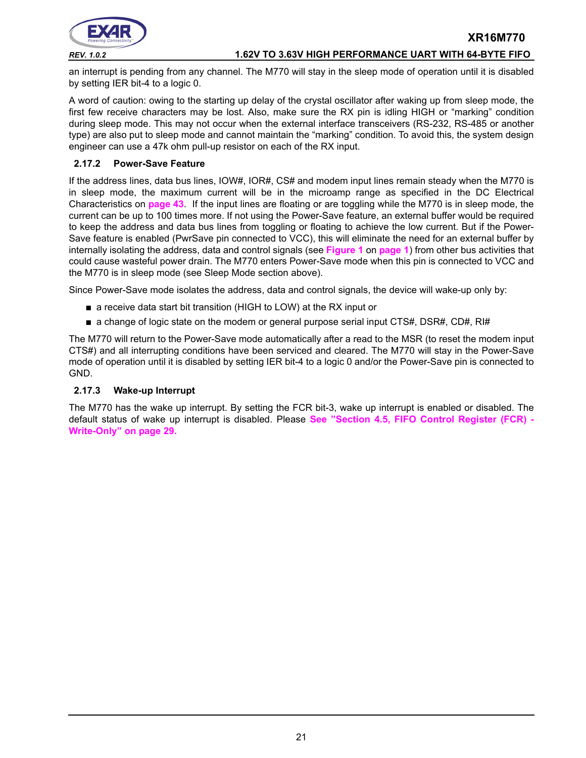an interrupt is pending from any channel. The M770 will stay in the sleep mode of operation until it is disabled by setting IER bit-4 to a logic 0.

A word of caution: owing to the starting up delay of the crystal oscillator after waking up from sleep mode, the first few receive characters may be lost. Also, make sure the RX pin is idling HIGH or "marking" condition during sleep mode. This may not occur when the external interface transceivers (RS-232, RS-485 or another type) are also put to sleep mode and cannot maintain the "marking" condition. To avoid this, the system design engineer can use a 47k ohm pull-up resistor on each of the RX input.

### 2.17.2 Power-Save Feature

If the address lines, data bus lines, IOW#, IOR#, CS# and modem input lines remain steady when the M770 is in sleep mode, the maximum current will be in the microamp range as specified in the DC Electrical Characteristics on page 43. If the input lines are floating or are toggling while the M770 is in sleep mode, the current can be up to 100 times more. If not using the Power-Save feature, an external buffer would be required to keep the address and data bus lines from toggling or floating to achieve the low current. But if the Power-Save feature is enabled (PwrSave pin connected to VCC), this will eliminate the need for an external buffer by internally isolating the address, data and control signals (see Figure 1 on page 1) from other bus activities that could cause wasteful power drain. The M770 enters Power-Save mode when this pin is connected to VCC and the M770 is in sleep mode (see Sleep Mode section above).

Since Power-Save mode isolates the address, data and control signals, the device will wake-up only by:

- a receive data start bit transition (HIGH to LOW) at the RX input or
- a change of logic state on the modem or general purpose serial input CTS#, DSR#, CD#, RI#

The M770 will return to the Power-Save mode automatically after a read to the MSR (to reset the modem input CTS#) and all interrupting conditions have been serviced and cleared. The M770 will stay in the Power-Save mode of operation until it is disabled by setting IER bit-4 to a logic 0 and/or the Power-Save pin is connected to GND.

### 2.17.3 Wake-up Interrupt

The M770 has the wake up interrupt. By setting the FCR bit-3, wake up interrupt is enabled or disabled. The default status of wake up interrupt is disabled. Please **See "Section 4.5, FIFO Control Register (FCR) - Write-Only" on page 29.**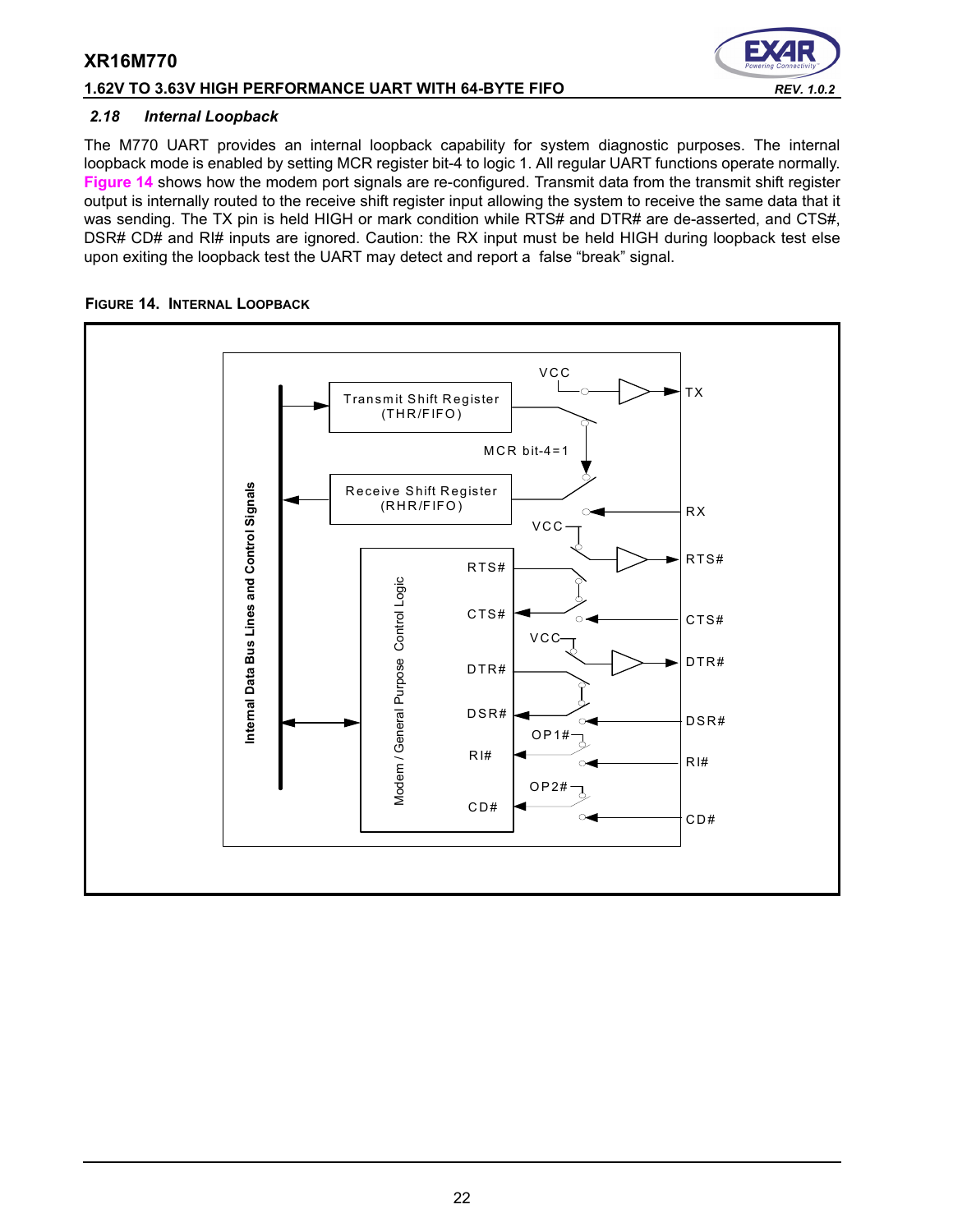### 2.18 Internal Loopback

The M770 UART provides an internal loopback capability for system diagnostic purposes. The internal loopback mode is enabled by setting MCR register bit-4 to logic 1. All regular UART functions operate normally. Figure 14 shows how the modem port signals are re-configured. Transmit data from the transmit shift register output is internally routed to the receive shift register input allowing the system to receive the same data that it was sending. The TX pin is held HIGH or mark condition while RTS# and DTR# are de-asserted, and CTS#, DSR# CD# and RI# inputs are ignored. Caution: the RX input must be held HIGH during loopback test else upon exiting the loopback test the UART may detect and report a false "break" signal.

**FIGURE 14. INTERNAL LOOPBACK**

Internal Data Bus Lines and Control Signals

Transmit Shift Register (THR/FIFO)

Receive Shift Register (RHR/FIFO)

MCR bit-4=1

VCC

TX

RX

Modem / General Purpose Control Logic

RTS#

CTS#

DTR#

DSR#

RI#

CD#

OP1#

OP2#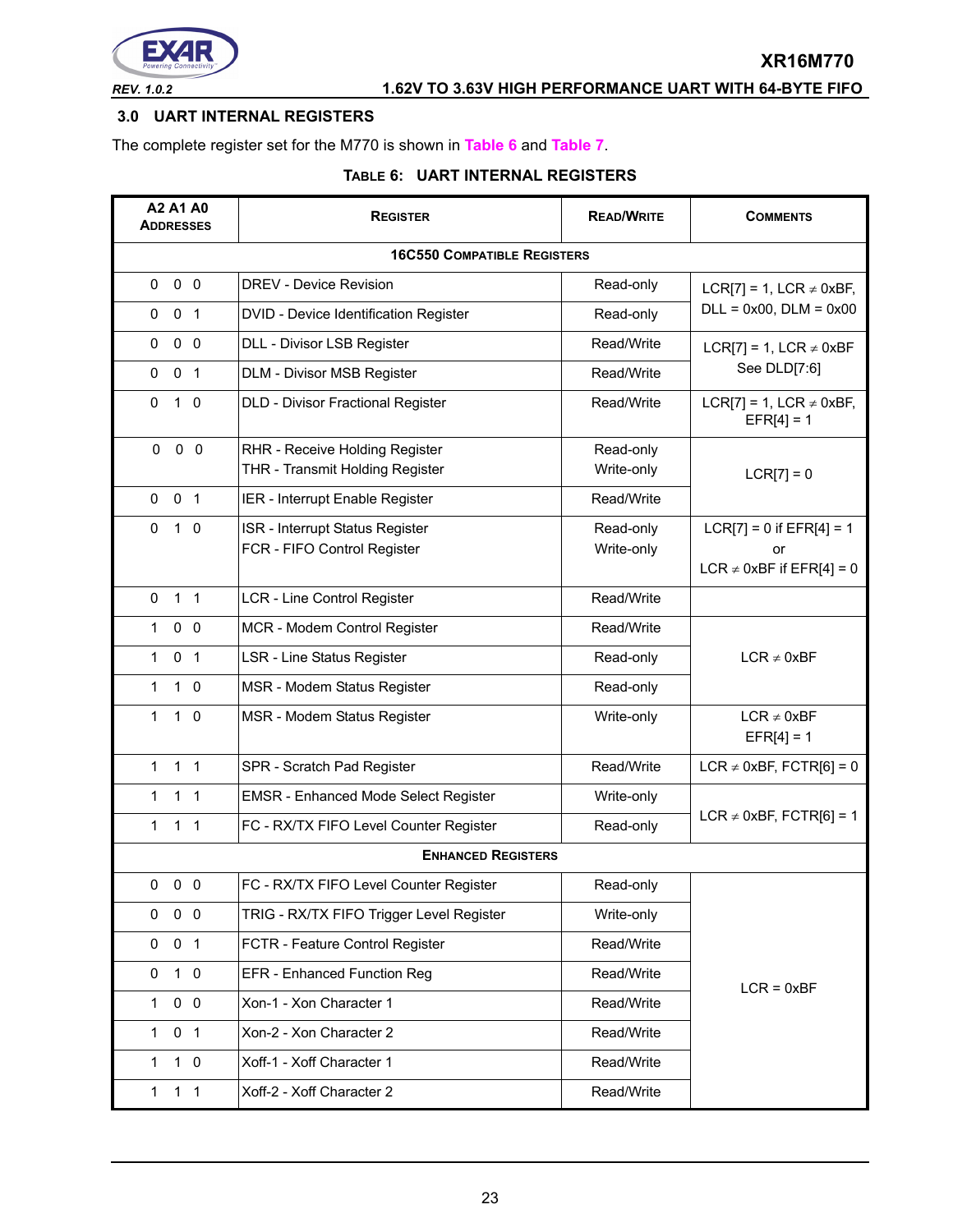## 3.0 UART INTERNAL REGISTERS

The complete register set for the M770 is shown in Table 6 and Table 7.

**TABLE 6: UART INTERNAL REGISTERS**

| A2 A1 A0 ADDRESSES | REGISTER | READ/WRITE | COMMENTS |
|---|---|---|---|
| | **16C550 COMPATIBLE REGISTERS** | | |
| 0 0 0 | DREV - Device Revision | Read-only | LCR[7] = 1, LCR ≠ 0xBF, DLL = 0x00, DLM = 0x00 |
| 0 0 1 | DVID - Device Identification Register | Read-only | |
| 0 0 0 | DLL - Divisor LSB Register | Read/Write | LCR[7] = 1, LCR ≠ 0xBF See DLD[7:6] |
| 0 0 1 | DLM - Divisor MSB Register | Read/Write | |
| 0 1 0 | DLD - Divisor Fractional Register | Read/Write | LCR[7] = 1, LCR ≠ 0xBF, EFR[4] = 1 |
| 0 0 0 | RHR - Receive Holding Register<br>THR - Transmit Holding Register | Read-only<br>Write-only | LCR[7] = 0 |
| 0 0 1 | IER - Interrupt Enable Register | Read/Write | |
| 0 1 0 | ISR - Interrupt Status Register<br>FCR - FIFO Control Register | Read-only<br>Write-only | LCR[7] = 0 if EFR[4] = 1 or LCR ≠ 0xBF if EFR[4] = 0 |
| 0 1 1 | LCR - Line Control Register | Read/Write | |
| 1 0 0 | MCR - Modem Control Register | Read/Write | LCR ≠ 0xBF |
| 1 0 1 | LSR - Line Status Register | Read-only | |
| 1 1 0 | MSR - Modem Status Register | Read-only | |
| 1 1 0 | MSR - Modem Status Register | Write-only | LCR ≠ 0xBF EFR[4] = 1 |
| 1 1 1 | SPR - Scratch Pad Register | Read/Write | LCR ≠ 0xBF, FCTR[6] = 0 |
| 1 1 1 | EMSR - Enhanced Mode Select Register | Write-only | LCR ≠ 0xBF, FCTR[6] = 1 |
| 1 1 1 | FC - RX/TX FIFO Level Counter Register | Read-only | |
| | **ENHANCED REGISTERS** | | |
| 0 0 0 | FC - RX/TX FIFO Level Counter Register | Read-only | LCR = 0xBF |
| 0 0 0 | TRIG - RX/TX FIFO Trigger Level Register | Write-only | |
| 0 0 1 | FCTR - Feature Control Register | Read/Write | |
| 0 1 0 | EFR - Enhanced Function Reg | Read/Write | |
| 1 0 0 | Xon-1 - Xon Character 1 | Read/Write | |
| 1 0 1 | Xon-2 - Xon Character 2 | Read/Write | |
| 1 1 0 | Xoff-1 - Xoff Character 1 | Read/Write | |
| 1 1 1 | Xoff-2 - Xoff Character 2 | Read/Write | |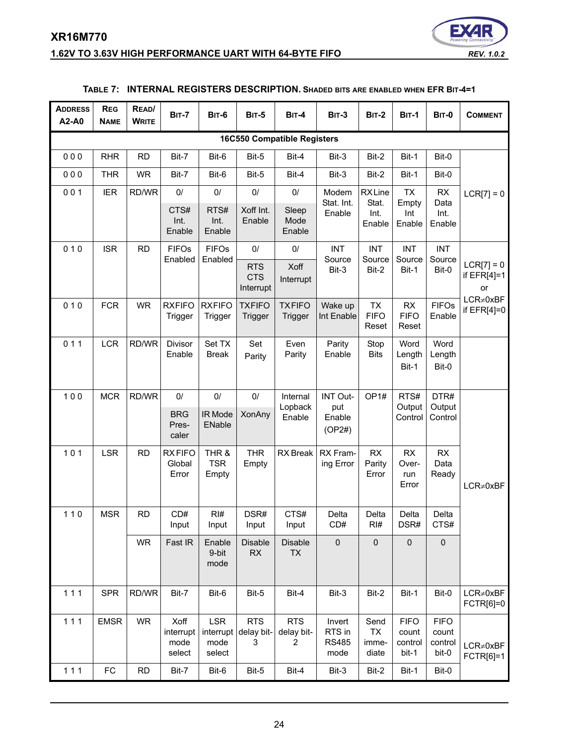**TABLE 7: INTERNAL REGISTERS DESCRIPTION.** SHADED BITS ARE ENABLED WHEN EFR BIT-4=1

| ADDRESS A2-A0 | REG NAME | READ/ WRITE | BIT-7 | BIT-6 | BIT-5 | BIT-4 | BIT-3 | BIT-2 | BIT-1 | BIT-0 | COMMENT |
|---|---|---|---|---|---|---|---|---|---|---|---|
| **16C550 Compatible Registers** | | | | | | | | | | | |
| 0 0 0 | RHR | RD | Bit-7 | Bit-6 | Bit-5 | Bit-4 | Bit-3 | Bit-2 | Bit-1 | Bit-0 | LCR[7] = 0 |
| 0 0 0 | THR | WR | Bit-7 | Bit-6 | Bit-5 | Bit-4 | Bit-3 | Bit-2 | Bit-1 | Bit-0 | |
| 0 0 1 | IER | RD/WR | 0/ CTS# Int. Enable | 0/ RTS# Int. Enable | 0/ Xoff Int. Enable | 0/ Sleep Mode Enable | Modem Stat. Int. Enable | RX Line Stat. Int. Enable | TX Empty Int Enable | RX Data Int. Enable | |
| 0 1 0 | ISR | RD | FIFOs Enabled | FIFOs Enabled | 0/ RTS CTS Interrupt | 0/ Xoff Interrupt | INT Source Bit-3 | INT Source Bit-2 | INT Source Bit-1 | INT Source Bit-0 | LCR[7] = 0 if EFR[4]=1 or LCR≠0xBF if EFR[4]=0 |
| 0 1 0 | FCR | WR | RXFIFO Trigger | RXFIFO Trigger | TXFIFO Trigger | TXFIFO Trigger | Wake up Int Enable | TX FIFO Reset | RX FIFO Reset | FIFOs Enable | |
| 0 1 1 | LCR | RD/WR | Divisor Enable | Set TX Break | Set Parity | Even Parity | Parity Enable | Stop Bits | Word Length Bit-1 | Word Length Bit-0 | |
| 1 0 0 | MCR | RD/WR | 0/ BRG Pres-caler | 0/ IR Mode ENable | 0/ XonAny | Internal Lopback Enable | INT Out-put Enable (OP2#) | OP1# | RTS# Output Control | DTR# Output Control | LCR≠0xBF |
| 1 0 1 | LSR | RD | RX FIFO Global Error | THR & TSR Empty | THR Empty | RX Break | RX Fram-ing Error | RX Parity Error | RX Over-run Error | RX Data Ready | |
| 1 1 0 | MSR | RD | CD# Input | RI# Input | DSR# Input | CTS# Input | Delta CD# | Delta RI# | Delta DSR# | Delta CTS# | |
| | | WR | Fast IR | Enable 9-bit mode | Disable RX | Disable TX | 0 | 0 | 0 | 0 | |
| 1 1 1 | SPR | RD/WR | Bit-7 | Bit-6 | Bit-5 | Bit-4 | Bit-3 | Bit-2 | Bit-1 | Bit-0 | LCR≠0xBF FCTR[6]=0 |
| 1 1 1 | EMSR | WR | Xoff interrupt mode select | LSR interrupt mode select | RTS delay bit-3 | RTS delay bit-2 | Invert RTS in RS485 mode | Send TX imme-diate | FIFO count control bit-1 | FIFO count control bit-0 | LCR≠0xBF FCTR[6]=1 |
| 1 1 1 | FC | RD | Bit-7 | Bit-6 | Bit-5 | Bit-4 | Bit-3 | Bit-2 | Bit-1 | Bit-0 | |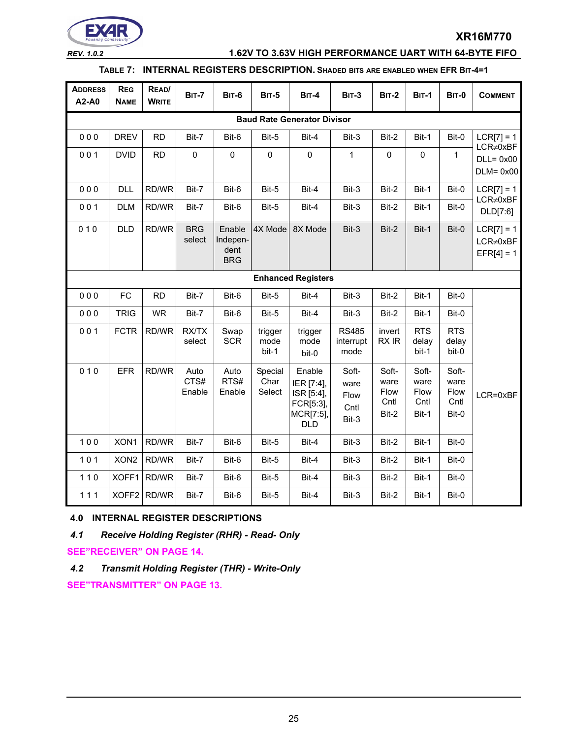**TABLE 7: INTERNAL REGISTERS DESCRIPTION. SHADED BITS ARE ENABLED WHEN EFR BIT-4=1**

| ADDRESS A2-A0 | REG NAME | READ/ WRITE | BIT-7 | BIT-6 | BIT-5 | BIT-4 | BIT-3 | BIT-2 | BIT-1 | BIT-0 | COMMENT |
|---|---|---|---|---|---|---|---|---|---|---|---|
| **Baud Rate Generator Divisor** | | | | | | | | | | | |
| 0 0 0 | DREV | RD | Bit-7 | Bit-6 | Bit-5 | Bit-4 | Bit-3 | Bit-2 | Bit-1 | Bit-0 | LCR[7] = 1 LCR≠0xBF DLL= 0x00 DLM= 0x00 |
| 0 0 1 | DVID | RD | 0 | 0 | 0 | 0 | 1 | 0 | 0 | 1 | |
| 0 0 0 | DLL | RD/WR | Bit-7 | Bit-6 | Bit-5 | Bit-4 | Bit-3 | Bit-2 | Bit-1 | Bit-0 | LCR[7] = 1 LCR≠0xBF DLD[7:6] |
| 0 0 1 | DLM | RD/WR | Bit-7 | Bit-6 | Bit-5 | Bit-4 | Bit-3 | Bit-2 | Bit-1 | Bit-0 | |
| 0 1 0 | DLD | RD/WR | BRG select | Enable Independent BRG | 4X Mode | 8X Mode | Bit-3 | Bit-2 | Bit-1 | Bit-0 | LCR[7] = 1 LCR≠0xBF EFR[4] = 1 |
| **Enhanced Registers** | | | | | | | | | | | |
| 0 0 0 | FC | RD | Bit-7 | Bit-6 | Bit-5 | Bit-4 | Bit-3 | Bit-2 | Bit-1 | Bit-0 | LCR=0xBF |
| 0 0 0 | TRIG | WR | Bit-7 | Bit-6 | Bit-5 | Bit-4 | Bit-3 | Bit-2 | Bit-1 | Bit-0 | |
| 0 0 1 | FCTR | RD/WR | RX/TX select | Swap SCR | trigger mode bit-1 | trigger mode bit-0 | RS485 interrupt mode | invert RX IR | RTS delay bit-1 | RTS delay bit-0 | |
| 0 1 0 | EFR | RD/WR | Auto CTS# Enable | Auto RTS# Enable | Special Char Select | Enable IER [7:4], ISR [5:4], FCR[5:3], MCR[7:5], DLD | Software Flow Cntl Bit-3 | Software Flow Cntl Bit-2 | Software Flow Cntl Bit-1 | Software Flow Cntl Bit-0 | |
| 1 0 0 | XON1 | RD/WR | Bit-7 | Bit-6 | Bit-5 | Bit-4 | Bit-3 | Bit-2 | Bit-1 | Bit-0 | |
| 1 0 1 | XON2 | RD/WR | Bit-7 | Bit-6 | Bit-5 | Bit-4 | Bit-3 | Bit-2 | Bit-1 | Bit-0 | |
| 1 1 0 | XOFF1 | RD/WR | Bit-7 | Bit-6 | Bit-5 | Bit-4 | Bit-3 | Bit-2 | Bit-1 | Bit-0 | |
| 1 1 1 | XOFF2 | RD/WR | Bit-7 | Bit-6 | Bit-5 | Bit-4 | Bit-3 | Bit-2 | Bit-1 | Bit-0 | |

## 4.0 INTERNAL REGISTER DESCRIPTIONS

### *4.1 Receive Holding Register (RHR) - Read- Only*

**SEE"RECEIVER" ON PAGE 14.**

### *4.2 Transmit Holding Register (THR) - Write-Only*

**SEE"TRANSMITTER" ON PAGE 13.**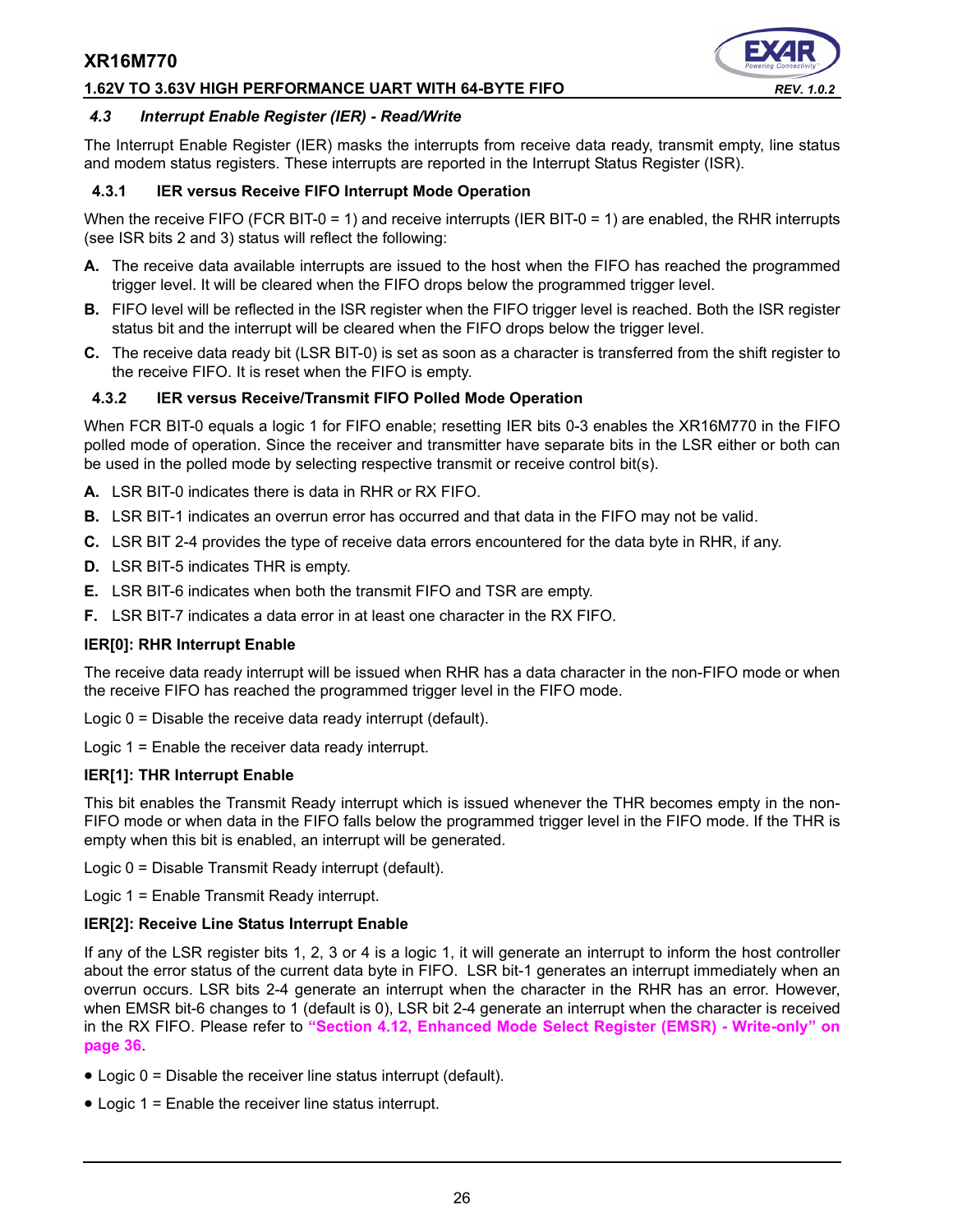### *4.3 Interrupt Enable Register (IER) - Read/Write*

The Interrupt Enable Register (IER) masks the interrupts from receive data ready, transmit empty, line status and modem status registers. These interrupts are reported in the Interrupt Status Register (ISR).

#### 4.3.1 IER versus Receive FIFO Interrupt Mode Operation

When the receive FIFO (FCR BIT-0 = 1) and receive interrupts (IER BIT-0 = 1) are enabled, the RHR interrupts (see ISR bits 2 and 3) status will reflect the following:

**A.** The receive data available interrupts are issued to the host when the FIFO has reached the programmed trigger level. It will be cleared when the FIFO drops below the programmed trigger level.

**B.** FIFO level will be reflected in the ISR register when the FIFO trigger level is reached. Both the ISR register status bit and the interrupt will be cleared when the FIFO drops below the trigger level.

**C.** The receive data ready bit (LSR BIT-0) is set as soon as a character is transferred from the shift register to the receive FIFO. It is reset when the FIFO is empty.

#### 4.3.2 IER versus Receive/Transmit FIFO Polled Mode Operation

When FCR BIT-0 equals a logic 1 for FIFO enable; resetting IER bits 0-3 enables the XR16M770 in the FIFO polled mode of operation. Since the receiver and transmitter have separate bits in the LSR either or both can be used in the polled mode by selecting respective transmit or receive control bit(s).

**A.** LSR BIT-0 indicates there is data in RHR or RX FIFO.

**B.** LSR BIT-1 indicates an overrun error has occurred and that data in the FIFO may not be valid.

**C.** LSR BIT 2-4 provides the type of receive data errors encountered for the data byte in RHR, if any.

**D.** LSR BIT-5 indicates THR is empty.

**E.** LSR BIT-6 indicates when both the transmit FIFO and TSR are empty.

**F.** LSR BIT-7 indicates a data error in at least one character in the RX FIFO.

**IER[0]: RHR Interrupt Enable**

The receive data ready interrupt will be issued when RHR has a data character in the non-FIFO mode or when the receive FIFO has reached the programmed trigger level in the FIFO mode.

Logic 0 = Disable the receive data ready interrupt (default).

Logic 1 = Enable the receiver data ready interrupt.

**IER[1]: THR Interrupt Enable**

This bit enables the Transmit Ready interrupt which is issued whenever the THR becomes empty in the non-FIFO mode or when data in the FIFO falls below the programmed trigger level in the FIFO mode. If the THR is empty when this bit is enabled, an interrupt will be generated.

Logic 0 = Disable Transmit Ready interrupt (default).

Logic 1 = Enable Transmit Ready interrupt.

**IER[2]: Receive Line Status Interrupt Enable**

If any of the LSR register bits 1, 2, 3 or 4 is a logic 1, it will generate an interrupt to inform the host controller about the error status of the current data byte in FIFO. LSR bit-1 generates an interrupt immediately when an overrun occurs. LSR bits 2-4 generate an interrupt when the character in the RHR has an error. However, when EMSR bit-6 changes to 1 (default is 0), LSR bit 2-4 generate an interrupt when the character is received in the RX FIFO. Please refer to **"Section 4.12, Enhanced Mode Select Register (EMSR) - Write-only" on page 36**.

- Logic 0 = Disable the receiver line status interrupt (default).
- Logic 1 = Enable the receiver line status interrupt.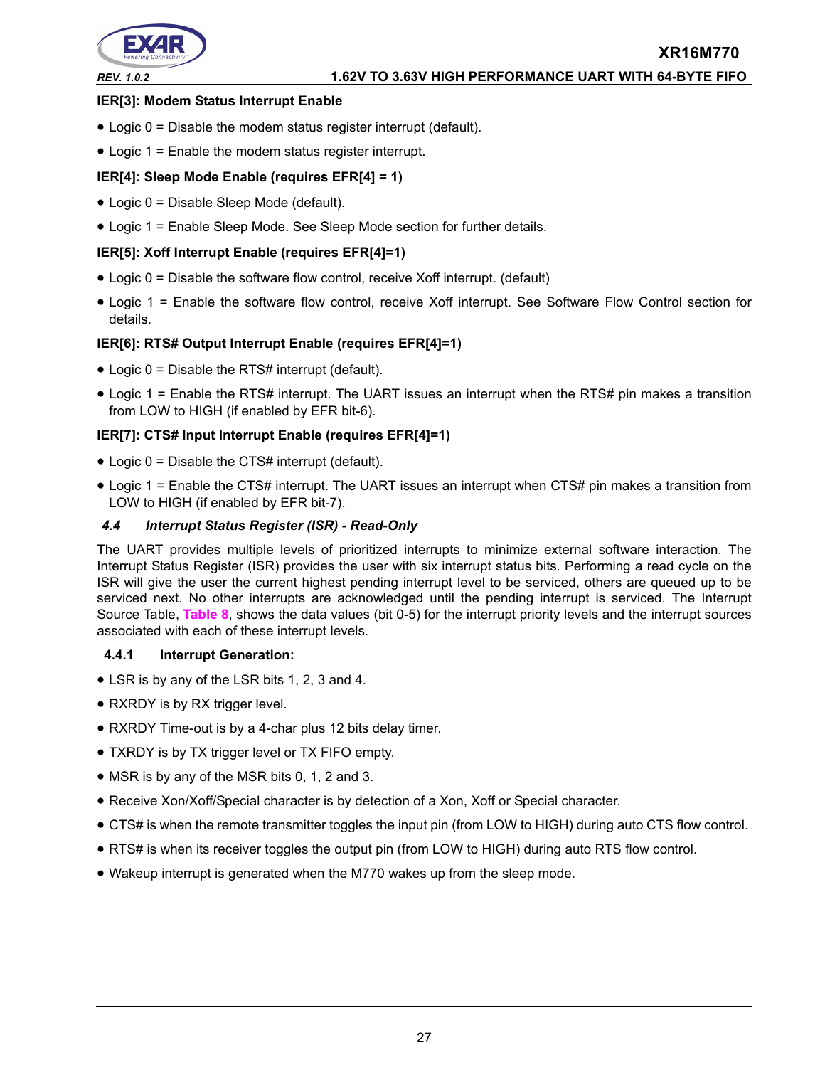**IER[3]: Modem Status Interrupt Enable**

- Logic 0 = Disable the modem status register interrupt (default).
- Logic 1 = Enable the modem status register interrupt.

**IER[4]: Sleep Mode Enable (requires EFR[4] = 1)**

- Logic 0 = Disable Sleep Mode (default).
- Logic 1 = Enable Sleep Mode. See Sleep Mode section for further details.

**IER[5]: Xoff Interrupt Enable (requires EFR[4]=1)**

- Logic 0 = Disable the software flow control, receive Xoff interrupt. (default)
- Logic 1 = Enable the software flow control, receive Xoff interrupt. See Software Flow Control section for details.

**IER[6]: RTS# Output Interrupt Enable (requires EFR[4]=1)**

- Logic 0 = Disable the RTS# interrupt (default).
- Logic 1 = Enable the RTS# interrupt. The UART issues an interrupt when the RTS# pin makes a transition from LOW to HIGH (if enabled by EFR bit-6).

**IER[7]: CTS# Input Interrupt Enable (requires EFR[4]=1)**

- Logic 0 = Disable the CTS# interrupt (default).
- Logic 1 = Enable the CTS# interrupt. The UART issues an interrupt when CTS# pin makes a transition from LOW to HIGH (if enabled by EFR bit-7).

### *4.4 Interrupt Status Register (ISR) - Read-Only*

The UART provides multiple levels of prioritized interrupts to minimize external software interaction. The Interrupt Status Register (ISR) provides the user with six interrupt status bits. Performing a read cycle on the ISR will give the user the current highest pending interrupt level to be serviced, others are queued up to be serviced next. No other interrupts are acknowledged until the pending interrupt is serviced. The Interrupt Source Table, **Table 8**, shows the data values (bit 0-5) for the interrupt priority levels and the interrupt sources associated with each of these interrupt levels.

#### 4.4.1 Interrupt Generation:

- LSR is by any of the LSR bits 1, 2, 3 and 4.
- RXRDY is by RX trigger level.
- RXRDY Time-out is by a 4-char plus 12 bits delay timer.
- TXRDY is by TX trigger level or TX FIFO empty.
- MSR is by any of the MSR bits 0, 1, 2 and 3.
- Receive Xon/Xoff/Special character is by detection of a Xon, Xoff or Special character.
- CTS# is when the remote transmitter toggles the input pin (from LOW to HIGH) during auto CTS flow control.
- RTS# is when its receiver toggles the output pin (from LOW to HIGH) during auto RTS flow control.
- Wakeup interrupt is generated when the M770 wakes up from the sleep mode.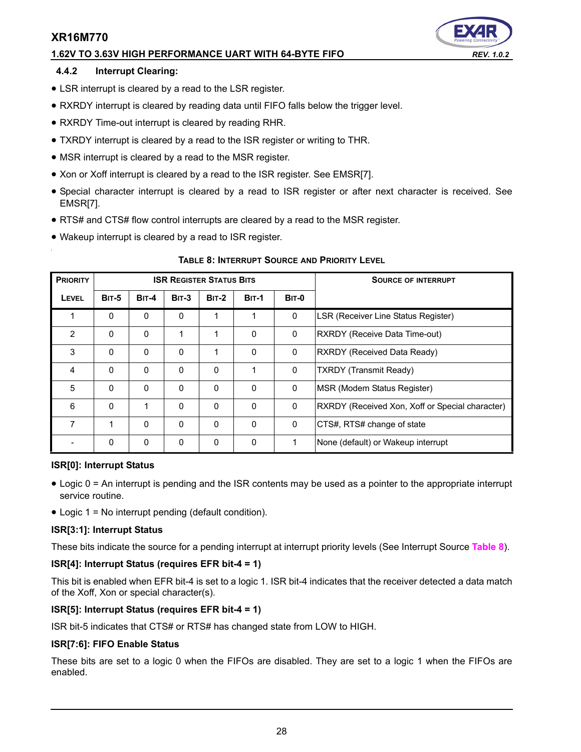### 4.4.2 Interrupt Clearing:

- LSR interrupt is cleared by a read to the LSR register.
- RXRDY interrupt is cleared by reading data until FIFO falls below the trigger level.
- RXRDY Time-out interrupt is cleared by reading RHR.
- TXRDY interrupt is cleared by a read to the ISR register or writing to THR.
- MSR interrupt is cleared by a read to the MSR register.
- Xon or Xoff interrupt is cleared by a read to the ISR register. See EMSR[7].
- Special character interrupt is cleared by a read to ISR register or after next character is received. See EMSR[7].
- RTS# and CTS# flow control interrupts are cleared by a read to the MSR register.
- Wakeup interrupt is cleared by a read to ISR register.

**TABLE 8: INTERRUPT SOURCE AND PRIORITY LEVEL**

| PRIORITY | ISR REGISTER STATUS BITS | | | | | | SOURCE OF INTERRUPT |
|---|---|---|---|---|---|---|---|
| LEVEL | BIT-5 | BIT-4 | BIT-3 | BIT-2 | BIT-1 | BIT-0 | |
| 1 | 0 | 0 | 0 | 1 | 1 | 0 | LSR (Receiver Line Status Register) |
| 2 | 0 | 0 | 1 | 1 | 0 | 0 | RXRDY (Receive Data Time-out) |
| 3 | 0 | 0 | 0 | 1 | 0 | 0 | RXRDY (Received Data Ready) |
| 4 | 0 | 0 | 0 | 0 | 1 | 0 | TXRDY (Transmit Ready) |
| 5 | 0 | 0 | 0 | 0 | 0 | 0 | MSR (Modem Status Register) |
| 6 | 0 | 1 | 0 | 0 | 0 | 0 | RXRDY (Received Xon, Xoff or Special character) |
| 7 | 1 | 0 | 0 | 0 | 0 | 0 | CTS#, RTS# change of state |
| - | 0 | 0 | 0 | 0 | 0 | 1 | None (default) or Wakeup interrupt |

**ISR[0]: Interrupt Status**

- Logic 0 = An interrupt is pending and the ISR contents may be used as a pointer to the appropriate interrupt service routine.
- Logic 1 = No interrupt pending (default condition).

**ISR[3:1]: Interrupt Status**

These bits indicate the source for a pending interrupt at interrupt priority levels (See Interrupt Source Table 8).

**ISR[4]: Interrupt Status (requires EFR bit-4 = 1)**

This bit is enabled when EFR bit-4 is set to a logic 1. ISR bit-4 indicates that the receiver detected a data match of the Xoff, Xon or special character(s).

**ISR[5]: Interrupt Status (requires EFR bit-4 = 1)**

ISR bit-5 indicates that CTS# or RTS# has changed state from LOW to HIGH.

**ISR[7:6]: FIFO Enable Status**

These bits are set to a logic 0 when the FIFOs are disabled. They are set to a logic 1 when the FIFOs are enabled.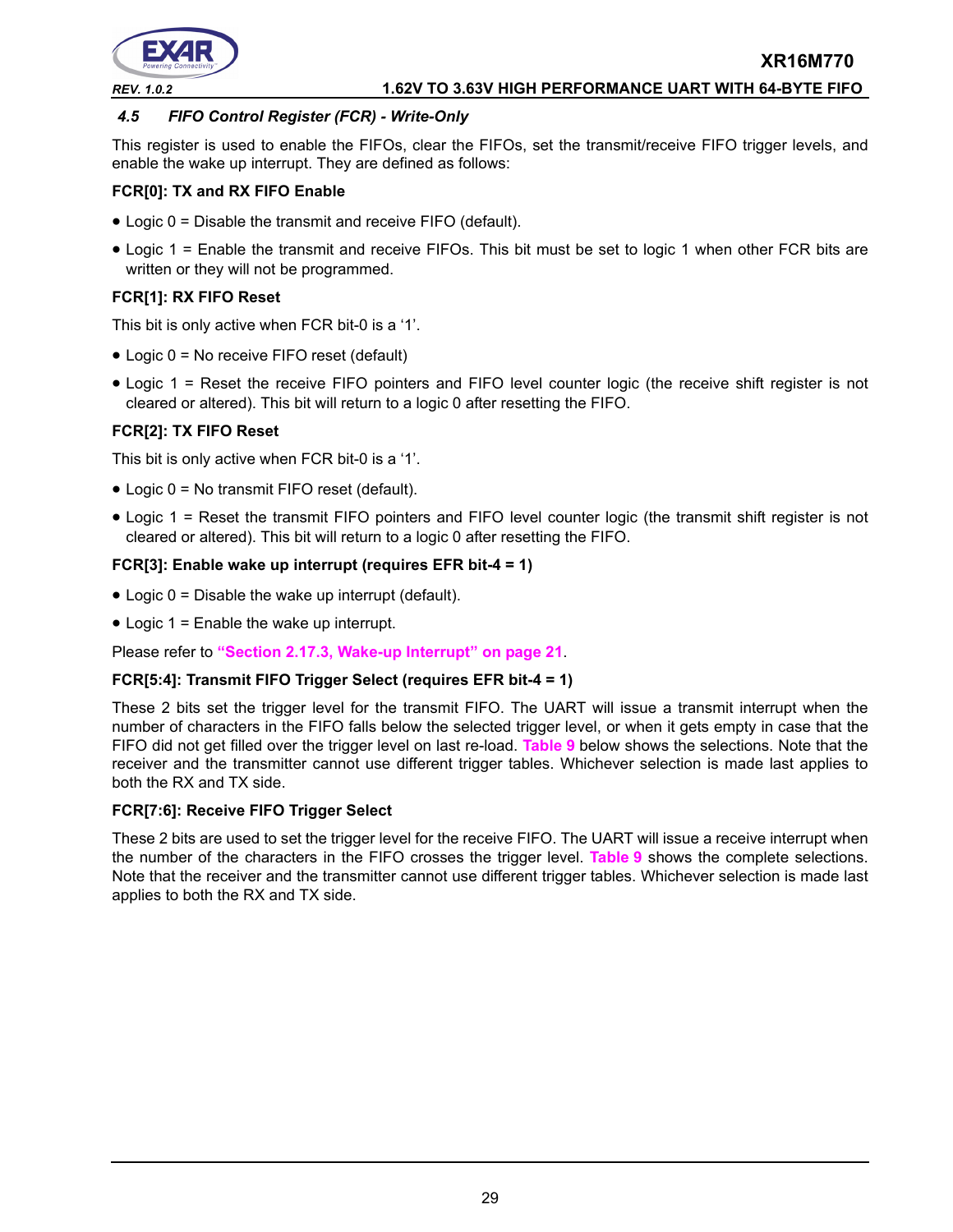### 4.5 FIFO Control Register (FCR) - Write-Only

This register is used to enable the FIFOs, clear the FIFOs, set the transmit/receive FIFO trigger levels, and enable the wake up interrupt. They are defined as follows:

**FCR[0]: TX and RX FIFO Enable**

- Logic 0 = Disable the transmit and receive FIFO (default).
- Logic 1 = Enable the transmit and receive FIFOs. This bit must be set to logic 1 when other FCR bits are written or they will not be programmed.

**FCR[1]: RX FIFO Reset**

This bit is only active when FCR bit-0 is a '1'.

- Logic 0 = No receive FIFO reset (default)
- Logic 1 = Reset the receive FIFO pointers and FIFO level counter logic (the receive shift register is not cleared or altered). This bit will return to a logic 0 after resetting the FIFO.

**FCR[2]: TX FIFO Reset**

This bit is only active when FCR bit-0 is a '1'.

- Logic 0 = No transmit FIFO reset (default).
- Logic 1 = Reset the transmit FIFO pointers and FIFO level counter logic (the transmit shift register is not cleared or altered). This bit will return to a logic 0 after resetting the FIFO.

**FCR[3]: Enable wake up interrupt (requires EFR bit-4 = 1)**

- Logic 0 = Disable the wake up interrupt (default).
- Logic 1 = Enable the wake up interrupt.

Please refer to **"Section 2.17.3, Wake-up Interrupt" on page 21**.

**FCR[5:4]: Transmit FIFO Trigger Select (requires EFR bit-4 = 1)**

These 2 bits set the trigger level for the transmit FIFO. The UART will issue a transmit interrupt when the number of characters in the FIFO falls below the selected trigger level, or when it gets empty in case that the FIFO did not get filled over the trigger level on last re-load. **Table 9** below shows the selections. Note that the receiver and the transmitter cannot use different trigger tables. Whichever selection is made last applies to both the RX and TX side.

**FCR[7:6]: Receive FIFO Trigger Select**

These 2 bits are used to set the trigger level for the receive FIFO. The UART will issue a receive interrupt when the number of the characters in the FIFO crosses the trigger level. **Table 9** shows the complete selections. Note that the receiver and the transmitter cannot use different trigger tables. Whichever selection is made last applies to both the RX and TX side.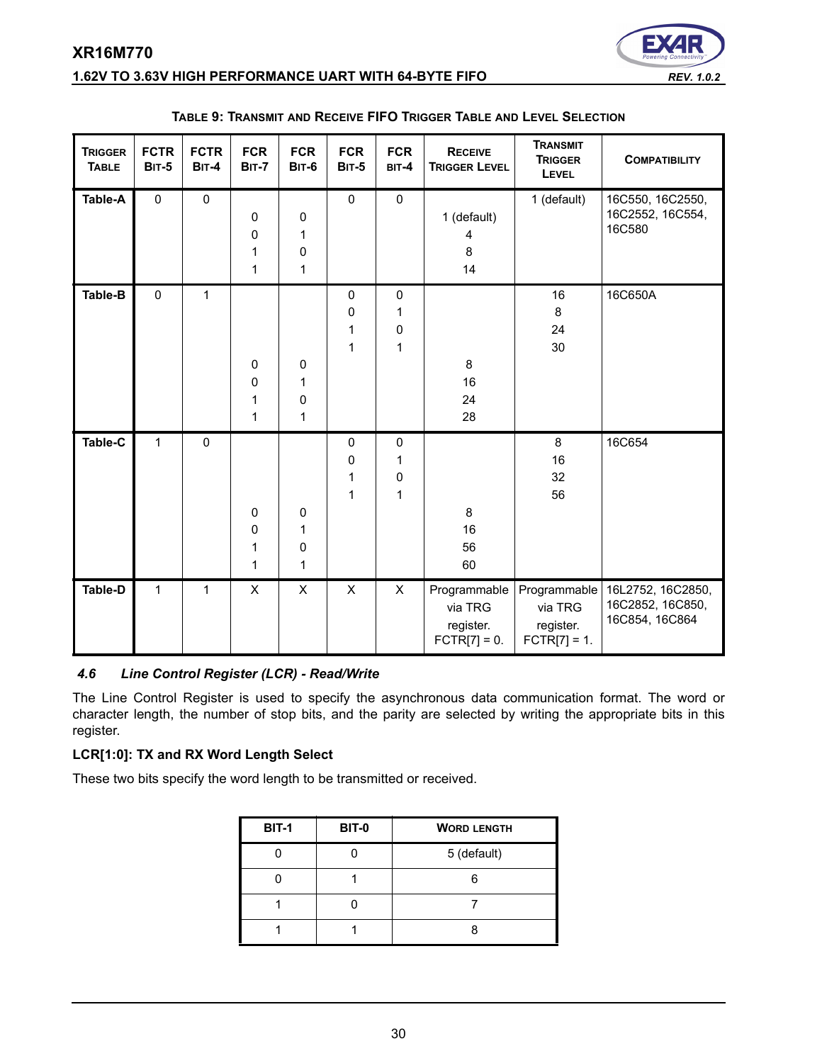**Table 9: Transmit and Receive FIFO Trigger Table and Level Selection**

| Trigger Table | FCTR Bit-5 | FCTR Bit-4 | FCR Bit-7 | FCR Bit-6 | FCR Bit-5 | FCR Bit-4 | Receive Trigger Level | Transmit Trigger Level | Compatibility |
|---|---|---|---|---|---|---|---|---|---|
| **Table-A** | 0 | 0 | | | 0 | 0 | | 1 (default) | 16C550, 16C2550, 16C2552, 16C554, 16C580 |
| | | | 0 | 0 | | | 1 (default) | | |
| | | | 0 | 1 | | | 4 | | |
| | | | 1 | 0 | | | 8 | | |
| | | | 1 | 1 | | | 14 | | |
| **Table-B** | 0 | 1 | | | 0 | 0 | | 16 | 16C650A |
| | | | | | 0 | 1 | | 8 | |
| | | | | | 1 | 0 | | 24 | |
| | | | | | 1 | 1 | | 30 | |
| | | | 0 | 0 | | | 8 | | |
| | | | 0 | 1 | | | 16 | | |
| | | | 1 | 0 | | | 24 | | |
| | | | 1 | 1 | | | 28 | | |
| **Table-C** | 1 | 0 | | | 0 | 0 | | 8 | 16C654 |
| | | | | | 0 | 1 | | 16 | |
| | | | | | 1 | 0 | | 32 | |
| | | | | | 1 | 1 | | 56 | |
| | | | 0 | 0 | | | 8 | | |
| | | | 0 | 1 | | | 16 | | |
| | | | 1 | 0 | | | 56 | | |
| | | | 1 | 1 | | | 60 | | |
| **Table-D** | 1 | 1 | X | X | X | X | Programmable via TRG register. FCTR[7] = 0. | Programmable via TRG register. FCTR[7] = 1. | 16L2752, 16C2850, 16C2852, 16C850, 16C854, 16C864 |

### *4.6 Line Control Register (LCR) - Read/Write*

The Line Control Register is used to specify the asynchronous data communication format. The word or character length, the number of stop bits, and the parity are selected by writing the appropriate bits in this register.

**LCR[1:0]: TX and RX Word Length Select**

These two bits specify the word length to be transmitted or received.

| BIT-1 | BIT-0 | Word length |
|---|---|---|
| 0 | 0 | 5 (default) |
| 0 | 1 | 6 |
| 1 | 0 | 7 |
| 1 | 1 | 8 |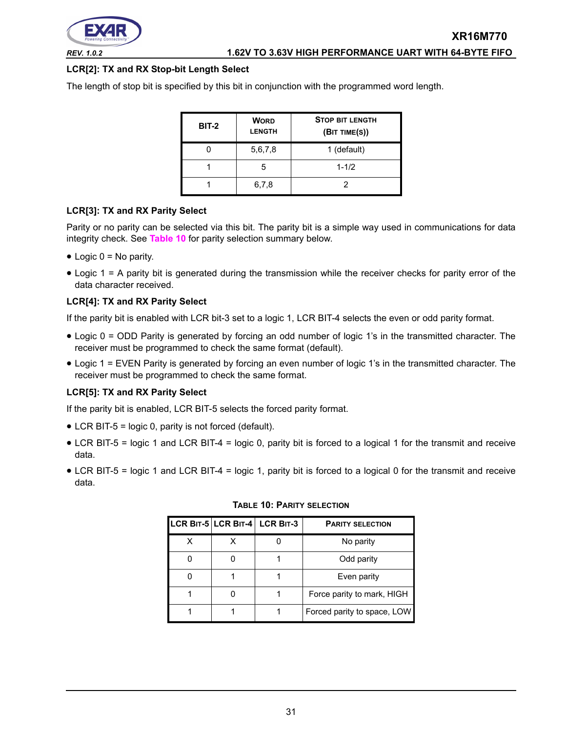### LCR[2]: TX and RX Stop-bit Length Select

The length of stop bit is specified by this bit in conjunction with the programmed word length.

| BIT-2 | WORD LENGTH | STOP BIT LENGTH (BIT TIME(S)) |
|---|---|---|
| 0 | 5,6,7,8 | 1 (default) |
| 1 | 5 | 1-1/2 |
| 1 | 6,7,8 | 2 |

### LCR[3]: TX and RX Parity Select

Parity or no parity can be selected via this bit. The parity bit is a simple way used in communications for data integrity check. See Table 10 for parity selection summary below.

- Logic 0 = No parity.
- Logic 1 = A parity bit is generated during the transmission while the receiver checks for parity error of the data character received.

### LCR[4]: TX and RX Parity Select

If the parity bit is enabled with LCR bit-3 set to a logic 1, LCR BIT-4 selects the even or odd parity format.

- Logic 0 = ODD Parity is generated by forcing an odd number of logic 1's in the transmitted character. The receiver must be programmed to check the same format (default).
- Logic 1 = EVEN Parity is generated by forcing an even number of logic 1's in the transmitted character. The receiver must be programmed to check the same format.

### LCR[5]: TX and RX Parity Select

If the parity bit is enabled, LCR BIT-5 selects the forced parity format.

- LCR BIT-5 = logic 0, parity is not forced (default).
- LCR BIT-5 = logic 1 and LCR BIT-4 = logic 0, parity bit is forced to a logical 1 for the transmit and receive data.
- LCR BIT-5 = logic 1 and LCR BIT-4 = logic 1, parity bit is forced to a logical 0 for the transmit and receive data.

**TABLE 10: PARITY SELECTION**

| LCR BIT-5 | LCR BIT-4 | LCR BIT-3 | PARITY SELECTION |
|---|---|---|---|
| X | X | 0 | No parity |
| 0 | 0 | 1 | Odd parity |
| 0 | 1 | 1 | Even parity |
| 1 | 0 | 1 | Force parity to mark, HIGH |
| 1 | 1 | 1 | Forced parity to space, LOW |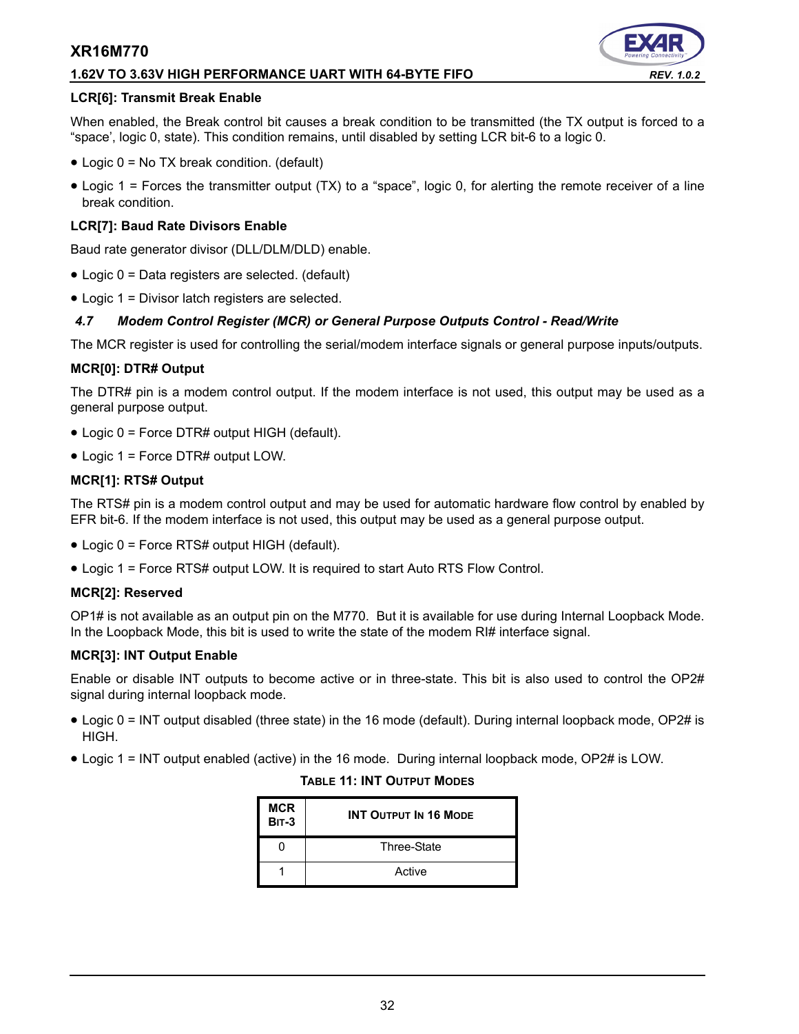**LCR[6]: Transmit Break Enable**

When enabled, the Break control bit causes a break condition to be transmitted (the TX output is forced to a "space', logic 0, state). This condition remains, until disabled by setting LCR bit-6 to a logic 0.

- Logic 0 = No TX break condition. (default)
- Logic 1 = Forces the transmitter output (TX) to a "space", logic 0, for alerting the remote receiver of a line break condition.

**LCR[7]: Baud Rate Divisors Enable**

Baud rate generator divisor (DLL/DLM/DLD) enable.

- Logic 0 = Data registers are selected. (default)
- Logic 1 = Divisor latch registers are selected.

### *4.7 Modem Control Register (MCR) or General Purpose Outputs Control - Read/Write*

The MCR register is used for controlling the serial/modem interface signals or general purpose inputs/outputs.

**MCR[0]: DTR# Output**

The DTR# pin is a modem control output. If the modem interface is not used, this output may be used as a general purpose output.

- Logic 0 = Force DTR# output HIGH (default).
- Logic 1 = Force DTR# output LOW.

**MCR[1]: RTS# Output**

The RTS# pin is a modem control output and may be used for automatic hardware flow control by enabled by EFR bit-6. If the modem interface is not used, this output may be used as a general purpose output.

- Logic 0 = Force RTS# output HIGH (default).
- Logic 1 = Force RTS# output LOW. It is required to start Auto RTS Flow Control.

**MCR[2]: Reserved**

OP1# is not available as an output pin on the M770. But it is available for use during Internal Loopback Mode. In the Loopback Mode, this bit is used to write the state of the modem RI# interface signal.

**MCR[3]: INT Output Enable**

Enable or disable INT outputs to become active or in three-state. This bit is also used to control the OP2# signal during internal loopback mode.

- Logic 0 = INT output disabled (three state) in the 16 mode (default). During internal loopback mode, OP2# is HIGH.
- Logic 1 = INT output enabled (active) in the 16 mode. During internal loopback mode, OP2# is LOW.

**TABLE 11: INT OUTPUT MODES**

| MCR BIT-3 | INT OUTPUT IN 16 MODE |
|---|---|
| 0 | Three-State |
| 1 | Active |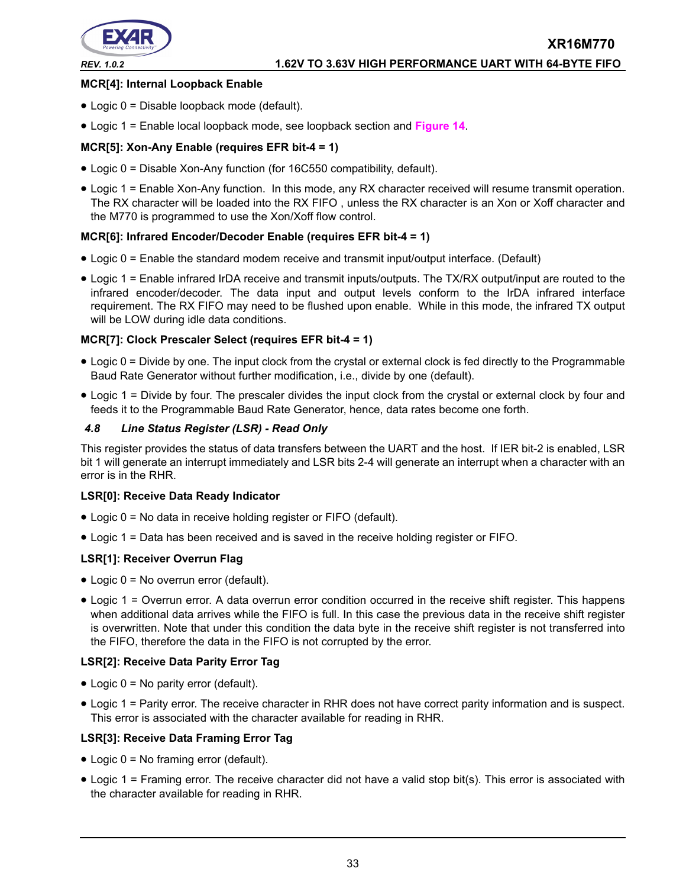**MCR[4]: Internal Loopback Enable**

- Logic 0 = Disable loopback mode (default).
- Logic 1 = Enable local loopback mode, see loopback section and Figure 14.

**MCR[5]: Xon-Any Enable (requires EFR bit-4 = 1)**

- Logic 0 = Disable Xon-Any function (for 16C550 compatibility, default).
- Logic 1 = Enable Xon-Any function. In this mode, any RX character received will resume transmit operation. The RX character will be loaded into the RX FIFO , unless the RX character is an Xon or Xoff character and the M770 is programmed to use the Xon/Xoff flow control.

**MCR[6]: Infrared Encoder/Decoder Enable (requires EFR bit-4 = 1)**

- Logic 0 = Enable the standard modem receive and transmit input/output interface. (Default)
- Logic 1 = Enable infrared IrDA receive and transmit inputs/outputs. The TX/RX output/input are routed to the infrared encoder/decoder. The data input and output levels conform to the IrDA infrared interface requirement. The RX FIFO may need to be flushed upon enable. While in this mode, the infrared TX output will be LOW during idle data conditions.

**MCR[7]: Clock Prescaler Select (requires EFR bit-4 = 1)**

- Logic 0 = Divide by one. The input clock from the crystal or external clock is fed directly to the Programmable Baud Rate Generator without further modification, i.e., divide by one (default).
- Logic 1 = Divide by four. The prescaler divides the input clock from the crystal or external clock by four and feeds it to the Programmable Baud Rate Generator, hence, data rates become one forth.

### *4.8 Line Status Register (LSR) - Read Only*

This register provides the status of data transfers between the UART and the host. If IER bit-2 is enabled, LSR bit 1 will generate an interrupt immediately and LSR bits 2-4 will generate an interrupt when a character with an error is in the RHR.

**LSR[0]: Receive Data Ready Indicator**

- Logic 0 = No data in receive holding register or FIFO (default).
- Logic 1 = Data has been received and is saved in the receive holding register or FIFO.

**LSR[1]: Receiver Overrun Flag**

- Logic 0 = No overrun error (default).
- Logic 1 = Overrun error. A data overrun error condition occurred in the receive shift register. This happens when additional data arrives while the FIFO is full. In this case the previous data in the receive shift register is overwritten. Note that under this condition the data byte in the receive shift register is not transferred into the FIFO, therefore the data in the FIFO is not corrupted by the error.

**LSR[2]: Receive Data Parity Error Tag**

- Logic 0 = No parity error (default).
- Logic 1 = Parity error. The receive character in RHR does not have correct parity information and is suspect. This error is associated with the character available for reading in RHR.

**LSR[3]: Receive Data Framing Error Tag**

- Logic 0 = No framing error (default).
- Logic 1 = Framing error. The receive character did not have a valid stop bit(s). This error is associated with the character available for reading in RHR.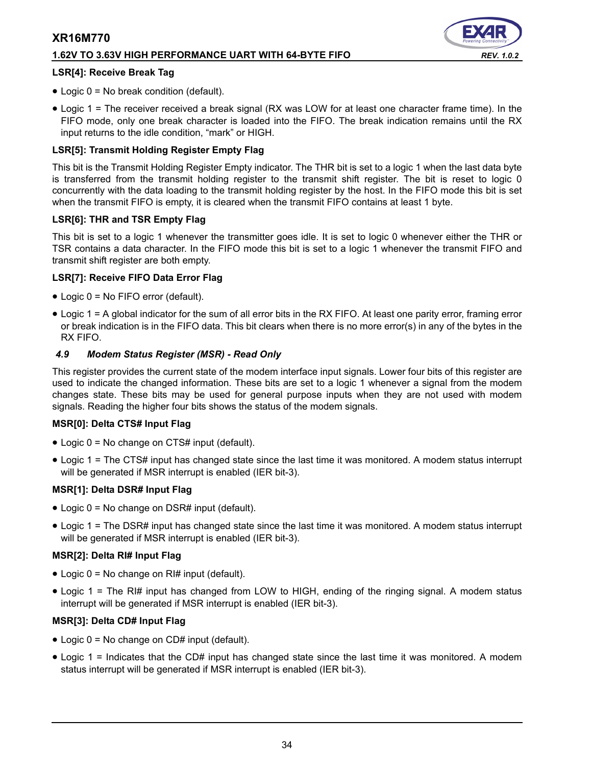#### LSR[4]: Receive Break Tag

- Logic 0 = No break condition (default).
- Logic 1 = The receiver received a break signal (RX was LOW for at least one character frame time). In the FIFO mode, only one break character is loaded into the FIFO. The break indication remains until the RX input returns to the idle condition, "mark" or HIGH.

#### LSR[5]: Transmit Holding Register Empty Flag

This bit is the Transmit Holding Register Empty indicator. The THR bit is set to a logic 1 when the last data byte is transferred from the transmit holding register to the transmit shift register. The bit is reset to logic 0 concurrently with the data loading to the transmit holding register by the host. In the FIFO mode this bit is set when the transmit FIFO is empty, it is cleared when the transmit FIFO contains at least 1 byte.

#### LSR[6]: THR and TSR Empty Flag

This bit is set to a logic 1 whenever the transmitter goes idle. It is set to logic 0 whenever either the THR or TSR contains a data character. In the FIFO mode this bit is set to a logic 1 whenever the transmit FIFO and transmit shift register are both empty.

#### LSR[7]: Receive FIFO Data Error Flag

- Logic 0 = No FIFO error (default).
- Logic 1 = A global indicator for the sum of all error bits in the RX FIFO. At least one parity error, framing error or break indication is in the FIFO data. This bit clears when there is no more error(s) in any of the bytes in the RX FIFO.

### *4.9 Modem Status Register (MSR) - Read Only*

This register provides the current state of the modem interface input signals. Lower four bits of this register are used to indicate the changed information. These bits are set to a logic 1 whenever a signal from the modem changes state. These bits may be used for general purpose inputs when they are not used with modem signals. Reading the higher four bits shows the status of the modem signals.

#### MSR[0]: Delta CTS# Input Flag

- Logic 0 = No change on CTS# input (default).
- Logic 1 = The CTS# input has changed state since the last time it was monitored. A modem status interrupt will be generated if MSR interrupt is enabled (IER bit-3).

#### MSR[1]: Delta DSR# Input Flag

- Logic 0 = No change on DSR# input (default).
- Logic 1 = The DSR# input has changed state since the last time it was monitored. A modem status interrupt will be generated if MSR interrupt is enabled (IER bit-3).

#### MSR[2]: Delta RI# Input Flag

- Logic 0 = No change on RI# input (default).
- Logic 1 = The RI# input has changed from LOW to HIGH, ending of the ringing signal. A modem status interrupt will be generated if MSR interrupt is enabled (IER bit-3).

#### MSR[3]: Delta CD# Input Flag

- Logic 0 = No change on CD# input (default).
- Logic 1 = Indicates that the CD# input has changed state since the last time it was monitored. A modem status interrupt will be generated if MSR interrupt is enabled (IER bit-3).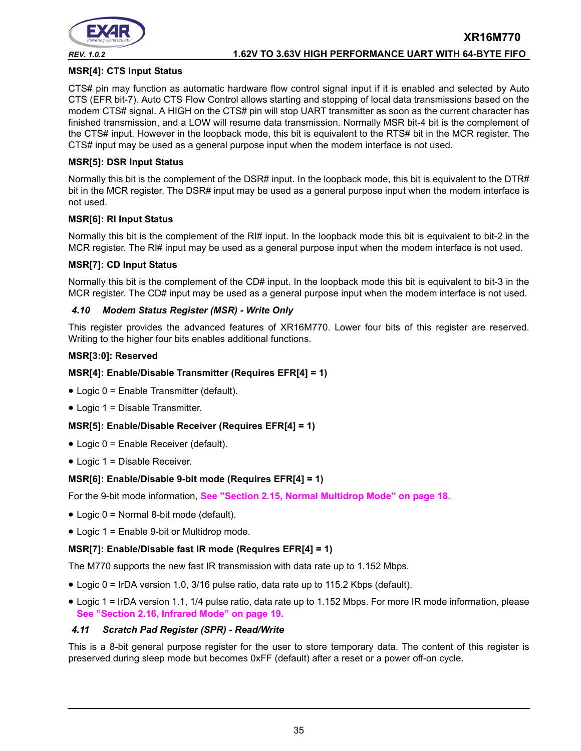**MSR[4]: CTS Input Status**

CTS# pin may function as automatic hardware flow control signal input if it is enabled and selected by Auto CTS (EFR bit-7). Auto CTS Flow Control allows starting and stopping of local data transmissions based on the modem CTS# signal. A HIGH on the CTS# pin will stop UART transmitter as soon as the current character has finished transmission, and a LOW will resume data transmission. Normally MSR bit-4 bit is the complement of the CTS# input. However in the loopback mode, this bit is equivalent to the RTS# bit in the MCR register. The CTS# input may be used as a general purpose input when the modem interface is not used.

**MSR[5]: DSR Input Status**

Normally this bit is the complement of the DSR# input. In the loopback mode, this bit is equivalent to the DTR# bit in the MCR register. The DSR# input may be used as a general purpose input when the modem interface is not used.

**MSR[6]: RI Input Status**

Normally this bit is the complement of the RI# input. In the loopback mode this bit is equivalent to bit-2 in the MCR register. The RI# input may be used as a general purpose input when the modem interface is not used.

**MSR[7]: CD Input Status**

Normally this bit is the complement of the CD# input. In the loopback mode this bit is equivalent to bit-3 in the MCR register. The CD# input may be used as a general purpose input when the modem interface is not used.

### *4.10 Modem Status Register (MSR) - Write Only*

This register provides the advanced features of XR16M770. Lower four bits of this register are reserved. Writing to the higher four bits enables additional functions.

**MSR[3:0]: Reserved**

**MSR[4]: Enable/Disable Transmitter (Requires EFR[4] = 1)**

- Logic 0 = Enable Transmitter (default).
- Logic 1 = Disable Transmitter.

**MSR[5]: Enable/Disable Receiver (Requires EFR[4] = 1)**

- Logic 0 = Enable Receiver (default).
- Logic 1 = Disable Receiver.

**MSR[6]: Enable/Disable 9-bit mode (Requires EFR[4] = 1)**

For the 9-bit mode information, **See "Section 2.15, Normal Multidrop Mode" on page 18.**

- Logic 0 = Normal 8-bit mode (default).
- Logic 1 = Enable 9-bit or Multidrop mode.

**MSR[7]: Enable/Disable fast IR mode (Requires EFR[4] = 1)**

The M770 supports the new fast IR transmission with data rate up to 1.152 Mbps.

- Logic 0 = IrDA version 1.0, 3/16 pulse ratio, data rate up to 115.2 Kbps (default).
- Logic 1 = IrDA version 1.1, 1/4 pulse ratio, data rate up to 1.152 Mbps. For more IR mode information, please **See "Section 2.16, Infrared Mode" on page 19.**

### *4.11 Scratch Pad Register (SPR) - Read/Write*

This is a 8-bit general purpose register for the user to store temporary data. The content of this register is preserved during sleep mode but becomes 0xFF (default) after a reset or a power off-on cycle.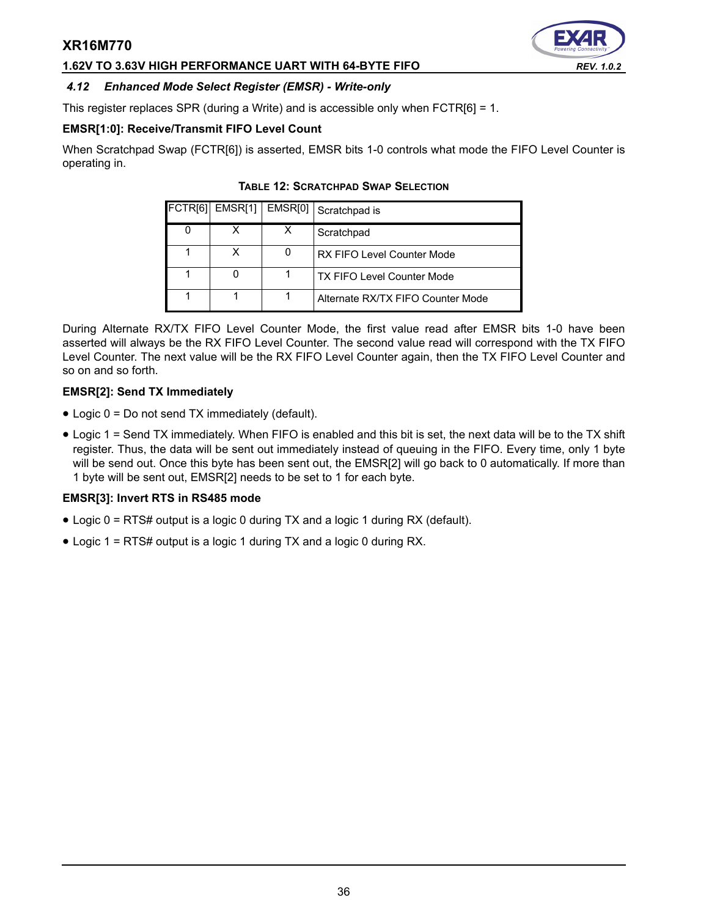### 4.12 Enhanced Mode Select Register (EMSR) - Write-only

This register replaces SPR (during a Write) and is accessible only when FCTR[6] = 1.

**EMSR[1:0]: Receive/Transmit FIFO Level Count**

When Scratchpad Swap (FCTR[6]) is asserted, EMSR bits 1-0 controls what mode the FIFO Level Counter is operating in.

**TABLE 12: SCRATCHPAD SWAP SELECTION**

| FCTR[6] | EMSR[1] | EMSR[0] | Scratchpad is |
|---|---|---|---|
| 0 | X | X | Scratchpad |
| 1 | X | 0 | RX FIFO Level Counter Mode |
| 1 | 0 | 1 | TX FIFO Level Counter Mode |
| 1 | 1 | 1 | Alternate RX/TX FIFO Counter Mode |

During Alternate RX/TX FIFO Level Counter Mode, the first value read after EMSR bits 1-0 have been asserted will always be the RX FIFO Level Counter. The second value read will correspond with the TX FIFO Level Counter. The next value will be the RX FIFO Level Counter again, then the TX FIFO Level Counter and so on and so forth.

**EMSR[2]: Send TX Immediately**

- Logic 0 = Do not send TX immediately (default).
- Logic 1 = Send TX immediately. When FIFO is enabled and this bit is set, the next data will be to the TX shift register. Thus, the data will be sent out immediately instead of queuing in the FIFO. Every time, only 1 byte will be send out. Once this byte has been sent out, the EMSR[2] will go back to 0 automatically. If more than 1 byte will be sent out, EMSR[2] needs to be set to 1 for each byte.

**EMSR[3]: Invert RTS in RS485 mode**

- Logic 0 = RTS# output is a logic 0 during TX and a logic 1 during RX (default).
- Logic 1 = RTS# output is a logic 1 during TX and a logic 0 during RX.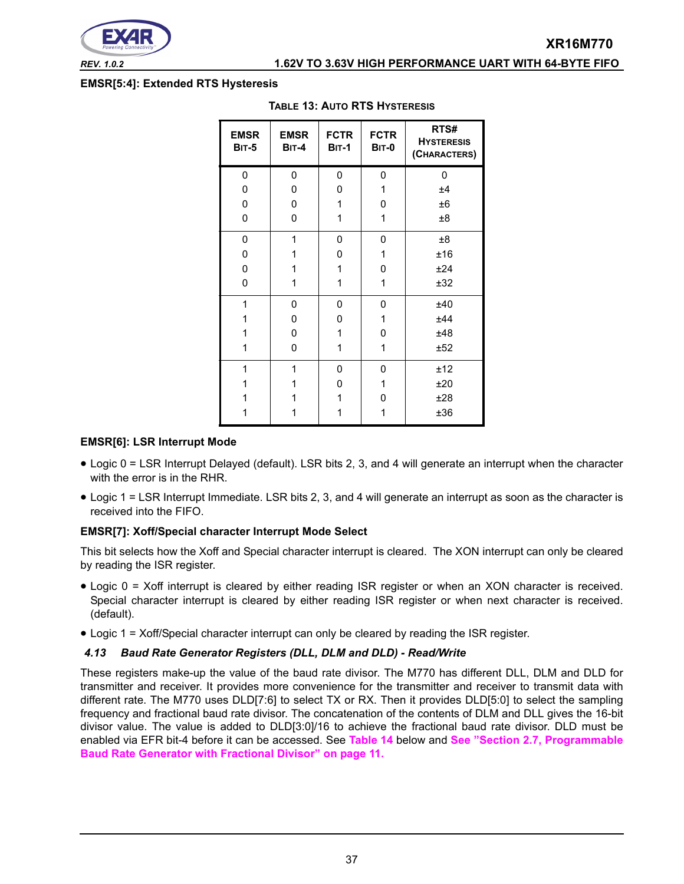**EMSR[5:4]: Extended RTS Hysteresis**

TABLE 13: AUTO RTS HYSTERESIS

| EMSR BIT-5 | EMSR BIT-4 | FCTR BIT-1 | FCTR BIT-0 | RTS# HYSTERESIS (CHARACTERS) |
|---|---|---|---|---|
| 0 | 0 | 0 | 0 | 0 |
| 0 | 0 | 0 | 1 | ±4 |
| 0 | 0 | 1 | 0 | ±6 |
| 0 | 0 | 1 | 1 | ±8 |
| 0 | 1 | 0 | 0 | ±8 |
| 0 | 1 | 0 | 1 | ±16 |
| 0 | 1 | 1 | 0 | ±24 |
| 0 | 1 | 1 | 1 | ±32 |
| 1 | 0 | 0 | 0 | ±40 |
| 1 | 0 | 0 | 1 | ±44 |
| 1 | 0 | 1 | 0 | ±48 |
| 1 | 0 | 1 | 1 | ±52 |
| 1 | 1 | 0 | 0 | ±12 |
| 1 | 1 | 0 | 1 | ±20 |
| 1 | 1 | 1 | 0 | ±28 |
| 1 | 1 | 1 | 1 | ±36 |

**EMSR[6]: LSR Interrupt Mode**

- Logic 0 = LSR Interrupt Delayed (default). LSR bits 2, 3, and 4 will generate an interrupt when the character with the error is in the RHR.
- Logic 1 = LSR Interrupt Immediate. LSR bits 2, 3, and 4 will generate an interrupt as soon as the character is received into the FIFO.

**EMSR[7]: Xoff/Special character Interrupt Mode Select**

This bit selects how the Xoff and Special character interrupt is cleared. The XON interrupt can only be cleared by reading the ISR register.

- Logic 0 = Xoff interrupt is cleared by either reading ISR register or when an XON character is received. Special character interrupt is cleared by either reading ISR register or when next character is received. (default).
- Logic 1 = Xoff/Special character interrupt can only be cleared by reading the ISR register.

### *4.13 Baud Rate Generator Registers (DLL, DLM and DLD) - Read/Write*

These registers make-up the value of the baud rate divisor. The M770 has different DLL, DLM and DLD for transmitter and receiver. It provides more convenience for the transmitter and receiver to transmit data with different rate. The M770 uses DLD[7:6] to select TX or RX. Then it provides DLD[5:0] to select the sampling frequency and fractional baud rate divisor. The concatenation of the contents of DLM and DLL gives the 16-bit divisor value. The value is added to DLD[3:0]/16 to achieve the fractional baud rate divisor. DLD must be enabled via EFR bit-4 before it can be accessed. See **Table 14** below and **See "Section 2.7, Programmable Baud Rate Generator with Fractional Divisor" on page 11.**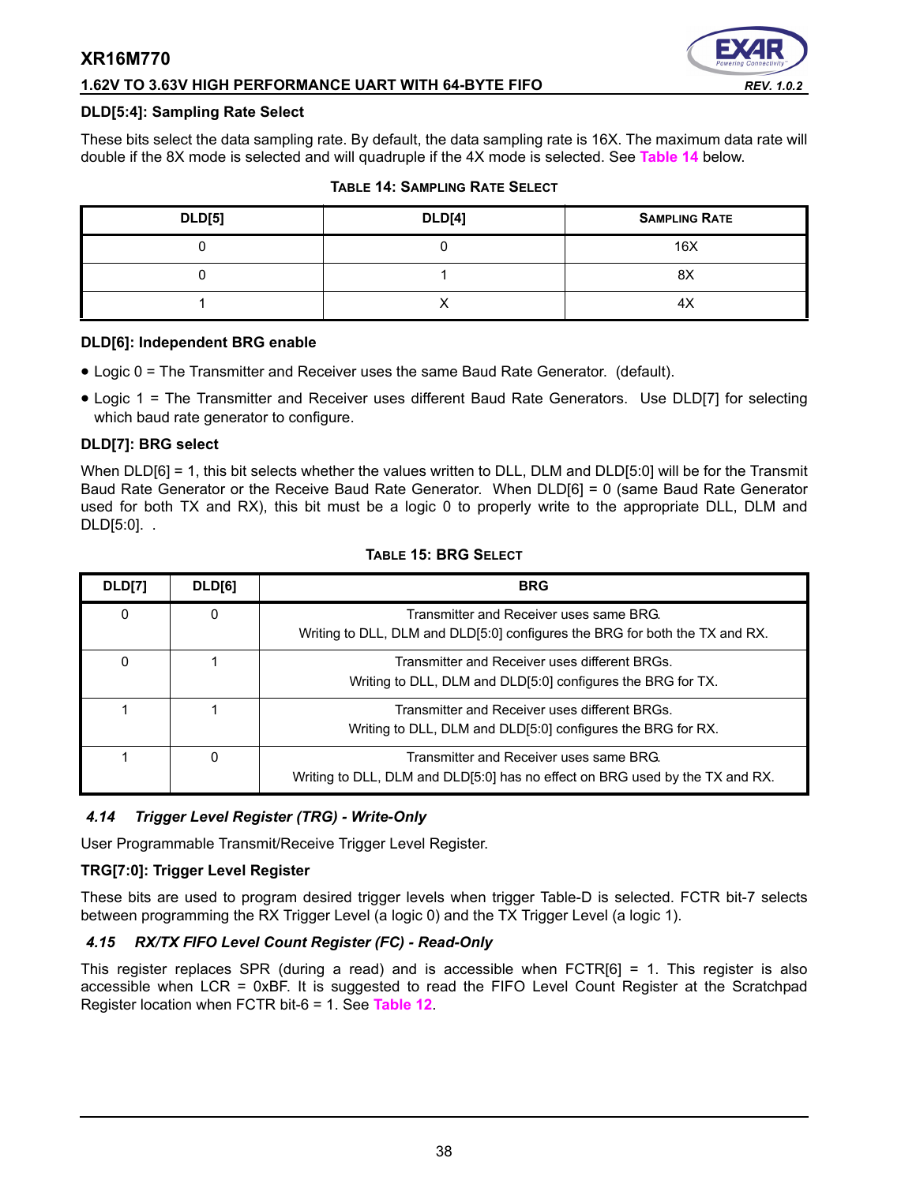**DLD[5:4]: Sampling Rate Select**

These bits select the data sampling rate. By default, the data sampling rate is 16X. The maximum data rate will double if the 8X mode is selected and will quadruple if the 4X mode is selected. See Table 14 below.

**TABLE 14: SAMPLING RATE SELECT**

| DLD[5] | DLD[4] | SAMPLING RATE |
|---|---|---|
| 0 | 0 | 16X |
| 0 | 1 | 8X |
| 1 | X | 4X |

**DLD[6]: Independent BRG enable**

- Logic 0 = The Transmitter and Receiver uses the same Baud Rate Generator. (default).
- Logic 1 = The Transmitter and Receiver uses different Baud Rate Generators. Use DLD[7] for selecting which baud rate generator to configure.

**DLD[7]: BRG select**

When DLD[6] = 1, this bit selects whether the values written to DLL, DLM and DLD[5:0] will be for the Transmit Baud Rate Generator or the Receive Baud Rate Generator. When DLD[6] = 0 (same Baud Rate Generator used for both TX and RX), this bit must be a logic 0 to properly write to the appropriate DLL, DLM and DLD[5:0]. .

**TABLE 15: BRG SELECT**

| DLD[7] | DLD[6] | BRG |
|---|---|---|
| 0 | 0 | Transmitter and Receiver uses same BRG. Writing to DLL, DLM and DLD[5:0] configures the BRG for both the TX and RX. |
| 0 | 1 | Transmitter and Receiver uses different BRGs. Writing to DLL, DLM and DLD[5:0] configures the BRG for TX. |
| 1 | 1 | Transmitter and Receiver uses different BRGs. Writing to DLL, DLM and DLD[5:0] configures the BRG for RX. |
| 1 | 0 | Transmitter and Receiver uses same BRG. Writing to DLL, DLM and DLD[5:0] has no effect on BRG used by the TX and RX. |

### *4.14 Trigger Level Register (TRG) - Write-Only*

User Programmable Transmit/Receive Trigger Level Register.

**TRG[7:0]: Trigger Level Register**

These bits are used to program desired trigger levels when trigger Table-D is selected. FCTR bit-7 selects between programming the RX Trigger Level (a logic 0) and the TX Trigger Level (a logic 1).

### *4.15 RX/TX FIFO Level Count Register (FC) - Read-Only*

This register replaces SPR (during a read) and is accessible when FCTR[6] = 1. This register is also accessible when LCR = 0xBF. It is suggested to read the FIFO Level Count Register at the Scratchpad Register location when FCTR bit-6 = 1. See Table 12.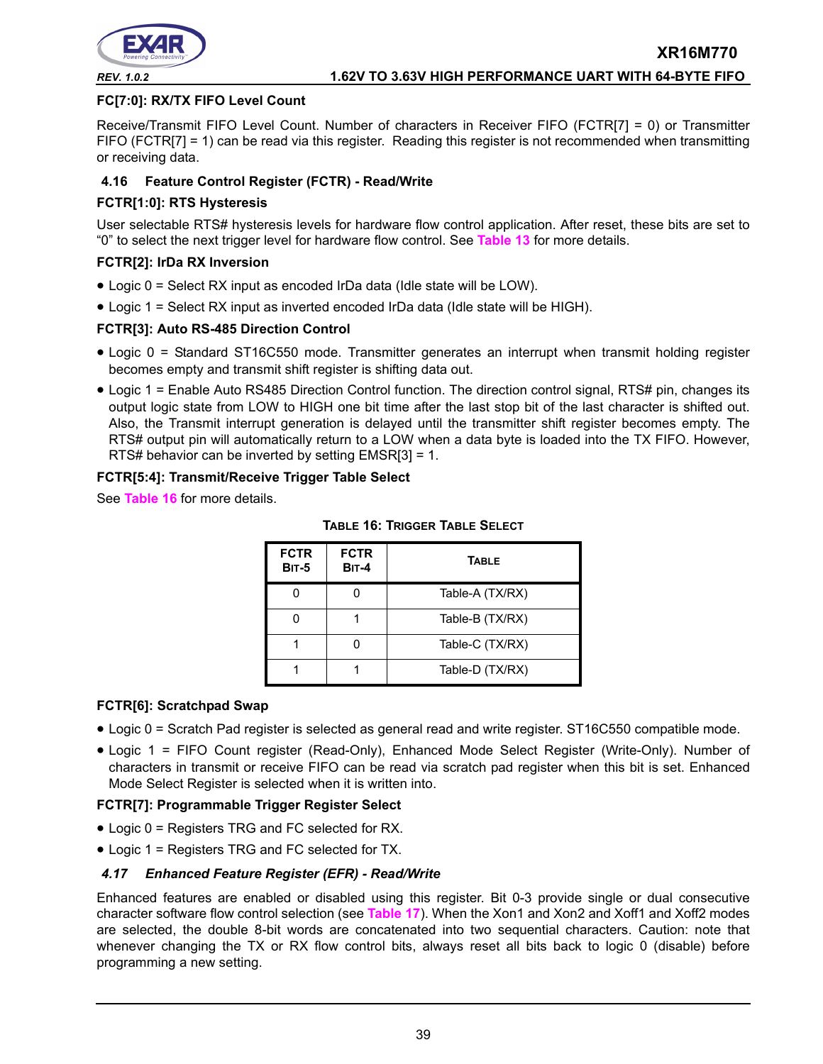**FC[7:0]: RX/TX FIFO Level Count**

Receive/Transmit FIFO Level Count. Number of characters in Receiver FIFO (FCTR[7] = 0) or Transmitter FIFO (FCTR[7] = 1) can be read via this register. Reading this register is not recommended when transmitting or receiving data.

### 4.16 Feature Control Register (FCTR) - Read/Write

**FCTR[1:0]: RTS Hysteresis**

User selectable RTS# hysteresis levels for hardware flow control application. After reset, these bits are set to “0” to select the next trigger level for hardware flow control. See Table 13 for more details.

**FCTR[2]: IrDa RX Inversion**

- Logic 0 = Select RX input as encoded IrDa data (Idle state will be LOW).
- Logic 1 = Select RX input as inverted encoded IrDa data (Idle state will be HIGH).

**FCTR[3]: Auto RS-485 Direction Control**

- Logic 0 = Standard ST16C550 mode. Transmitter generates an interrupt when transmit holding register becomes empty and transmit shift register is shifting data out.
- Logic 1 = Enable Auto RS485 Direction Control function. The direction control signal, RTS# pin, changes its output logic state from LOW to HIGH one bit time after the last stop bit of the last character is shifted out. Also, the Transmit interrupt generation is delayed until the transmitter shift register becomes empty. The RTS# output pin will automatically return to a LOW when a data byte is loaded into the TX FIFO. However, RTS# behavior can be inverted by setting EMSR[3] = 1.

**FCTR[5:4]: Transmit/Receive Trigger Table Select**

See Table 16 for more details.

**TABLE 16: TRIGGER TABLE SELECT**

| FCTR BIT-5 | FCTR BIT-4 | TABLE |
|---|---|---|
| 0 | 0 | Table-A (TX/RX) |
| 0 | 1 | Table-B (TX/RX) |
| 1 | 0 | Table-C (TX/RX) |
| 1 | 1 | Table-D (TX/RX) |

**FCTR[6]: Scratchpad Swap**

- Logic 0 = Scratch Pad register is selected as general read and write register. ST16C550 compatible mode.
- Logic 1 = FIFO Count register (Read-Only), Enhanced Mode Select Register (Write-Only). Number of characters in transmit or receive FIFO can be read via scratch pad register when this bit is set. Enhanced Mode Select Register is selected when it is written into.

**FCTR[7]: Programmable Trigger Register Select**

- Logic 0 = Registers TRG and FC selected for RX.
- Logic 1 = Registers TRG and FC selected for TX.

### *4.17 Enhanced Feature Register (EFR) - Read/Write*

Enhanced features are enabled or disabled using this register. Bit 0-3 provide single or dual consecutive character software flow control selection (see Table 17). When the Xon1 and Xon2 and Xoff1 and Xoff2 modes are selected, the double 8-bit words are concatenated into two sequential characters. Caution: note that whenever changing the TX or RX flow control bits, always reset all bits back to logic 0 (disable) before programming a new setting.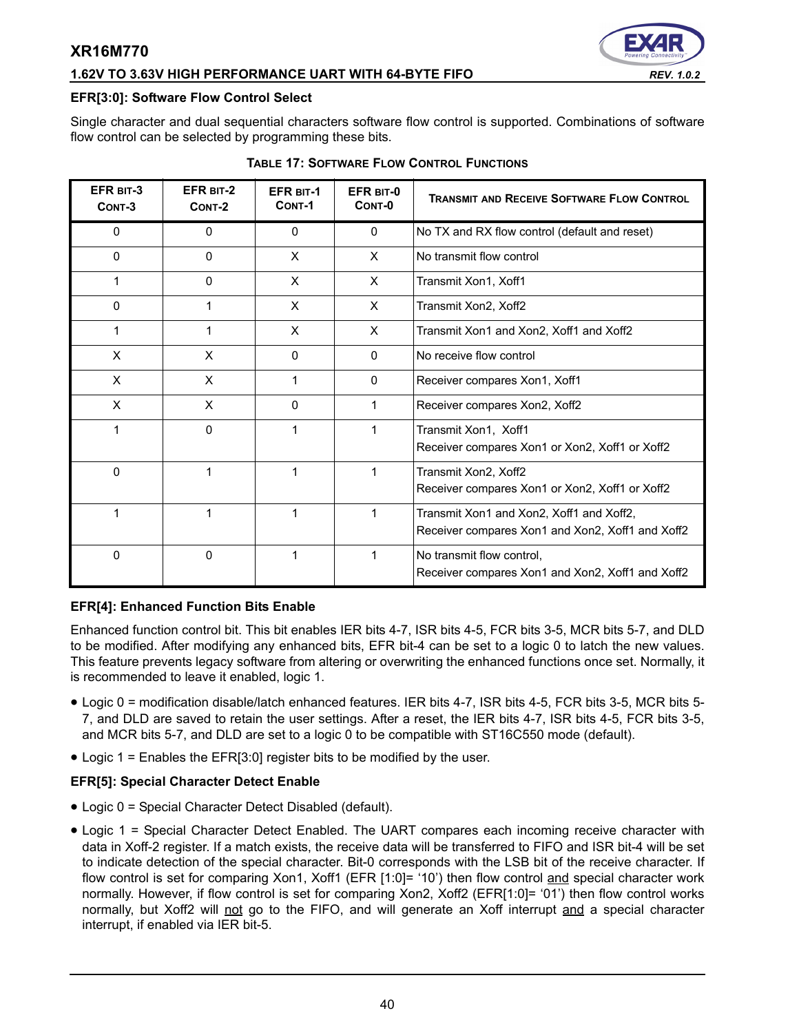### EFR[3:0]: Software Flow Control Select

Single character and dual sequential characters software flow control is supported. Combinations of software flow control can be selected by programming these bits.

**TABLE 17: SOFTWARE FLOW CONTROL FUNCTIONS**

| EFR BIT-3 CONT-3 | EFR BIT-2 CONT-2 | EFR BIT-1 CONT-1 | EFR BIT-0 CONT-0 | TRANSMIT AND RECEIVE SOFTWARE FLOW CONTROL |
|---|---|---|---|---|
| 0 | 0 | 0 | 0 | No TX and RX flow control (default and reset) |
| 0 | 0 | X | X | No transmit flow control |
| 1 | 0 | X | X | Transmit Xon1, Xoff1 |
| 0 | 1 | X | X | Transmit Xon2, Xoff2 |
| 1 | 1 | X | X | Transmit Xon1 and Xon2, Xoff1 and Xoff2 |
| X | X | 0 | 0 | No receive flow control |
| X | X | 1 | 0 | Receiver compares Xon1, Xoff1 |
| X | X | 0 | 1 | Receiver compares Xon2, Xoff2 |
| 1 | 0 | 1 | 1 | Transmit Xon1, Xoff1<br>Receiver compares Xon1 or Xon2, Xoff1 or Xoff2 |
| 0 | 1 | 1 | 1 | Transmit Xon2, Xoff2<br>Receiver compares Xon1 or Xon2, Xoff1 or Xoff2 |
| 1 | 1 | 1 | 1 | Transmit Xon1 and Xon2, Xoff1 and Xoff2,<br>Receiver compares Xon1 and Xon2, Xoff1 and Xoff2 |
| 0 | 0 | 1 | 1 | No transmit flow control,<br>Receiver compares Xon1 and Xon2, Xoff1 and Xoff2 |

### EFR[4]: Enhanced Function Bits Enable

Enhanced function control bit. This bit enables IER bits 4-7, ISR bits 4-5, FCR bits 3-5, MCR bits 5-7, and DLD to be modified. After modifying any enhanced bits, EFR bit-4 can be set to a logic 0 to latch the new values. This feature prevents legacy software from altering or overwriting the enhanced functions once set. Normally, it is recommended to leave it enabled, logic 1.

- Logic 0 = modification disable/latch enhanced features. IER bits 4-7, ISR bits 4-5, FCR bits 3-5, MCR bits 5-7, and DLD are saved to retain the user settings. After a reset, the IER bits 4-7, ISR bits 4-5, FCR bits 3-5, and MCR bits 5-7, and DLD are set to a logic 0 to be compatible with ST16C550 mode (default).
- Logic 1 = Enables the EFR[3:0] register bits to be modified by the user.

### EFR[5]: Special Character Detect Enable

- Logic 0 = Special Character Detect Disabled (default).
- Logic 1 = Special Character Detect Enabled. The UART compares each incoming receive character with data in Xoff-2 register. If a match exists, the receive data will be transferred to FIFO and ISR bit-4 will be set to indicate detection of the special character. Bit-0 corresponds with the LSB bit of the receive character. If flow control is set for comparing Xon1, Xoff1 (EFR [1:0]= '10') then flow control and special character work normally. However, if flow control is set for comparing Xon2, Xoff2 (EFR[1:0]= '01') then flow control works normally, but Xoff2 will not go to the FIFO, and will generate an Xoff interrupt and a special character interrupt, if enabled via IER bit-5.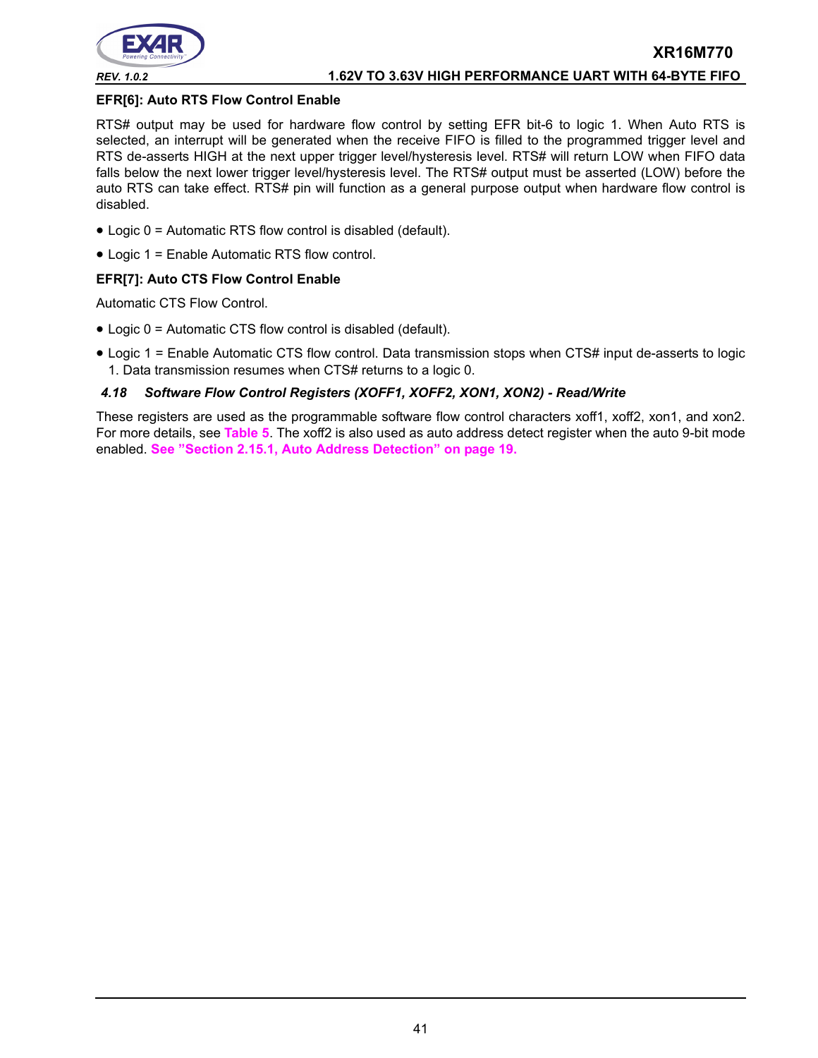**EFR[6]: Auto RTS Flow Control Enable**

RTS# output may be used for hardware flow control by setting EFR bit-6 to logic 1. When Auto RTS is selected, an interrupt will be generated when the receive FIFO is filled to the programmed trigger level and RTS de-asserts HIGH at the next upper trigger level/hysteresis level. RTS# will return LOW when FIFO data falls below the next lower trigger level/hysteresis level. The RTS# output must be asserted (LOW) before the auto RTS can take effect. RTS# pin will function as a general purpose output when hardware flow control is disabled.

- Logic 0 = Automatic RTS flow control is disabled (default).
- Logic 1 = Enable Automatic RTS flow control.

**EFR[7]: Auto CTS Flow Control Enable**

Automatic CTS Flow Control.

- Logic 0 = Automatic CTS flow control is disabled (default).
- Logic 1 = Enable Automatic CTS flow control. Data transmission stops when CTS# input de-asserts to logic 1. Data transmission resumes when CTS# returns to a logic 0.

### *4.18 Software Flow Control Registers (XOFF1, XOFF2, XON1, XON2) - Read/Write*

These registers are used as the programmable software flow control characters xoff1, xoff2, xon1, and xon2. For more details, see **Table 5**. The xoff2 is also used as auto address detect register when the auto 9-bit mode enabled. **See "Section 2.15.1, Auto Address Detection" on page 19.**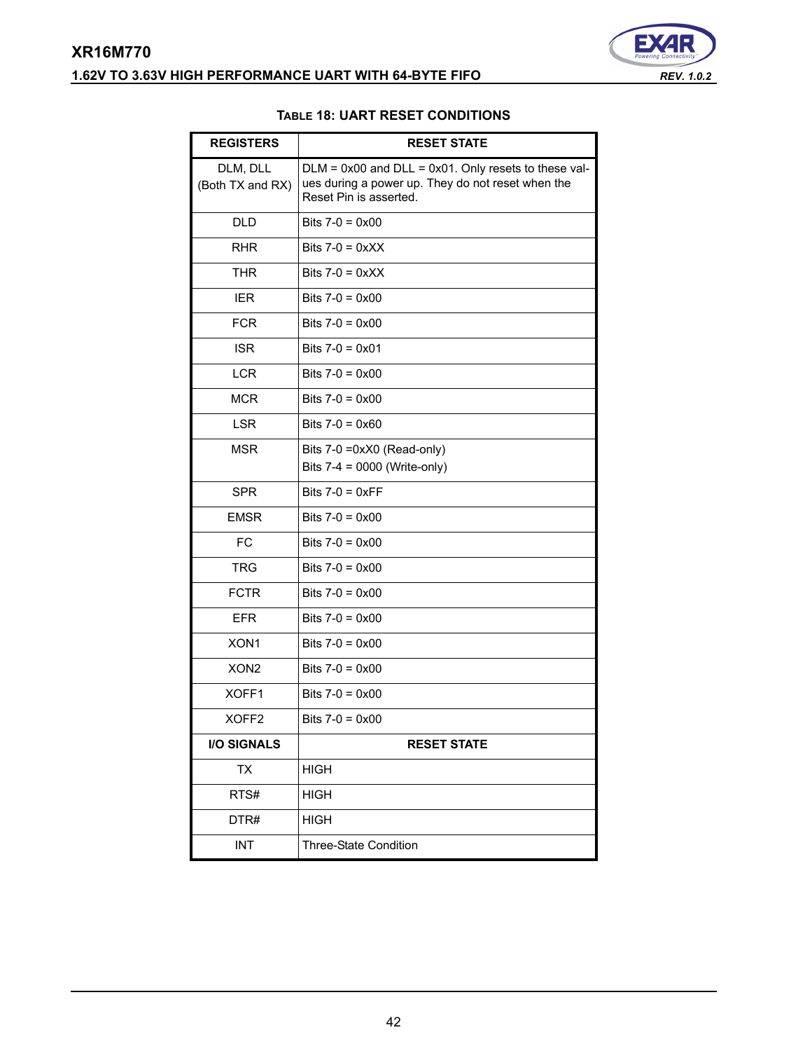**TABLE 18: UART RESET CONDITIONS**

| REGISTERS | RESET STATE |
|---|---|
| DLM, DLL (Both TX and RX) | DLM = 0x00 and DLL = 0x01. Only resets to these values during a power up. They do not reset when the Reset Pin is asserted. |
| DLD | Bits 7-0 = 0x00 |
| RHR | Bits 7-0 = 0xXX |
| THR | Bits 7-0 = 0xXX |
| IER | Bits 7-0 = 0x00 |
| FCR | Bits 7-0 = 0x00 |
| ISR | Bits 7-0 = 0x01 |
| LCR | Bits 7-0 = 0x00 |
| MCR | Bits 7-0 = 0x00 |
| LSR | Bits 7-0 = 0x60 |
| MSR | Bits 7-0 =0xX0 (Read-only)<br>Bits 7-4 = 0000 (Write-only) |
| SPR | Bits 7-0 = 0xFF |
| EMSR | Bits 7-0 = 0x00 |
| FC | Bits 7-0 = 0x00 |
| TRG | Bits 7-0 = 0x00 |
| FCTR | Bits 7-0 = 0x00 |
| EFR | Bits 7-0 = 0x00 |
| XON1 | Bits 7-0 = 0x00 |
| XON2 | Bits 7-0 = 0x00 |
| XOFF1 | Bits 7-0 = 0x00 |
| XOFF2 | Bits 7-0 = 0x00 |
| **I/O SIGNALS** | **RESET STATE** |
| TX | HIGH |
| RTS# | HIGH |
| DTR# | HIGH |
| INT | Three-State Condition |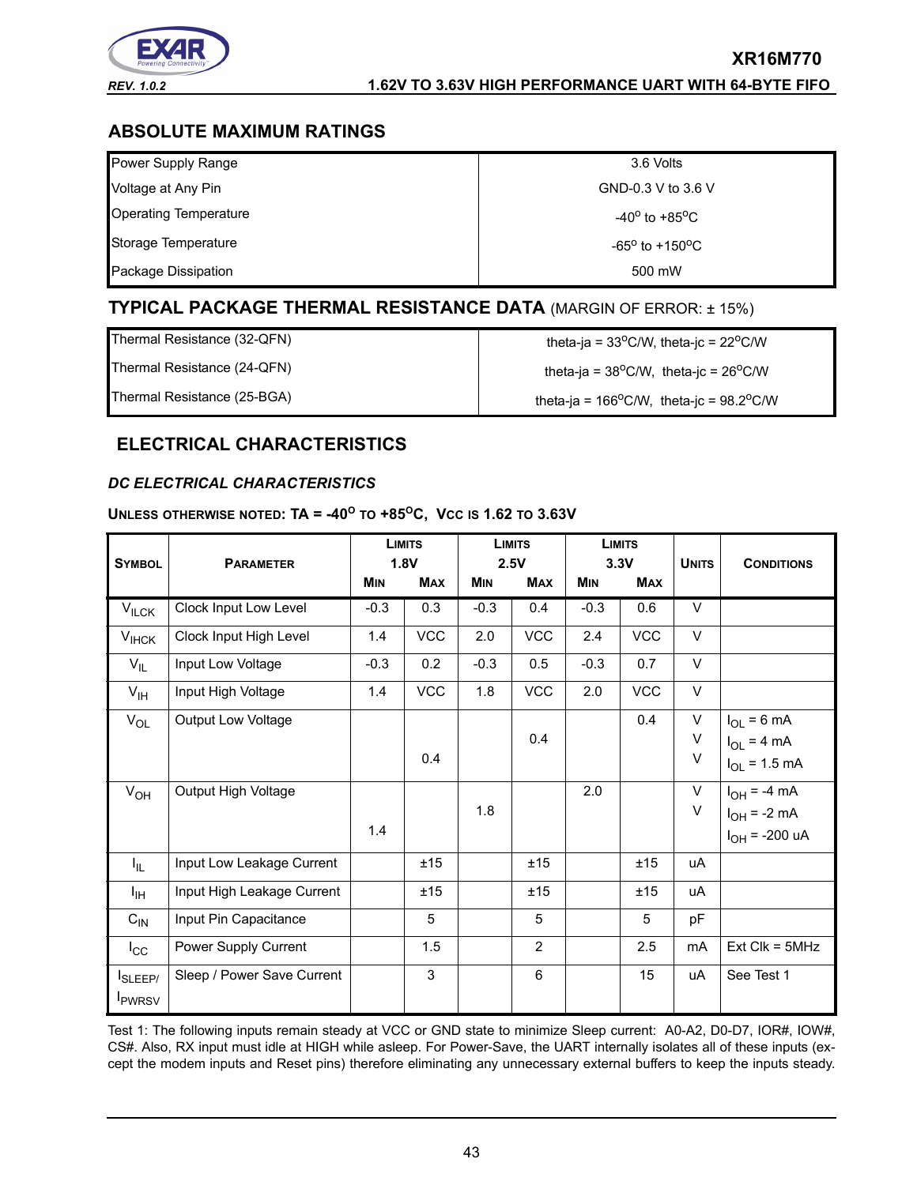## ABSOLUTE MAXIMUM RATINGS

| | |
|---|---|
| Power Supply Range | 3.6 Volts |
| Voltage at Any Pin | GND-0.3 V to 3.6 V |
| Operating Temperature | -40$^o$ to +85$^o$C |
| Storage Temperature | -65$^o$ to +150$^o$C |
| Package Dissipation | 500 mW |

## TYPICAL PACKAGE THERMAL RESISTANCE DATA (MARGIN OF ERROR: ± 15%)

| | |
|---|---|
| Thermal Resistance (32-QFN) | theta-ja = 33$^o$C/W, theta-jc = 22$^o$C/W |
| Thermal Resistance (24-QFN) | theta-ja = 38$^o$C/W, theta-jc = 26$^o$C/W |
| Thermal Resistance (25-BGA) | theta-ja = 166$^o$C/W, theta-jc = 98.2$^o$C/W |

## ELECTRICAL CHARACTERISTICS

### *DC ELECTRICAL CHARACTERISTICS*

**UNLESS OTHERWISE NOTED: TA = -40$^O$ TO +85$^O$C, VCC IS 1.62 TO 3.63V**

| Symbol | Parameter | Limits 1.8V | | Limits 2.5V | | Limits 3.3V | | Units | Conditions |
|---|---|---|---|---|---|---|---|---|---|
| | | Min | Max | Min | Max | Min | Max | | |
| $V_{ILCK}$ | Clock Input Low Level | -0.3 | 0.3 | -0.3 | 0.4 | -0.3 | 0.6 | V | |
| $V_{IHCK}$ | Clock Input High Level | 1.4 | VCC | 2.0 | VCC | 2.4 | VCC | V | |
| $V_{IL}$ | Input Low Voltage | -0.3 | 0.2 | -0.3 | 0.5 | -0.3 | 0.7 | V | |
| $V_{IH}$ | Input High Voltage | 1.4 | VCC | 1.8 | VCC | 2.0 | VCC | V | |
| $V_{OL}$ | Output Low Voltage | | | | | | 0.4 | V | $I_{OL}$ = 6 mA |
| | | | | | 0.4 | | | V | $I_{OL}$ = 4 mA |
| | | | 0.4 | | | | | V | $I_{OL}$ = 1.5 mA |
| $V_{OH}$ | Output High Voltage | | | | | 2.0 | | V | $I_{OH}$ = -4 mA |
| | | | | 1.8 | | | | V | $I_{OH}$ = -2 mA |
| | | 1.4 | | | | | | | $I_{OH}$ = -200 uA |
| $I_{IL}$ | Input Low Leakage Current | | ±15 | | ±15 | | ±15 | uA | |
| $I_{IH}$ | Input High Leakage Current | | ±15 | | ±15 | | ±15 | uA | |
| $C_{IN}$ | Input Pin Capacitance | | 5 | | 5 | | 5 | pF | |
| $I_{CC}$ | Power Supply Current | | 1.5 | | 2 | | 2.5 | mA | Ext Clk = 5MHz |
| $I_{SLEEP}$/ $I_{PWRSV}$ | Sleep / Power Save Current | | 3 | | 6 | | 15 | uA | See Test 1 |

Test 1: The following inputs remain steady at VCC or GND state to minimize Sleep current: A0-A2, D0-D7, IOR#, IOW#, CS#. Also, RX input must idle at HIGH while asleep. For Power-Save, the UART internally isolates all of these inputs (except the modem inputs and Reset pins) therefore eliminating any unnecessary external buffers to keep the inputs steady.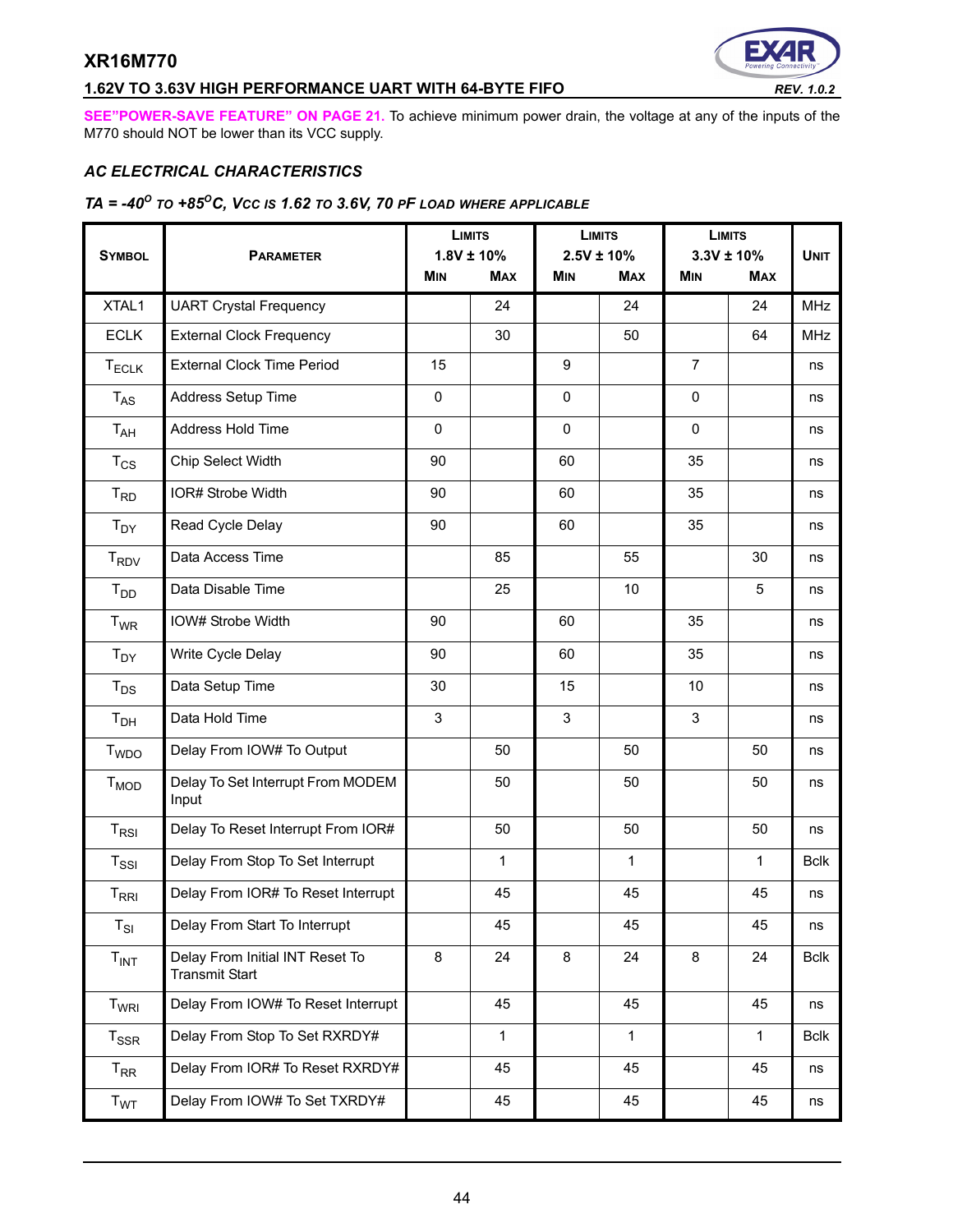**SEE"POWER-SAVE FEATURE" ON PAGE 21.** To achieve minimum power drain, the voltage at any of the inputs of the M770 should NOT be lower than its VCC supply.

### AC ELECTRICAL CHARACTERISTICS

### TA = -40$^O$ to +85$^O$C, Vcc is 1.62 to 3.6V, 70 pF load where applicable

| Symbol | Parameter | Limits 1.8V ± 10% Min | Limits 1.8V ± 10% Max | Limits 2.5V ± 10% Min | Limits 2.5V ± 10% Max | Limits 3.3V ± 10% Min | Limits 3.3V ± 10% Max | Unit |
|---|---|---|---|---|---|---|---|---|
| XTAL1 | UART Crystal Frequency | | 24 | | 24 | | 24 | MHz |
| ECLK | External Clock Frequency | | 30 | | 50 | | 64 | MHz |
| $T_{ECLK}$ | External Clock Time Period | 15 | | 9 | | 7 | | ns |
| $T_{AS}$ | Address Setup Time | 0 | | 0 | | 0 | | ns |
| $T_{AH}$ | Address Hold Time | 0 | | 0 | | 0 | | ns |
| $T_{CS}$ | Chip Select Width | 90 | | 60 | | 35 | | ns |
| $T_{RD}$ | IOR# Strobe Width | 90 | | 60 | | 35 | | ns |
| $T_{DY}$ | Read Cycle Delay | 90 | | 60 | | 35 | | ns |
| $T_{RDV}$ | Data Access Time | | 85 | | 55 | | 30 | ns |
| $T_{DD}$ | Data Disable Time | | 25 | | 10 | | 5 | ns |
| $T_{WR}$ | IOW# Strobe Width | 90 | | 60 | | 35 | | ns |
| $T_{DY}$ | Write Cycle Delay | 90 | | 60 | | 35 | | ns |
| $T_{DS}$ | Data Setup Time | 30 | | 15 | | 10 | | ns |
| $T_{DH}$ | Data Hold Time | 3 | | 3 | | 3 | | ns |
| $T_{WDO}$ | Delay From IOW# To Output | | 50 | | 50 | | 50 | ns |
| $T_{MOD}$ | Delay To Set Interrupt From MODEM Input | | 50 | | 50 | | 50 | ns |
| $T_{RSI}$ | Delay To Reset Interrupt From IOR# | | 50 | | 50 | | 50 | ns |
| $T_{SSI}$ | Delay From Stop To Set Interrupt | | 1 | | 1 | | 1 | Bclk |
| $T_{RRI}$ | Delay From IOR# To Reset Interrupt | | 45 | | 45 | | 45 | ns |
| $T_{SI}$ | Delay From Start To Interrupt | | 45 | | 45 | | 45 | ns |
| $T_{INT}$ | Delay From Initial INT Reset To Transmit Start | 8 | 24 | 8 | 24 | 8 | 24 | Bclk |
| $T_{WRI}$ | Delay From IOW# To Reset Interrupt | | 45 | | 45 | | 45 | ns |
| $T_{SSR}$ | Delay From Stop To Set RXRDY# | | 1 | | 1 | | 1 | Bclk |
| $T_{RR}$ | Delay From IOR# To Reset RXRDY# | | 45 | | 45 | | 45 | ns |
| $T_{WT}$ | Delay From IOW# To Set TXRDY# | | 45 | | 45 | | 45 | ns |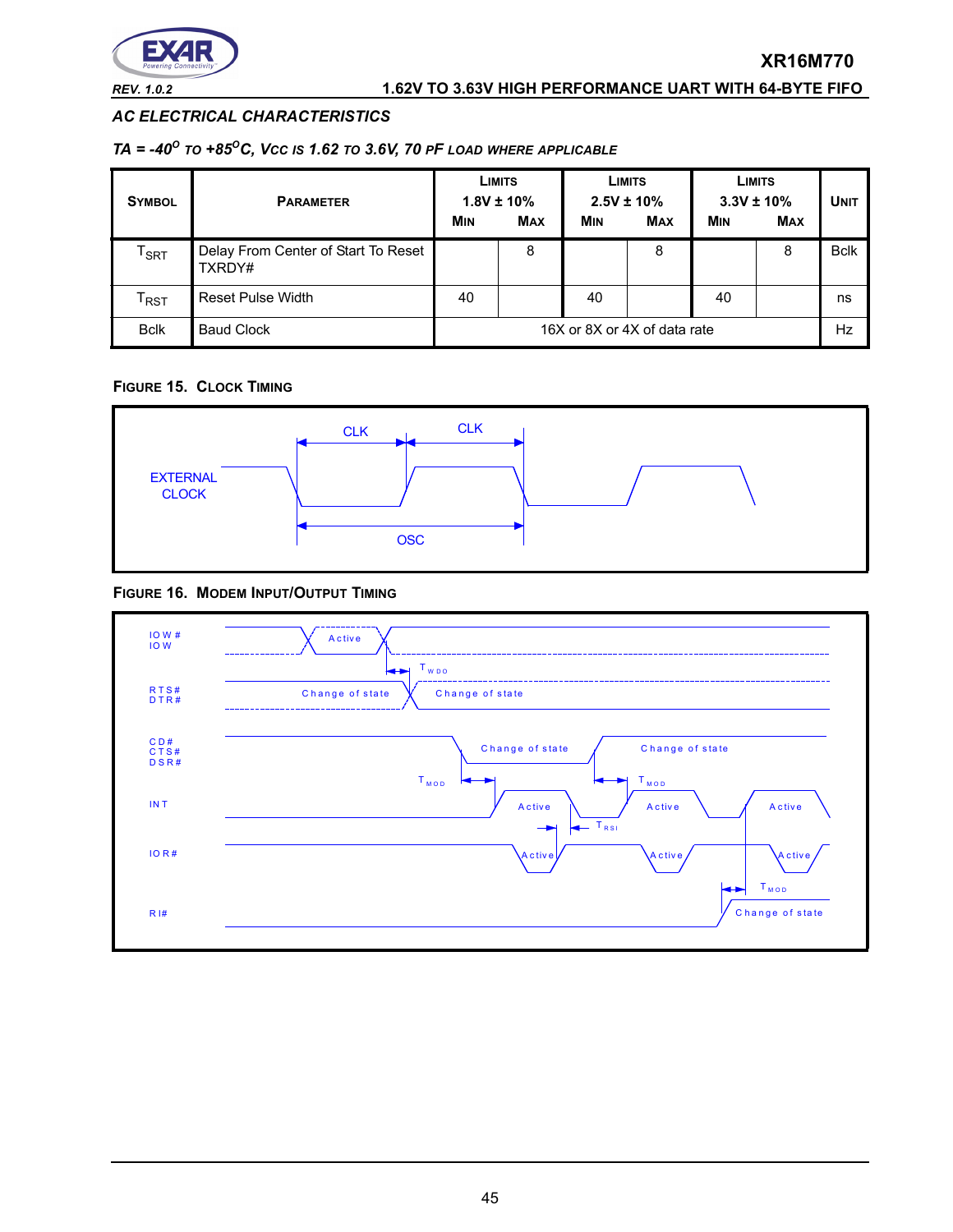## AC ELECTRICAL CHARACTERISTICS

### TA = -40°C TO +85°C, Vcc IS 1.62 TO 3.6V, 70 PF LOAD WHERE APPLICABLE

| SYMBOL | PARAMETER | LIMITS 1.8V ± 10% MIN | LIMITS 1.8V ± 10% MAX | LIMITS 2.5V ± 10% MIN | LIMITS 2.5V ± 10% MAX | LIMITS 3.3V ± 10% MIN | LIMITS 3.3V ± 10% MAX | UNIT |
|---|---|---|---|---|---|---|---|---|
| $T_{SRT}$ | Delay From Center of Start To Reset TXRDY# | | 8 | | 8 | | 8 | Bclk |
| $T_{RST}$ | Reset Pulse Width | 40 | | 40 | | 40 | | ns |
| Bclk | Baud Clock | 16X or 8X or 4X of data rate | | | | | | Hz |

**FIGURE 15. CLOCK TIMING**

**FIGURE 16. MODEM INPUT/OUTPUT TIMING**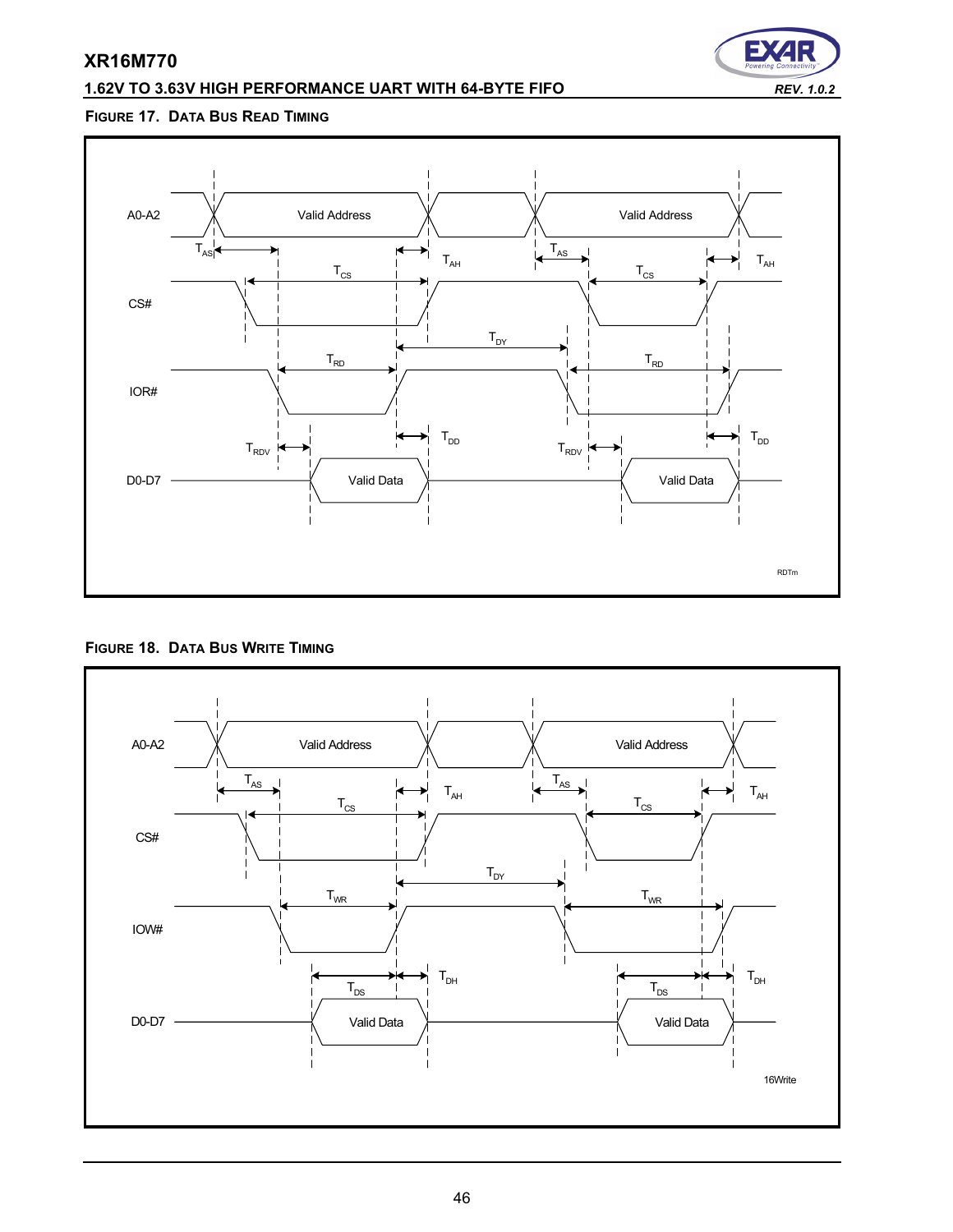### FIGURE 17. DATA BUS READ TIMING

A0-A2 — Valid Address — Valid Address

$T_{AS}$ $T_{AH}$ $T_{AS}$ $T_{AH}$

CS# — $T_{CS}$ — $T_{CS}$

$T_{DY}$

IOR# — $T_{RD}$ — $T_{RD}$

$T_{RDV}$ $T_{DD}$ $T_{RDV}$ $T_{DD}$

D0-D7 — Valid Data — Valid Data

RDTm

### FIGURE 18. DATA BUS WRITE TIMING

A0-A2 — Valid Address — Valid Address

$T_{AS}$ $T_{AH}$ $T_{AS}$ $T_{AH}$

CS# — $T_{CS}$ — $T_{CS}$

$T_{DY}$

IOW# — $T_{WR}$ — $T_{WR}$

$T_{DS}$ $T_{DH}$ $T_{DS}$ $T_{DH}$

D0-D7 — Valid Data — Valid Data

16Write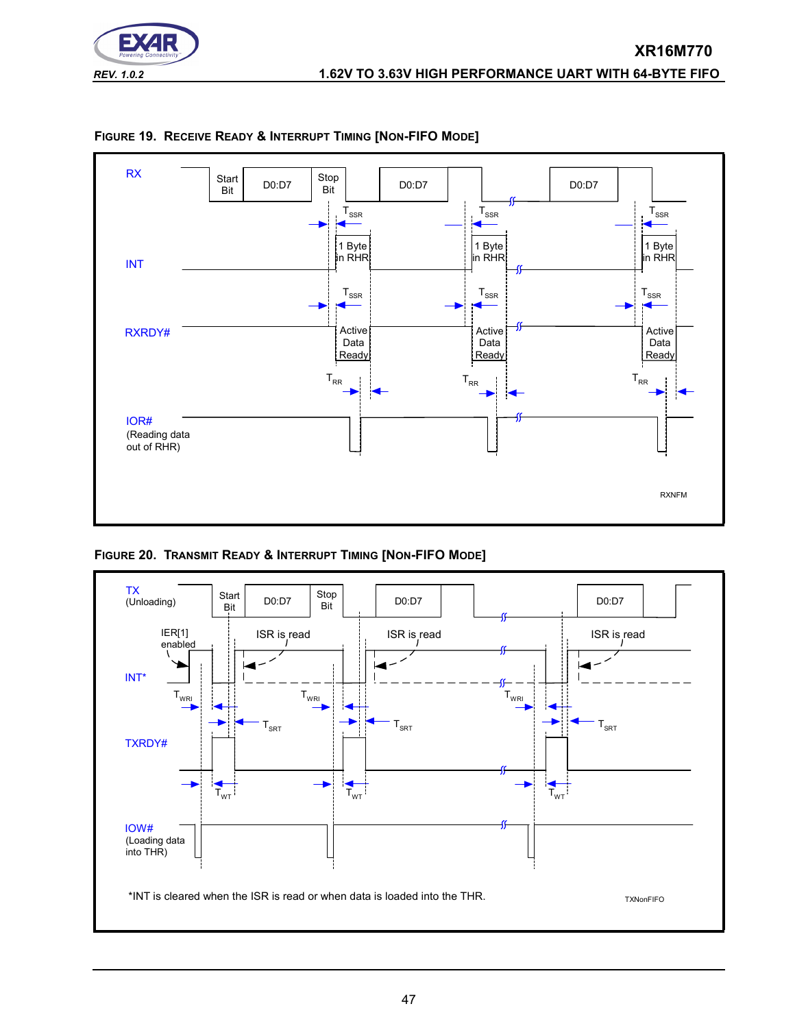### FIGURE 19. RECEIVE READY & INTERRUPT TIMING [NON-FIFO MODE]

RX, Start Bit, D0:D7, Stop Bit, D0:D7, D0:D7

$T_{SSR}$ $T_{SSR}$ $T_{SSR}$

INT: 1 Byte in RHR, 1 Byte in RHR, 1 Byte in RHR

$T_{SSR}$ $T_{SSR}$ $T_{SSR}$

RXRDY#: Active Data Ready, Active Data Ready, Active Data Ready

$T_{RR}$ $T_{RR}$ $T_{RR}$

IOR# (Reading data out of RHR)

RXNFM

### FIGURE 20. TRANSMIT READY & INTERRUPT TIMING [NON-FIFO MODE]

TX (Unloading): Start Bit, D0:D7, Stop Bit, D0:D7, D0:D7

IER[1] enabled; ISR is read, ISR is read, ISR is read

INT*

$T_{WRI}$ $T_{WRI}$ $T_{WRI}$

$T_{SRT}$ $T_{SRT}$ $T_{SRT}$

TXRDY#

$T_{WT}$ $T_{WT}$ $T_{WT}$

IOW# (Loading data into THR)

*INT is cleared when the ISR is read or when data is loaded into the THR.

TXNonFIFO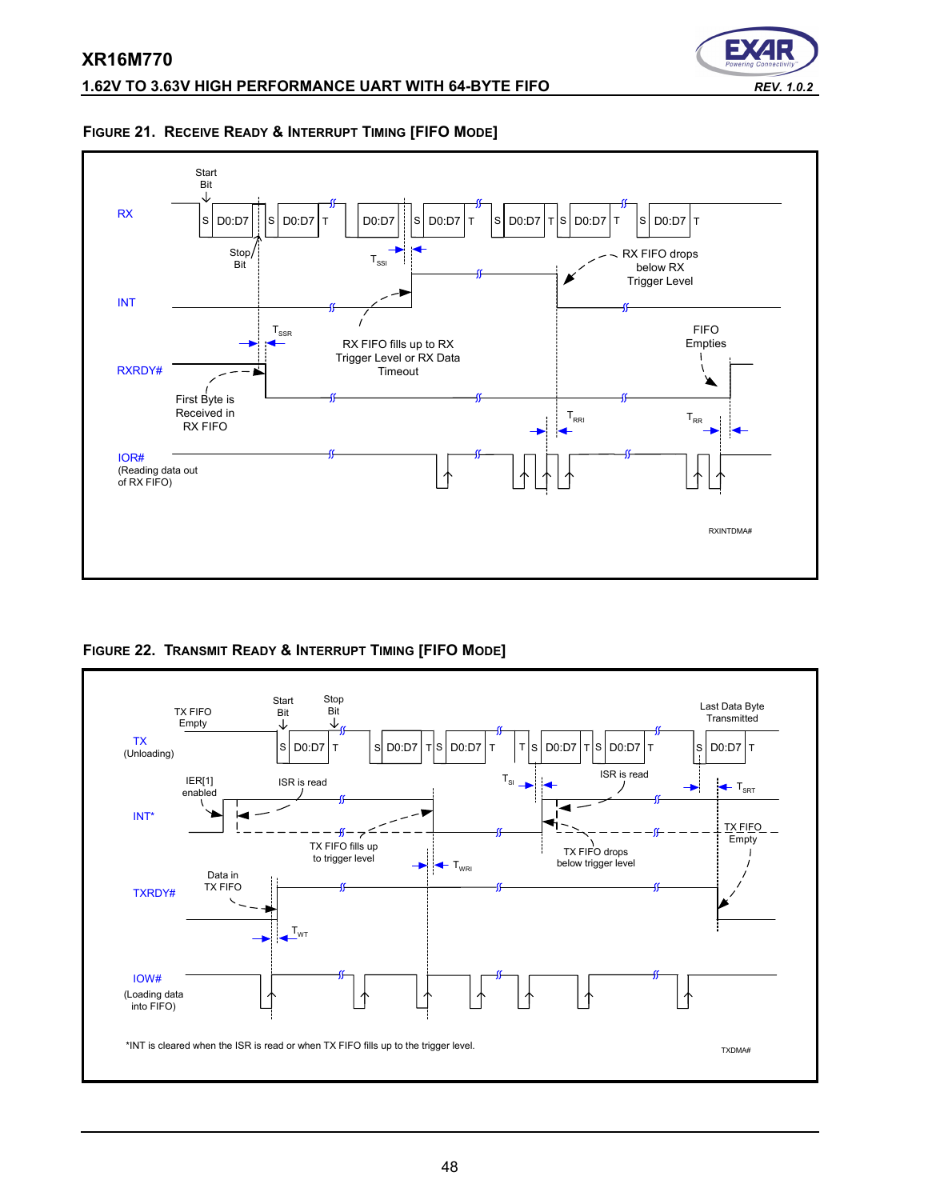**FIGURE 21. RECEIVE READY & INTERRUPT TIMING [FIFO MODE]**

**FIGURE 22. TRANSMIT READY & INTERRUPT TIMING [FIFO MODE]**

*INT is cleared when the ISR is read or when TX FIFO fills up to the trigger level.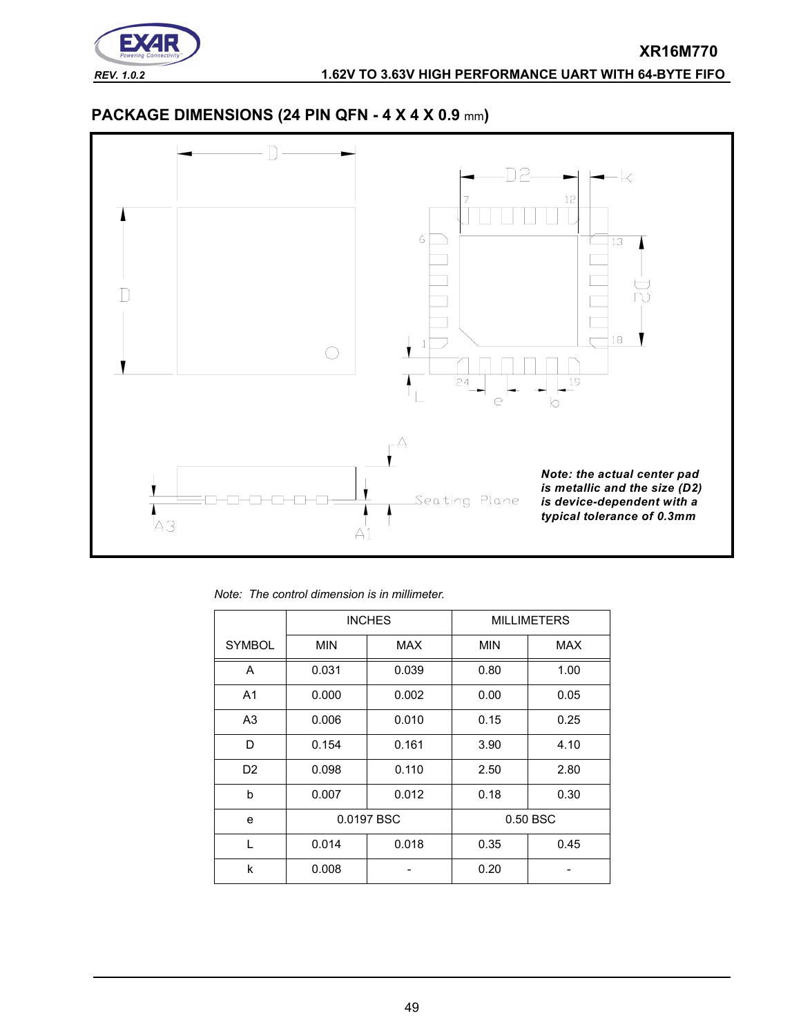## PACKAGE DIMENSIONS (24 PIN QFN - 4 X 4 X 0.9 mm)

*Note: the actual center pad is metallic and the size (D2) is device-dependent with a typical tolerance of 0.3mm*

*Note: The control dimension is in millimeter.*

| SYMBOL | INCHES | | MILLIMETERS | |
|---|---|---|---|---|
| | MIN | MAX | MIN | MAX |
| A | 0.031 | 0.039 | 0.80 | 1.00 |
| A1 | 0.000 | 0.002 | 0.00 | 0.05 |
| A3 | 0.006 | 0.010 | 0.15 | 0.25 |
| D | 0.154 | 0.161 | 3.90 | 4.10 |
| D2 | 0.098 | 0.110 | 2.50 | 2.80 |
| b | 0.007 | 0.012 | 0.18 | 0.30 |
| e | 0.0197 BSC | | 0.50 BSC | |
| L | 0.014 | 0.018 | 0.35 | 0.45 |
| k | 0.008 | - | 0.20 | - |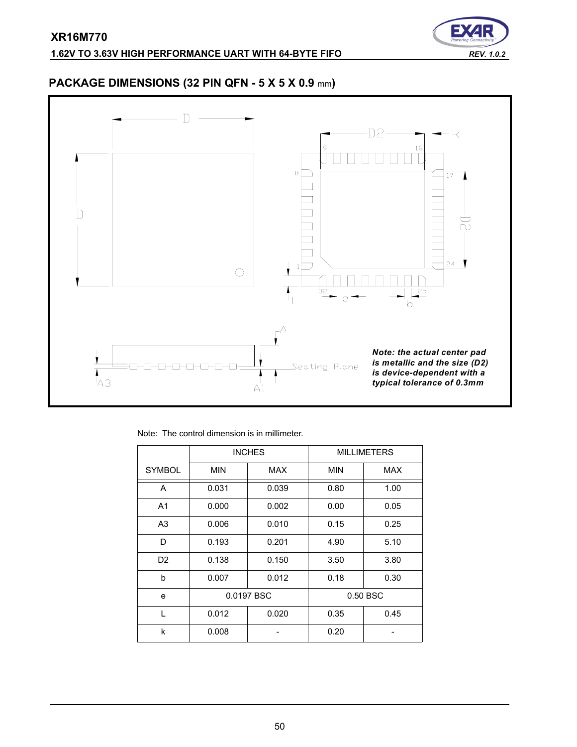## PACKAGE DIMENSIONS (32 PIN QFN - 5 X 5 X 0.9 mm)

***Note: the actual center pad is metallic and the size (D2) is device-dependent with a typical tolerance of 0.3mm***

Note: The control dimension is in millimeter.

| | INCHES | | MILLIMETERS | |
|---|---|---|---|---|
| SYMBOL | MIN | MAX | MIN | MAX |
| A | 0.031 | 0.039 | 0.80 | 1.00 |
| A1 | 0.000 | 0.002 | 0.00 | 0.05 |
| A3 | 0.006 | 0.010 | 0.15 | 0.25 |
| D | 0.193 | 0.201 | 4.90 | 5.10 |
| D2 | 0.138 | 0.150 | 3.50 | 3.80 |
| b | 0.007 | 0.012 | 0.18 | 0.30 |
| e | 0.0197 BSC | | 0.50 BSC | |
| L | 0.012 | 0.020 | 0.35 | 0.45 |
| k | 0.008 | - | 0.20 | - |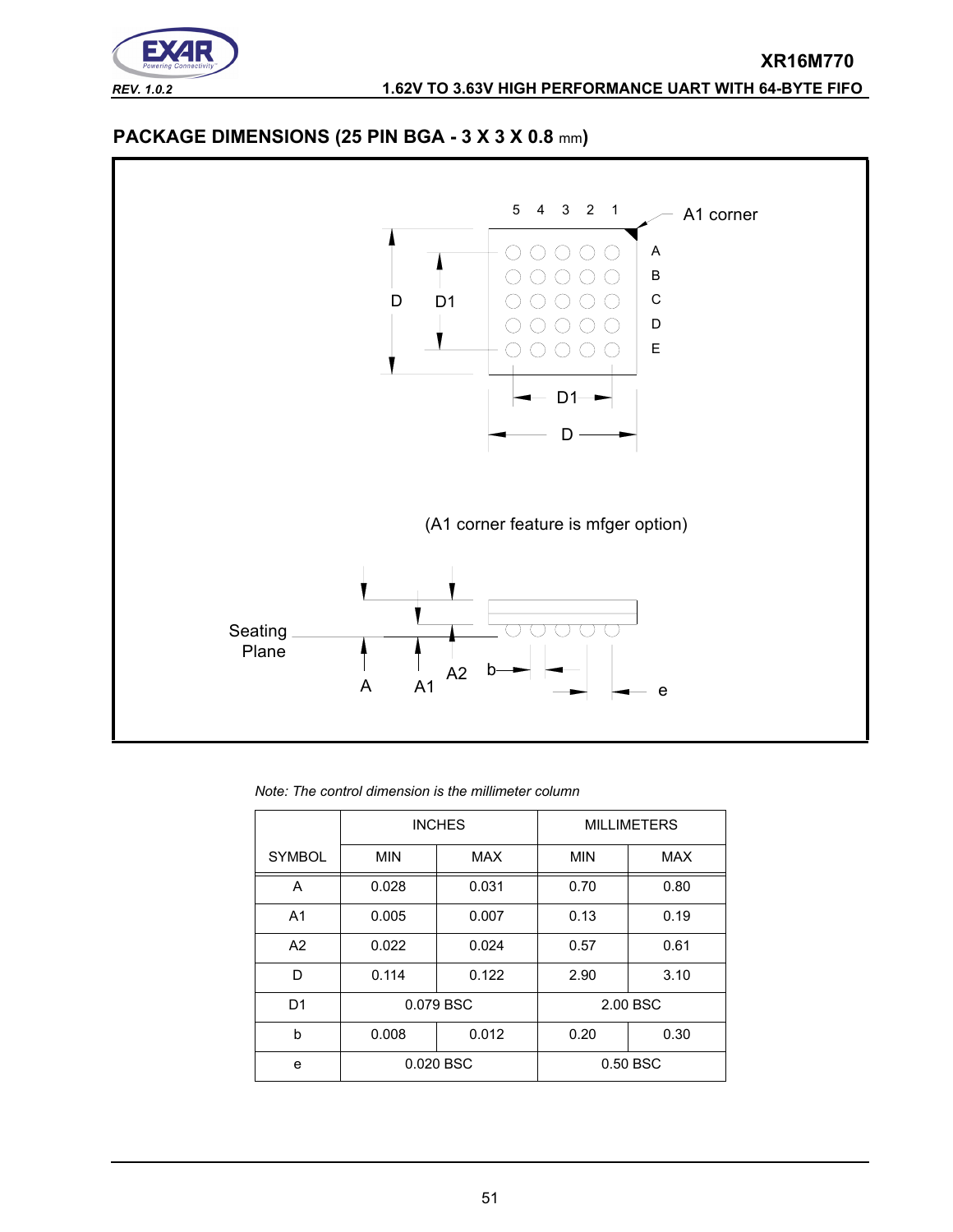## PACKAGE DIMENSIONS (25 PIN BGA - 3 X 3 X 0.8 mm)

(A1 corner feature is mfger option)

*Note: The control dimension is the millimeter column*

| SYMBOL | INCHES | | MILLIMETERS | |
|---|---|---|---|---|
| | MIN | MAX | MIN | MAX |
| A | 0.028 | 0.031 | 0.70 | 0.80 |
| A1 | 0.005 | 0.007 | 0.13 | 0.19 |
| A2 | 0.022 | 0.024 | 0.57 | 0.61 |
| D | 0.114 | 0.122 | 2.90 | 3.10 |
| D1 | 0.079 BSC | | 2.00 BSC | |
| b | 0.008 | 0.012 | 0.20 | 0.30 |
| e | 0.020 BSC | | 0.50 BSC | |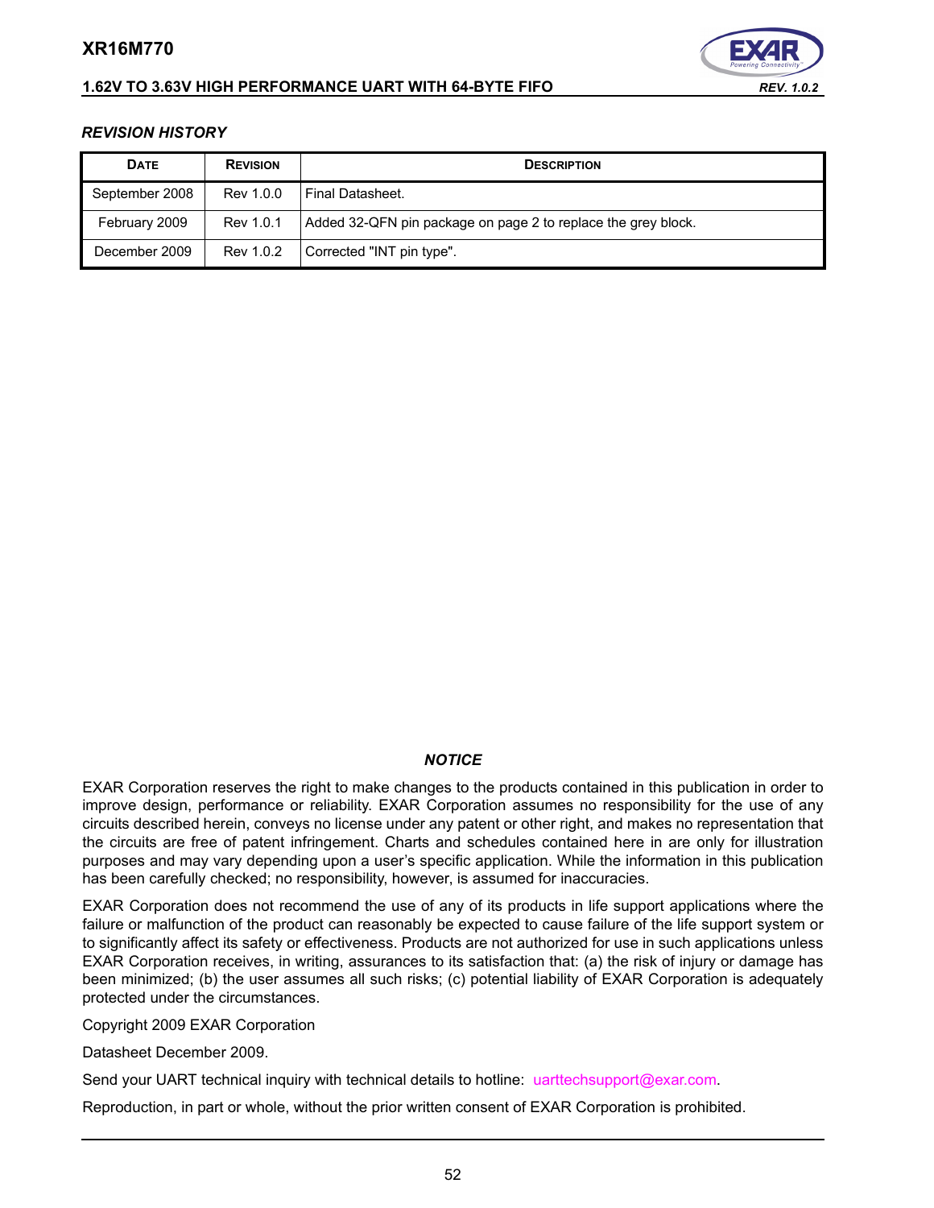### *REVISION HISTORY*

| DATE | REVISION | DESCRIPTION |
|---|---|---|
| September 2008 | Rev 1.0.0 | Final Datasheet. |
| February 2009 | Rev 1.0.1 | Added 32-QFN pin package on page 2 to replace the grey block. |
| December 2009 | Rev 1.0.2 | Corrected "INT pin type". |

### *NOTICE*

EXAR Corporation reserves the right to make changes to the products contained in this publication in order to improve design, performance or reliability. EXAR Corporation assumes no responsibility for the use of any circuits described herein, conveys no license under any patent or other right, and makes no representation that the circuits are free of patent infringement. Charts and schedules contained here in are only for illustration purposes and may vary depending upon a user's specific application. While the information in this publication has been carefully checked; no responsibility, however, is assumed for inaccuracies.

EXAR Corporation does not recommend the use of any of its products in life support applications where the failure or malfunction of the product can reasonably be expected to cause failure of the life support system or to significantly affect its safety or effectiveness. Products are not authorized for use in such applications unless EXAR Corporation receives, in writing, assurances to its satisfaction that: (a) the risk of injury or damage has been minimized; (b) the user assumes all such risks; (c) potential liability of EXAR Corporation is adequately protected under the circumstances.

Copyright 2009 EXAR Corporation

Datasheet December 2009.

Send your UART technical inquiry with technical details to hotline: uarttechsupport@exar.com.

Reproduction, in part or whole, without the prior written consent of EXAR Corporation is prohibited.